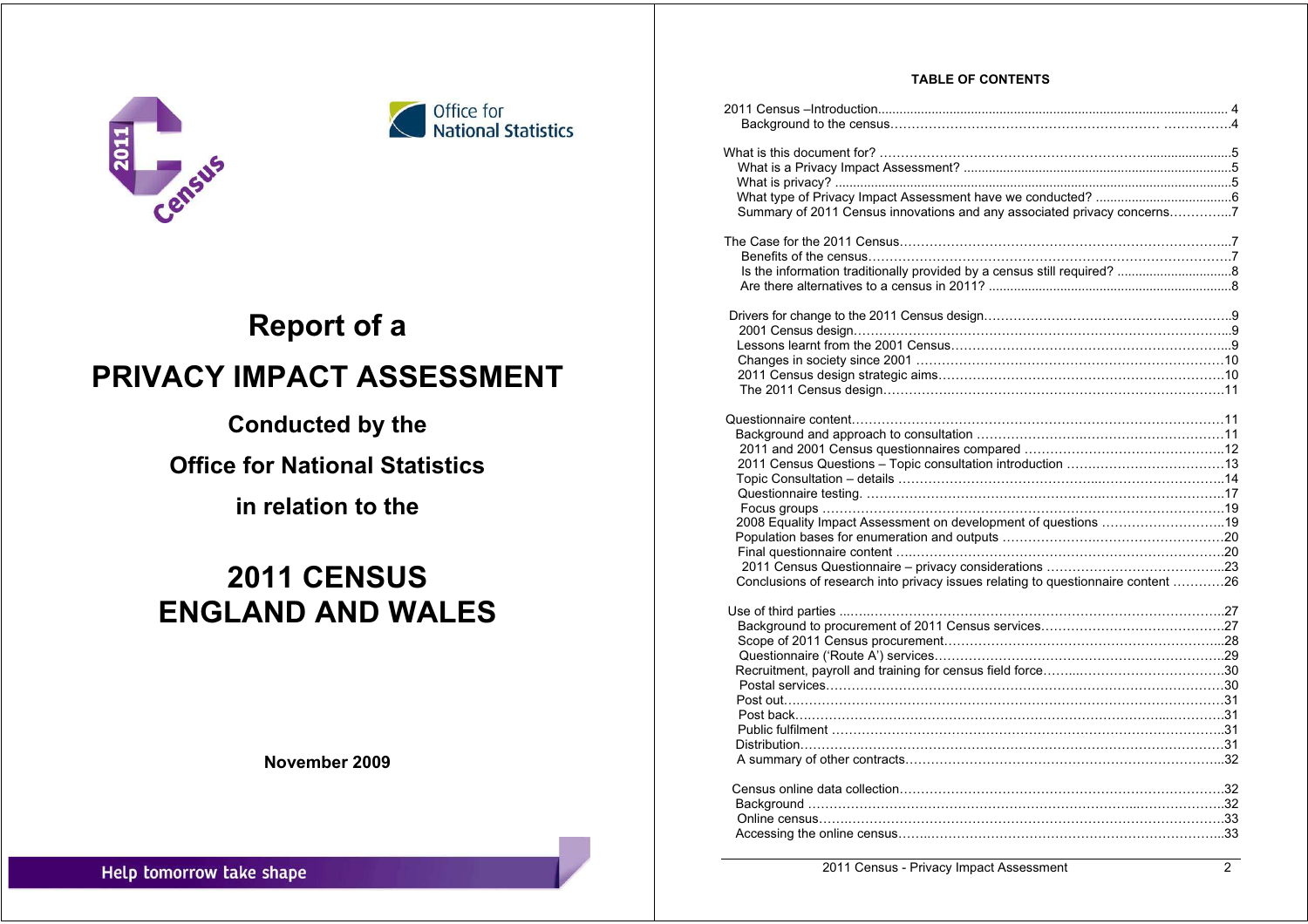# Report of a

# PRIVACY IMPACT ASSESSMENT

**Conducted by the**

**Office for National Statistics**

**in relation to the**

# 2011 CENSUS ENGLAND AND WALES

**November 2009**

Help tomorrow take shape

**TABLE OF CONTENTS**

2011 Census –Introduction ........ 4
  Background to the census ........ 4

What is this document for? ........ 5
  What is a Privacy Impact Assessment? ........ 5
  What is privacy? ........ 5
  What type of Privacy Impact Assessment have we conducted? ........ 6
  Summary of 2011 Census innovations and any associated privacy concerns ........ 7

The Case for the 2011 Census ........ 7
  Benefits of the census ........ 7
  Is the information traditionally provided by a census still required? ........ 8
  Are there alternatives to a census in 2011? ........ 8

Drivers for change to the 2011 Census design ........ 9
  2001 Census design ........ 9
  Lessons learnt from the 2001 Census ........ 9
  Changes in society since 2001 ........ 10
  2011 Census design strategic aims ........ 10
  The 2011 Census design ........ 11

Questionnaire content ........ 11
  Background and approach to consultation ........ 11
  2011 and 2001 Census questionnaires compared ........ 12
  2011 Census Questions – Topic consultation introduction ........ 13
  Topic Consultation – details ........ 14
  Questionnaire testing. ........ 17
  Focus groups ........ 19
  2008 Equality Impact Assessment on development of questions ........ 19
  Population bases for enumeration and outputs ........ 20
  Final questionnaire content ........ 20
  2011 Census Questionnaire – privacy considerations ........ 23
  Conclusions of research into privacy issues relating to questionnaire content ........ 26

Use of third parties ........ 27
  Background to procurement of 2011 Census services ........ 27
  Scope of 2011 Census procurement ........ 28
  Questionnaire ('Route A') services ........ 29
  Recruitment, payroll and training for census field force ........ 30
  Postal services ........ 30
  Post out ........ 31
  Post back ........ 31
  Public fulfilment ........ 31
  Distribution ........ 31
  A summary of other contracts ........ 32

Census online data collection ........ 32
  Background ........ 32
  Online census ........ 33
  Accessing the online census ........ 33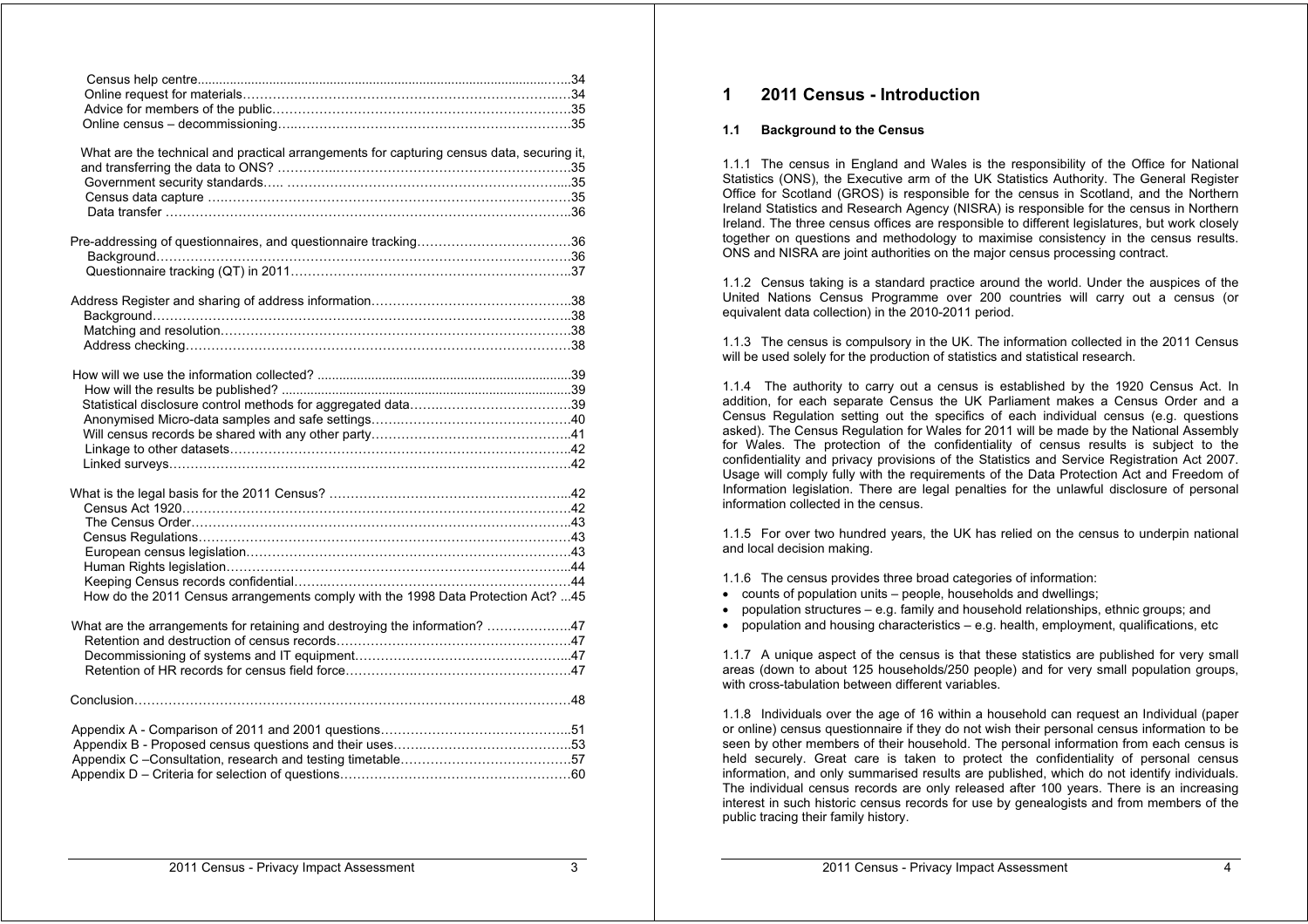Census help centre....................................................................................................34
Online request for materials....................................................................................34
Advice for members of the public...........................................................................35
Online census – decommissioning..........................................................................35

What are the technical and practical arrangements for capturing census data, securing it, and transferring the data to ONS? ...........................................................................35
Government security standards.....................................................................35
Census data capture ...............................................................................................35
Data transfer ..........................................................................................................36

Pre-addressing of questionnaires, and questionnaire tracking....................................36
Background.............................................................................................................36
Questionnaire tracking (QT) in 2011......................................................................37

Address Register and sharing of address information..................................................38
Background.............................................................................................................38
Matching and resolution..........................................................................................38
Address checking....................................................................................................38

How will we use the information collected? ..................................................................39
How will the results be published? .........................................................................39
Statistical disclosure control methods for aggregated data.....................................39
Anonymised Micro-data samples and safe settings.................................................40
Will census records be shared with any other party................................................41
Linkage to other datasets.........................................................................................42
Linked surveys..........................................................................................................42

What is the legal basis for the 2011 Census? ...............................................................42
Census Act 1920.......................................................................................................42
The Census Order....................................................................................................43
Census Regulations..................................................................................................43
European census legislation.....................................................................................43
Human Rights legislation..........................................................................................44
Keeping Census records confidential.......................................................................44
How do the 2011 Census arrangements comply with the 1998 Data Protection Act? ...45

What are the arrangements for retaining and destroying the information? ....................47
Retention and destruction of census records............................................................47
Decommissioning of systems and IT equipment.......................................................47
Retention of HR records for census field force..........................................................47

Conclusion.......................................................................................................................48

Appendix A - Comparison of 2011 and 2001 questions....................................................51
Appendix B - Proposed census questions and their uses.................................................53
Appendix C –Consultation, research and testing timetable...............................................57
Appendix D – Criteria for selection of questions...............................................................60

# 1 2011 Census - Introduction

## 1.1 Background to the Census

1.1.1 The census in England and Wales is the responsibility of the Office for National Statistics (ONS), the Executive arm of the UK Statistics Authority. The General Register Office for Scotland (GROS) is responsible for the census in Scotland, and the Northern Ireland Statistics and Research Agency (NISRA) is responsible for the census in Northern Ireland. The three census offices are responsible to different legislatures, but work closely together on questions and methodology to maximise consistency in the census results. ONS and NISRA are joint authorities on the major census processing contract.

1.1.2 Census taking is a standard practice around the world. Under the auspices of the United Nations Census Programme over 200 countries will carry out a census (or equivalent data collection) in the 2010-2011 period.

1.1.3 The census is compulsory in the UK. The information collected in the 2011 Census will be used solely for the production of statistics and statistical research.

1.1.4 The authority to carry out a census is established by the 1920 Census Act. In addition, for each separate Census the UK Parliament makes a Census Order and a Census Regulation setting out the specifics of each individual census (e.g. questions asked). The Census Regulation for Wales for 2011 will be made by the National Assembly for Wales. The protection of the confidentiality of census results is subject to the confidentiality and privacy provisions of the Statistics and Service Registration Act 2007. Usage will comply fully with the requirements of the Data Protection Act and Freedom of Information legislation. There are legal penalties for the unlawful disclosure of personal information collected in the census.

1.1.5 For over two hundred years, the UK has relied on the census to underpin national and local decision making.

1.1.6 The census provides three broad categories of information:

- counts of population units – people, households and dwellings;
- population structures – e.g. family and household relationships, ethnic groups; and
- population and housing characteristics – e.g. health, employment, qualifications, etc

1.1.7 A unique aspect of the census is that these statistics are published for very small areas (down to about 125 households/250 people) and for very small population groups, with cross-tabulation between different variables.

1.1.8 Individuals over the age of 16 within a household can request an Individual (paper or online) census questionnaire if they do not wish their personal census information to be seen by other members of their household. The personal information from each census is held securely. Great care is taken to protect the confidentiality of personal census information, and only summarised results are published, which do not identify individuals. The individual census records are only released after 100 years. There is an increasing interest in such historic census records for use by genealogists and from members of the public tracing their family history.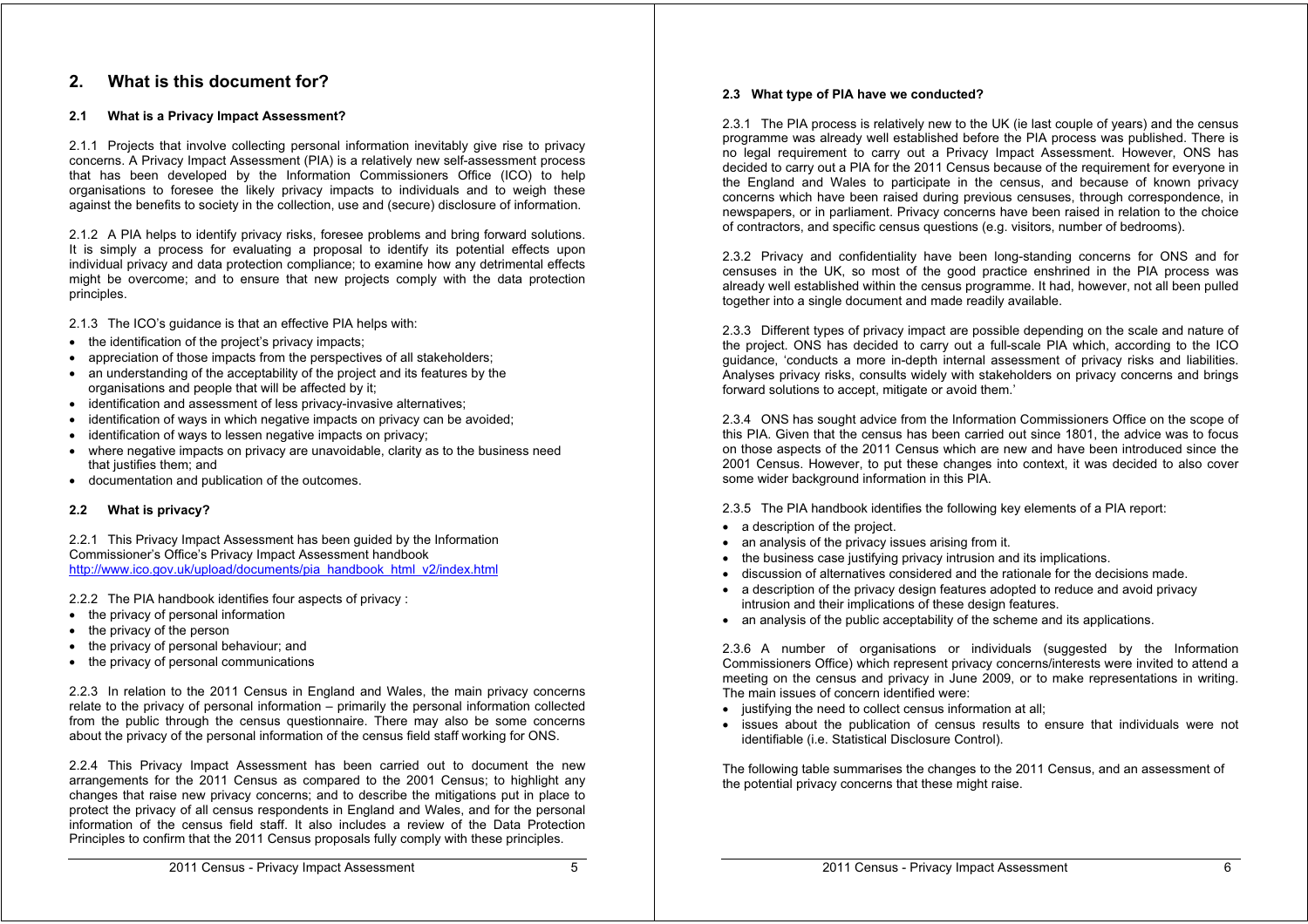## 2. What is this document for?

### 2.1 What is a Privacy Impact Assessment?

2.1.1 Projects that involve collecting personal information inevitably give rise to privacy concerns. A Privacy Impact Assessment (PIA) is a relatively new self-assessment process that has been developed by the Information Commissioners Office (ICO) to help organisations to foresee the likely privacy impacts to individuals and to weigh these against the benefits to society in the collection, use and (secure) disclosure of information.

2.1.2 A PIA helps to identify privacy risks, foresee problems and bring forward solutions. It is simply a process for evaluating a proposal to identify its potential effects upon individual privacy and data protection compliance; to examine how any detrimental effects might be overcome; and to ensure that new projects comply with the data protection principles.

2.1.3 The ICO's guidance is that an effective PIA helps with:

- the identification of the project's privacy impacts;
- appreciation of those impacts from the perspectives of all stakeholders;
- an understanding of the acceptability of the project and its features by the organisations and people that will be affected by it;
- identification and assessment of less privacy-invasive alternatives;
- identification of ways in which negative impacts on privacy can be avoided;
- identification of ways to lessen negative impacts on privacy;
- where negative impacts on privacy are unavoidable, clarity as to the business need that justifies them; and
- documentation and publication of the outcomes.

### 2.2 What is privacy?

2.2.1 This Privacy Impact Assessment has been guided by the Information Commissioner's Office's Privacy Impact Assessment handbook http://www.ico.gov.uk/upload/documents/pia_handbook_html_v2/index.html

2.2.2 The PIA handbook identifies four aspects of privacy :

- the privacy of personal information
- the privacy of the person
- the privacy of personal behaviour; and
- the privacy of personal communications

2.2.3 In relation to the 2011 Census in England and Wales, the main privacy concerns relate to the privacy of personal information – primarily the personal information collected from the public through the census questionnaire. There may also be some concerns about the privacy of the personal information of the census field staff working for ONS.

2.2.4 This Privacy Impact Assessment has been carried out to document the new arrangements for the 2011 Census as compared to the 2001 Census; to highlight any changes that raise new privacy concerns; and to describe the mitigations put in place to protect the privacy of all census respondents in England and Wales, and for the personal information of the census field staff. It also includes a review of the Data Protection Principles to confirm that the 2011 Census proposals fully comply with these principles.

### 2.3 What type of PIA have we conducted?

2.3.1 The PIA process is relatively new to the UK (ie last couple of years) and the census programme was already well established before the PIA process was published. There is no legal requirement to carry out a Privacy Impact Assessment. However, ONS has decided to carry out a PIA for the 2011 Census because of the requirement for everyone in the England and Wales to participate in the census, and because of known privacy concerns which have been raised during previous censuses, through correspondence, in newspapers, or in parliament. Privacy concerns have been raised in relation to the choice of contractors, and specific census questions (e.g. visitors, number of bedrooms).

2.3.2 Privacy and confidentiality have been long-standing concerns for ONS and for censuses in the UK, so most of the good practice enshrined in the PIA process was already well established within the census programme. It had, however, not all been pulled together into a single document and made readily available.

2.3.3 Different types of privacy impact are possible depending on the scale and nature of the project. ONS has decided to carry out a full-scale PIA which, according to the ICO guidance, 'conducts a more in-depth internal assessment of privacy risks and liabilities. Analyses privacy risks, consults widely with stakeholders on privacy concerns and brings forward solutions to accept, mitigate or avoid them.'

2.3.4 ONS has sought advice from the Information Commissioners Office on the scope of this PIA. Given that the census has been carried out since 1801, the advice was to focus on those aspects of the 2011 Census which are new and have been introduced since the 2001 Census. However, to put these changes into context, it was decided to also cover some wider background information in this PIA.

2.3.5 The PIA handbook identifies the following key elements of a PIA report:

- a description of the project.
- an analysis of the privacy issues arising from it.
- the business case justifying privacy intrusion and its implications.
- discussion of alternatives considered and the rationale for the decisions made.
- a description of the privacy design features adopted to reduce and avoid privacy intrusion and their implications of these design features.
- an analysis of the public acceptability of the scheme and its applications.

2.3.6 A number of organisations or individuals (suggested by the Information Commissioners Office) which represent privacy concerns/interests were invited to attend a meeting on the census and privacy in June 2009, or to make representations in writing. The main issues of concern identified were:

- justifying the need to collect census information at all;
- issues about the publication of census results to ensure that individuals were not identifiable (i.e. Statistical Disclosure Control).

The following table summarises the changes to the 2011 Census, and an assessment of the potential privacy concerns that these might raise.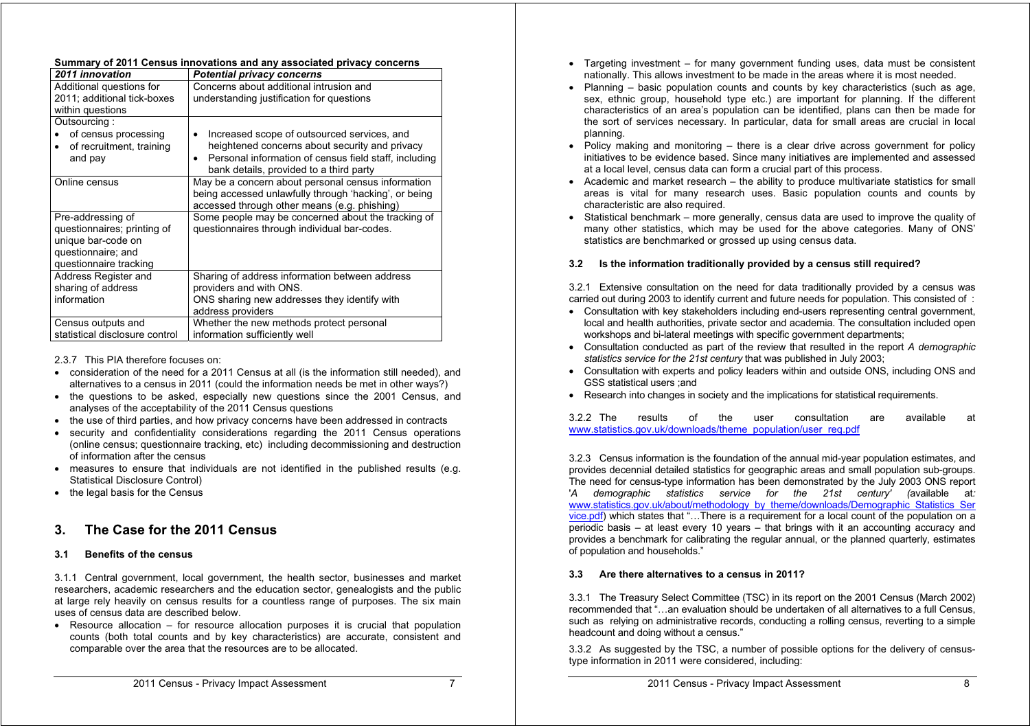**Summary of 2011 Census innovations and any associated privacy concerns**

| *2011 innovation* | *Potential privacy concerns* |
|---|---|
| Additional questions for 2011; additional tick-boxes within questions | Concerns about additional intrusion and understanding justification for questions |
| Outsourcing :<br>• of census processing<br>• of recruitment, training and pay | • Increased scope of outsourced services, and heightened concerns about security and privacy<br>• Personal information of census field staff, including bank details, provided to a third party |
| Online census | May be a concern about personal census information being accessed unlawfully through 'hacking', or being accessed through other means (e.g. phishing) |
| Pre-addressing of questionnaires; printing of unique bar-code on questionnaire; and questionnaire tracking | Some people may be concerned about the tracking of questionnaires through individual bar-codes. |
| Address Register and sharing of address information | Sharing of address information between address providers and with ONS.<br>ONS sharing new addresses they identify with address providers |
| Census outputs and statistical disclosure control | Whether the new methods protect personal information sufficiently well |

2.3.7 This PIA therefore focuses on:

- consideration of the need for a 2011 Census at all (is the information still needed), and alternatives to a census in 2011 (could the information needs be met in other ways?)
- the questions to be asked, especially new questions since the 2001 Census, and analyses of the acceptability of the 2011 Census questions
- the use of third parties, and how privacy concerns have been addressed in contracts
- security and confidentiality considerations regarding the 2011 Census operations (online census; questionnaire tracking, etc) including decommissioning and destruction of information after the census
- measures to ensure that individuals are not identified in the published results (e.g. Statistical Disclosure Control)
- the legal basis for the Census

## 3. The Case for the 2011 Census

### 3.1 Benefits of the census

3.1.1 Central government, local government, the health sector, businesses and market researchers, academic researchers and the education sector, genealogists and the public at large rely heavily on census results for a countless range of purposes. The six main uses of census data are described below.

- Resource allocation – for resource allocation purposes it is crucial that population counts (both total counts and by key characteristics) are accurate, consistent and comparable over the area that the resources are to be allocated.
- Targeting investment – for many government funding uses, data must be consistent nationally. This allows investment to be made in the areas where it is most needed.
- Planning – basic population counts and counts by key characteristics (such as age, sex, ethnic group, household type etc.) are important for planning. If the different characteristics of an area's population can be identified, plans can then be made for the sort of services necessary. In particular, data for small areas are crucial in local planning.
- Policy making and monitoring – there is a clear drive across government for policy initiatives to be evidence based. Since many initiatives are implemented and assessed at a local level, census data can form a crucial part of this process.
- Academic and market research – the ability to produce multivariate statistics for small areas is vital for many research uses. Basic population counts and counts by characteristic are also required.
- Statistical benchmark – more generally, census data are used to improve the quality of many other statistics, which may be used for the above categories. Many of ONS' statistics are benchmarked or grossed up using census data.

### 3.2 Is the information traditionally provided by a census still required?

3.2.1 Extensive consultation on the need for data traditionally provided by a census was carried out during 2003 to identify current and future needs for population. This consisted of :

- Consultation with key stakeholders including end-users representing central government, local and health authorities, private sector and academia. The consultation included open workshops and bi-lateral meetings with specific government departments;
- Consultation conducted as part of the review that resulted in the report *A demographic statistics service for the 21st century* that was published in July 2003;
- Consultation with experts and policy leaders within and outside ONS, including ONS and GSS statistical users ;and
- Research into changes in society and the implications for statistical requirements.

3.2.2 The results of the user consultation are available at www.statistics.gov.uk/downloads/theme_population/user_req.pdf

3.2.3 Census information is the foundation of the annual mid-year population estimates, and provides decennial detailed statistics for geographic areas and small population sub-groups. The need for census-type information has been demonstrated by the July 2003 ONS report '*A demographic statistics service for the 21st century*' (available at: www.statistics.gov.uk/about/methodology_by_theme/downloads/Demographic_Statistics_Service.pdf) which states that "…There is a requirement for a local count of the population on a periodic basis – at least every 10 years – that brings with it an accounting accuracy and provides a benchmark for calibrating the regular annual, or the planned quarterly, estimates of population and households."

### 3.3 Are there alternatives to a census in 2011?

3.3.1 The Treasury Select Committee (TSC) in its report on the 2001 Census (March 2002) recommended that "…an evaluation should be undertaken of all alternatives to a full Census, such as relying on administrative records, conducting a rolling census, reverting to a simple headcount and doing without a census."

3.3.2 As suggested by the TSC, a number of possible options for the delivery of census-type information in 2011 were considered, including: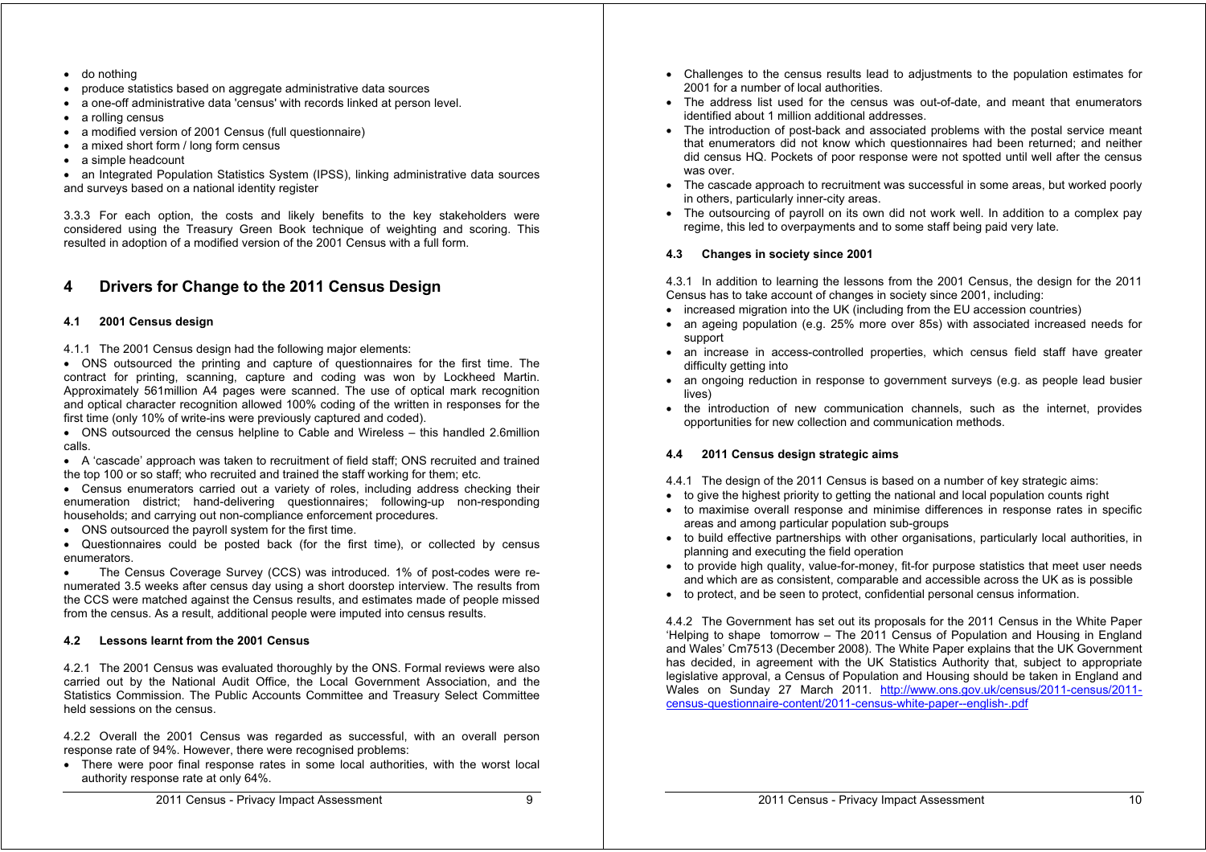- do nothing
- produce statistics based on aggregate administrative data sources
- a one-off administrative data 'census' with records linked at person level.
- a rolling census
- a modified version of 2001 Census (full questionnaire)
- a mixed short form / long form census
- a simple headcount
- an Integrated Population Statistics System (IPSS), linking administrative data sources and surveys based on a national identity register

3.3.3 For each option, the costs and likely benefits to the key stakeholders were considered using the Treasury Green Book technique of weighting and scoring. This resulted in adoption of a modified version of the 2001 Census with a full form.

# 4 Drivers for Change to the 2011 Census Design

## 4.1 2001 Census design

4.1.1 The 2001 Census design had the following major elements:

- ONS outsourced the printing and capture of questionnaires for the first time. The contract for printing, scanning, capture and coding was won by Lockheed Martin. Approximately 561million A4 pages were scanned. The use of optical mark recognition and optical character recognition allowed 100% coding of the written in responses for the first time (only 10% of write-ins were previously captured and coded).
- ONS outsourced the census helpline to Cable and Wireless – this handled 2.6million calls.
- A 'cascade' approach was taken to recruitment of field staff; ONS recruited and trained the top 100 or so staff; who recruited and trained the staff working for them; etc.
- Census enumerators carried out a variety of roles, including address checking their enumeration district; hand-delivering questionnaires; following-up non-responding households; and carrying out non-compliance enforcement procedures.
- ONS outsourced the payroll system for the first time.
- Questionnaires could be posted back (for the first time), or collected by census enumerators.
- The Census Coverage Survey (CCS) was introduced. 1% of post-codes were re-numerated 3.5 weeks after census day using a short doorstep interview. The results from the CCS were matched against the Census results, and estimates made of people missed from the census. As a result, additional people were imputed into census results.

## 4.2 Lessons learnt from the 2001 Census

4.2.1 The 2001 Census was evaluated thoroughly by the ONS. Formal reviews were also carried out by the National Audit Office, the Local Government Association, and the Statistics Commission. The Public Accounts Committee and Treasury Select Committee held sessions on the census.

4.2.2 Overall the 2001 Census was regarded as successful, with an overall person response rate of 94%. However, there were recognised problems:

- There were poor final response rates in some local authorities, with the worst local authority response rate at only 64%.
- Challenges to the census results lead to adjustments to the population estimates for 2001 for a number of local authorities.
- The address list used for the census was out-of-date, and meant that enumerators identified about 1 million additional addresses.
- The introduction of post-back and associated problems with the postal service meant that enumerators did not know which questionnaires had been returned; and neither did census HQ. Pockets of poor response were not spotted until well after the census was over.
- The cascade approach to recruitment was successful in some areas, but worked poorly in others, particularly inner-city areas.
- The outsourcing of payroll on its own did not work well. In addition to a complex pay regime, this led to overpayments and to some staff being paid very late.

## 4.3 Changes in society since 2001

4.3.1 In addition to learning the lessons from the 2001 Census, the design for the 2011 Census has to take account of changes in society since 2001, including:

- increased migration into the UK (including from the EU accession countries)
- an ageing population (e.g. 25% more over 85s) with associated increased needs for support
- an increase in access-controlled properties, which census field staff have greater difficulty getting into
- an ongoing reduction in response to government surveys (e.g. as people lead busier lives)
- the introduction of new communication channels, such as the internet, provides opportunities for new collection and communication methods.

## 4.4 2011 Census design strategic aims

4.4.1 The design of the 2011 Census is based on a number of key strategic aims:

- to give the highest priority to getting the national and local population counts right
- to maximise overall response and minimise differences in response rates in specific areas and among particular population sub-groups
- to build effective partnerships with other organisations, particularly local authorities, in planning and executing the field operation
- to provide high quality, value-for-money, fit-for purpose statistics that meet user needs and which are as consistent, comparable and accessible across the UK as is possible
- to protect, and be seen to protect, confidential personal census information.

4.4.2 The Government has set out its proposals for the 2011 Census in the White Paper 'Helping to shape tomorrow – The 2011 Census of Population and Housing in England and Wales' Cm7513 (December 2008). The White Paper explains that the UK Government has decided, in agreement with the UK Statistics Authority that, subject to appropriate legislative approval, a Census of Population and Housing should be taken in England and Wales on Sunday 27 March 2011. http://www.ons.gov.uk/census/2011-census/2011-census-questionnaire-content/2011-census-white-paper--english-.pdf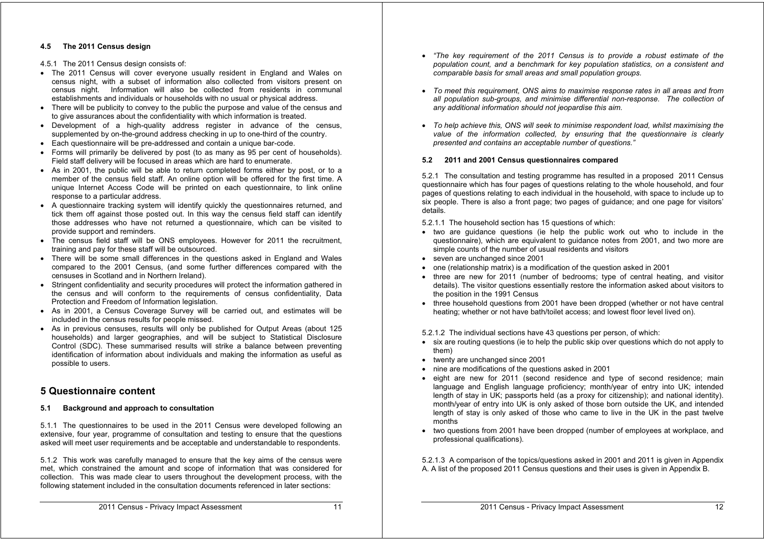### 4.5 The 2011 Census design

4.5.1 The 2011 Census design consists of:

- The 2011 Census will cover everyone usually resident in England and Wales on census night, with a subset of information also collected from visitors present on census night. Information will also be collected from residents in communal establishments and individuals or households with no usual or physical address.
- There will be publicity to convey to the public the purpose and value of the census and to give assurances about the confidentiality with which information is treated.
- Development of a high-quality address register in advance of the census, supplemented by on-the-ground address checking in up to one-third of the country.
- Each questionnaire will be pre-addressed and contain a unique bar-code.
- Forms will primarily be delivered by post (to as many as 95 per cent of households). Field staff delivery will be focused in areas which are hard to enumerate.
- As in 2001, the public will be able to return completed forms either by post, or to a member of the census field staff. An online option will be offered for the first time. A unique Internet Access Code will be printed on each questionnaire, to link online response to a particular address.
- A questionnaire tracking system will identify quickly the questionnaires returned, and tick them off against those posted out. In this way the census field staff can identify those addresses who have not returned a questionnaire, which can be visited to provide support and reminders.
- The census field staff will be ONS employees. However for 2011 the recruitment, training and pay for these staff will be outsourced.
- There will be some small differences in the questions asked in England and Wales compared to the 2001 Census, (and some further differences compared with the censuses in Scotland and in Northern Ireland).
- Stringent confidentiality and security procedures will protect the information gathered in the census and will conform to the requirements of census confidentiality, Data Protection and Freedom of Information legislation.
- As in 2001, a Census Coverage Survey will be carried out, and estimates will be included in the census results for people missed.
- As in previous censuses, results will only be published for Output Areas (about 125 households) and larger geographies, and will be subject to Statistical Disclosure Control (SDC). These summarised results will strike a balance between preventing identification of information about individuals and making the information as useful as possible to users.

## 5 Questionnaire content

### 5.1 Background and approach to consultation

5.1.1 The questionnaires to be used in the 2011 Census were developed following an extensive, four year, programme of consultation and testing to ensure that the questions asked will meet user requirements and be acceptable and understandable to respondents.

5.1.2 This work was carefully managed to ensure that the key aims of the census were met, which constrained the amount and scope of information that was considered for collection. This was made clear to users throughout the development process, with the following statement included in the consultation documents referenced in later sections:

- *"The key requirement of the 2011 Census is to provide a robust estimate of the population count, and a benchmark for key population statistics, on a consistent and comparable basis for small areas and small population groups.*
- *To meet this requirement, ONS aims to maximise response rates in all areas and from all population sub-groups, and minimise differential non-response. The collection of any additional information should not jeopardise this aim.*
- *To help achieve this, ONS will seek to minimise respondent load, whilst maximising the value of the information collected, by ensuring that the questionnaire is clearly presented and contains an acceptable number of questions."*

### 5.2 2011 and 2001 Census questionnaires compared

5.2.1 The consultation and testing programme has resulted in a proposed 2011 Census questionnaire which has four pages of questions relating to the whole household, and four pages of questions relating to each individual in the household, with space to include up to six people. There is also a front page; two pages of guidance; and one page for visitors' details.

5.2.1.1 The household section has 15 questions of which:

- two are guidance questions (ie help the public work out who to include in the questionnaire), which are equivalent to guidance notes from 2001, and two more are simple counts of the number of usual residents and visitors
- seven are unchanged since 2001
- one (relationship matrix) is a modification of the question asked in 2001
- three are new for 2011 (number of bedrooms; type of central heating, and visitor details). The visitor questions essentially restore the information asked about visitors to the position in the 1991 Census
- three household questions from 2001 have been dropped (whether or not have central heating; whether or not have bath/toilet access; and lowest floor level lived on).

5.2.1.2 The individual sections have 43 questions per person, of which:

- six are routing questions (ie to help the public skip over questions which do not apply to them)
- twenty are unchanged since 2001
- nine are modifications of the questions asked in 2001
- eight are new for 2011 (second residence and type of second residence; main language and English language proficiency; month/year of entry into UK; intended length of stay in UK; passports held (as a proxy for citizenship); and national identity). month/year of entry into UK is only asked of those born outside the UK, and intended length of stay is only asked of those who came to live in the UK in the past twelve months
- two questions from 2001 have been dropped (number of employees at workplace, and professional qualifications).

5.2.1.3 A comparison of the topics/questions asked in 2001 and 2011 is given in Appendix A. A list of the proposed 2011 Census questions and their uses is given in Appendix B.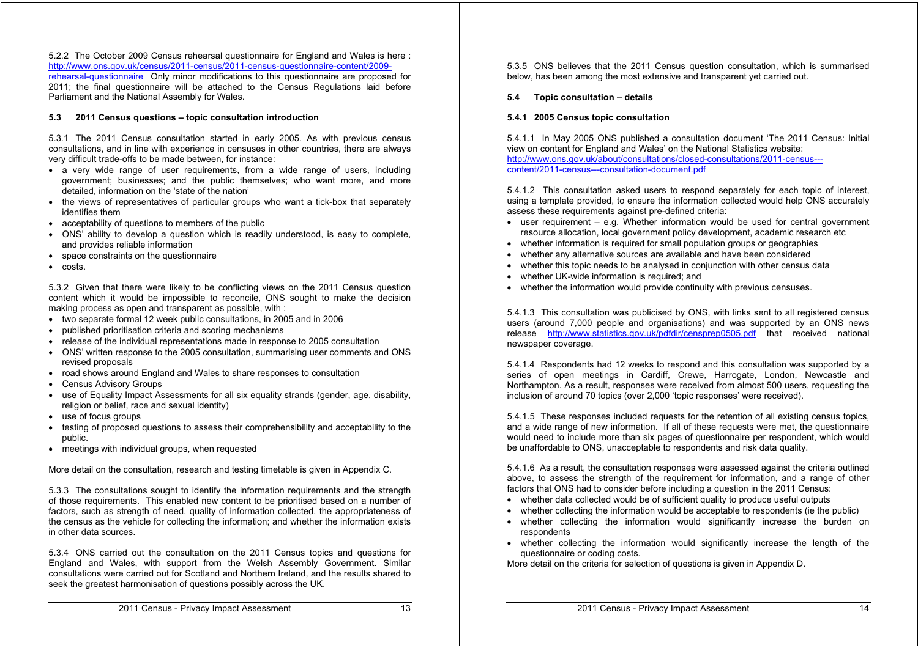5.2.2 The October 2009 Census rehearsal questionnaire for England and Wales is here : http://www.ons.gov.uk/census/2011-census/2011-census-questionnaire-content/2009-rehearsal-questionnaire Only minor modifications to this questionnaire are proposed for 2011; the final questionnaire will be attached to the Census Regulations laid before Parliament and the National Assembly for Wales.

### 5.3 2011 Census questions – topic consultation introduction

5.3.1 The 2011 Census consultation started in early 2005. As with previous census consultations, and in line with experience in censuses in other countries, there are always very difficult trade-offs to be made between, for instance:

- a very wide range of user requirements, from a wide range of users, including government; businesses; and the public themselves; who want more, and more detailed, information on the 'state of the nation'
- the views of representatives of particular groups who want a tick-box that separately identifies them
- acceptability of questions to members of the public
- ONS' ability to develop a question which is readily understood, is easy to complete, and provides reliable information
- space constraints on the questionnaire
- costs.

5.3.2 Given that there were likely to be conflicting views on the 2011 Census question content which it would be impossible to reconcile, ONS sought to make the decision making process as open and transparent as possible, with :

- two separate formal 12 week public consultations, in 2005 and in 2006
- published prioritisation criteria and scoring mechanisms
- release of the individual representations made in response to 2005 consultation
- ONS' written response to the 2005 consultation, summarising user comments and ONS revised proposals
- road shows around England and Wales to share responses to consultation
- Census Advisory Groups
- use of Equality Impact Assessments for all six equality strands (gender, age, disability, religion or belief, race and sexual identity)
- use of focus groups
- testing of proposed questions to assess their comprehensibility and acceptability to the public.
- meetings with individual groups, when requested

More detail on the consultation, research and testing timetable is given in Appendix C.

5.3.3 The consultations sought to identify the information requirements and the strength of those requirements. This enabled new content to be prioritised based on a number of factors, such as strength of need, quality of information collected, the appropriateness of the census as the vehicle for collecting the information; and whether the information exists in other data sources.

5.3.4 ONS carried out the consultation on the 2011 Census topics and questions for England and Wales, with support from the Welsh Assembly Government. Similar consultations were carried out for Scotland and Northern Ireland, and the results shared to seek the greatest harmonisation of questions possibly across the UK.

5.3.5 ONS believes that the 2011 Census question consultation, which is summarised below, has been among the most extensive and transparent yet carried out.

### 5.4 Topic consultation – details

#### 5.4.1 2005 Census topic consultation

5.4.1.1 In May 2005 ONS published a consultation document 'The 2011 Census: Initial view on content for England and Wales' on the National Statistics website: http://www.ons.gov.uk/about/consultations/closed-consultations/2011-census---content/2011-census---consultation-document.pdf

5.4.1.2 This consultation asked users to respond separately for each topic of interest, using a template provided, to ensure the information collected would help ONS accurately assess these requirements against pre-defined criteria:

- user requirement – e.g. Whether information would be used for central government resource allocation, local government policy development, academic research etc
- whether information is required for small population groups or geographies
- whether any alternative sources are available and have been considered
- whether this topic needs to be analysed in conjunction with other census data
- whether UK-wide information is required; and
- whether the information would provide continuity with previous censuses.

5.4.1.3 This consultation was publicised by ONS, with links sent to all registered census users (around 7,000 people and organisations) and was supported by an ONS news release http://www.statistics.gov.uk/pdfdir/censprep0505.pdf that received national newspaper coverage.

5.4.1.4 Respondents had 12 weeks to respond and this consultation was supported by a series of open meetings in Cardiff, Crewe, Harrogate, London, Newcastle and Northampton. As a result, responses were received from almost 500 users, requesting the inclusion of around 70 topics (over 2,000 'topic responses' were received).

5.4.1.5 These responses included requests for the retention of all existing census topics, and a wide range of new information. If all of these requests were met, the questionnaire would need to include more than six pages of questionnaire per respondent, which would be unaffordable to ONS, unacceptable to respondents and risk data quality.

5.4.1.6 As a result, the consultation responses were assessed against the criteria outlined above, to assess the strength of the requirement for information, and a range of other factors that ONS had to consider before including a question in the 2011 Census:

- whether data collected would be of sufficient quality to produce useful outputs
- whether collecting the information would be acceptable to respondents (ie the public)
- whether collecting the information would significantly increase the burden on respondents
- whether collecting the information would significantly increase the length of the questionnaire or coding costs.

More detail on the criteria for selection of questions is given in Appendix D.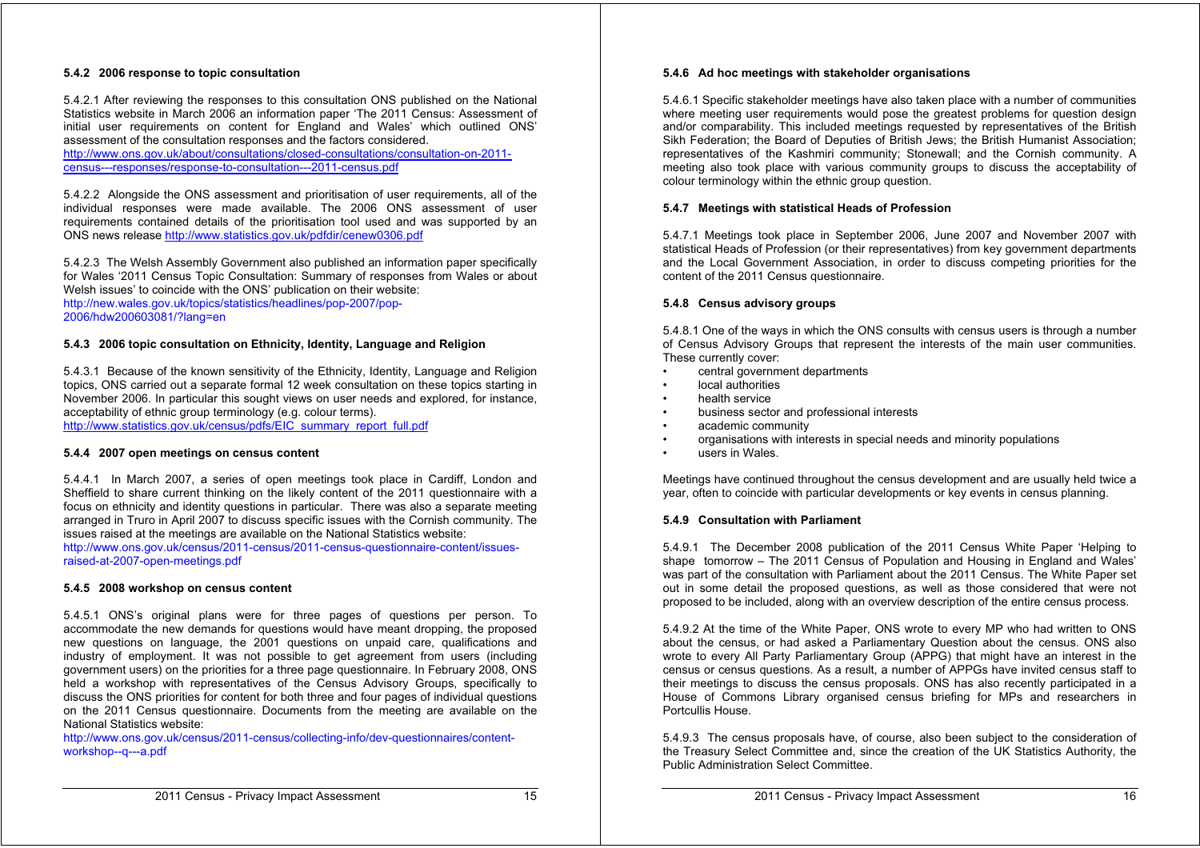#### 5.4.2 2006 response to topic consultation

5.4.2.1 After reviewing the responses to this consultation ONS published on the National Statistics website in March 2006 an information paper 'The 2011 Census: Assessment of initial user requirements on content for England and Wales' which outlined ONS' assessment of the consultation responses and the factors considered.
http://www.ons.gov.uk/about/consultations/closed-consultations/consultation-on-2011-census---responses/response-to-consultation---2011-census.pdf

5.4.2.2 Alongside the ONS assessment and prioritisation of user requirements, all of the individual responses were made available. The 2006 ONS assessment of user requirements contained details of the prioritisation tool used and was supported by an ONS news release http://www.statistics.gov.uk/pdfdir/cenew0306.pdf

5.4.2.3 The Welsh Assembly Government also published an information paper specifically for Wales '2011 Census Topic Consultation: Summary of responses from Wales or about Welsh issues' to coincide with the ONS' publication on their website:
http://new.wales.gov.uk/topics/statistics/headlines/pop-2007/pop-2006/hdw200603081/?lang=en

#### 5.4.3 2006 topic consultation on Ethnicity, Identity, Language and Religion

5.4.3.1 Because of the known sensitivity of the Ethnicity, Identity, Language and Religion topics, ONS carried out a separate formal 12 week consultation on these topics starting in November 2006. In particular this sought views on user needs and explored, for instance, acceptability of ethnic group terminology (e.g. colour terms).
http://www.statistics.gov.uk/census/pdfs/EIC_summary_report_full.pdf

#### 5.4.4 2007 open meetings on census content

5.4.4.1 In March 2007, a series of open meetings took place in Cardiff, London and Sheffield to share current thinking on the likely content of the 2011 questionnaire with a focus on ethnicity and identity questions in particular. There was also a separate meeting arranged in Truro in April 2007 to discuss specific issues with the Cornish community. The issues raised at the meetings are available on the National Statistics website:
http://www.ons.gov.uk/census/2011-census/2011-census-questionnaire-content/issues-raised-at-2007-open-meetings.pdf

#### 5.4.5 2008 workshop on census content

5.4.5.1 ONS's original plans were for three pages of questions per person. To accommodate the new demands for questions would have meant dropping, the proposed new questions on language, the 2001 questions on unpaid care, qualifications and industry of employment. It was not possible to get agreement from users (including government users) on the priorities for a three page questionnaire. In February 2008, ONS held a workshop with representatives of the Census Advisory Groups, specifically to discuss the ONS priorities for content for both three and four pages of individual questions on the 2011 Census questionnaire. Documents from the meeting are available on the National Statistics website:
http://www.ons.gov.uk/census/2011-census/collecting-info/dev-questionnaires/content-workshop--q---a.pdf

#### 5.4.6 Ad hoc meetings with stakeholder organisations

5.4.6.1 Specific stakeholder meetings have also taken place with a number of communities where meeting user requirements would pose the greatest problems for question design and/or comparability. This included meetings requested by representatives of the British Sikh Federation; the Board of Deputies of British Jews; the British Humanist Association; representatives of the Kashmiri community; Stonewall; and the Cornish community. A meeting also took place with various community groups to discuss the acceptability of colour terminology within the ethnic group question.

#### 5.4.7 Meetings with statistical Heads of Profession

5.4.7.1 Meetings took place in September 2006, June 2007 and November 2007 with statistical Heads of Profession (or their representatives) from key government departments and the Local Government Association, in order to discuss competing priorities for the content of the 2011 Census questionnaire.

#### 5.4.8 Census advisory groups

5.4.8.1 One of the ways in which the ONS consults with census users is through a number of Census Advisory Groups that represent the interests of the main user communities. These currently cover:

- central government departments
- local authorities
- health service
- business sector and professional interests
- academic community
- organisations with interests in special needs and minority populations
- users in Wales.

Meetings have continued throughout the census development and are usually held twice a year, often to coincide with particular developments or key events in census planning.

#### 5.4.9 Consultation with Parliament

5.4.9.1 The December 2008 publication of the 2011 Census White Paper 'Helping to shape tomorrow – The 2011 Census of Population and Housing in England and Wales' was part of the consultation with Parliament about the 2011 Census. The White Paper set out in some detail the proposed questions, as well as those considered that were not proposed to be included, along with an overview description of the entire census process.

5.4.9.2 At the time of the White Paper, ONS wrote to every MP who had written to ONS about the census, or had asked a Parliamentary Question about the census. ONS also wrote to every All Party Parliamentary Group (APPG) that might have an interest in the census or census questions. As a result, a number of APPGs have invited census staff to their meetings to discuss the census proposals. ONS has also recently participated in a House of Commons Library organised census briefing for MPs and researchers in Portcullis House.

5.4.9.3 The census proposals have, of course, also been subject to the consideration of the Treasury Select Committee and, since the creation of the UK Statistics Authority, the Public Administration Select Committee.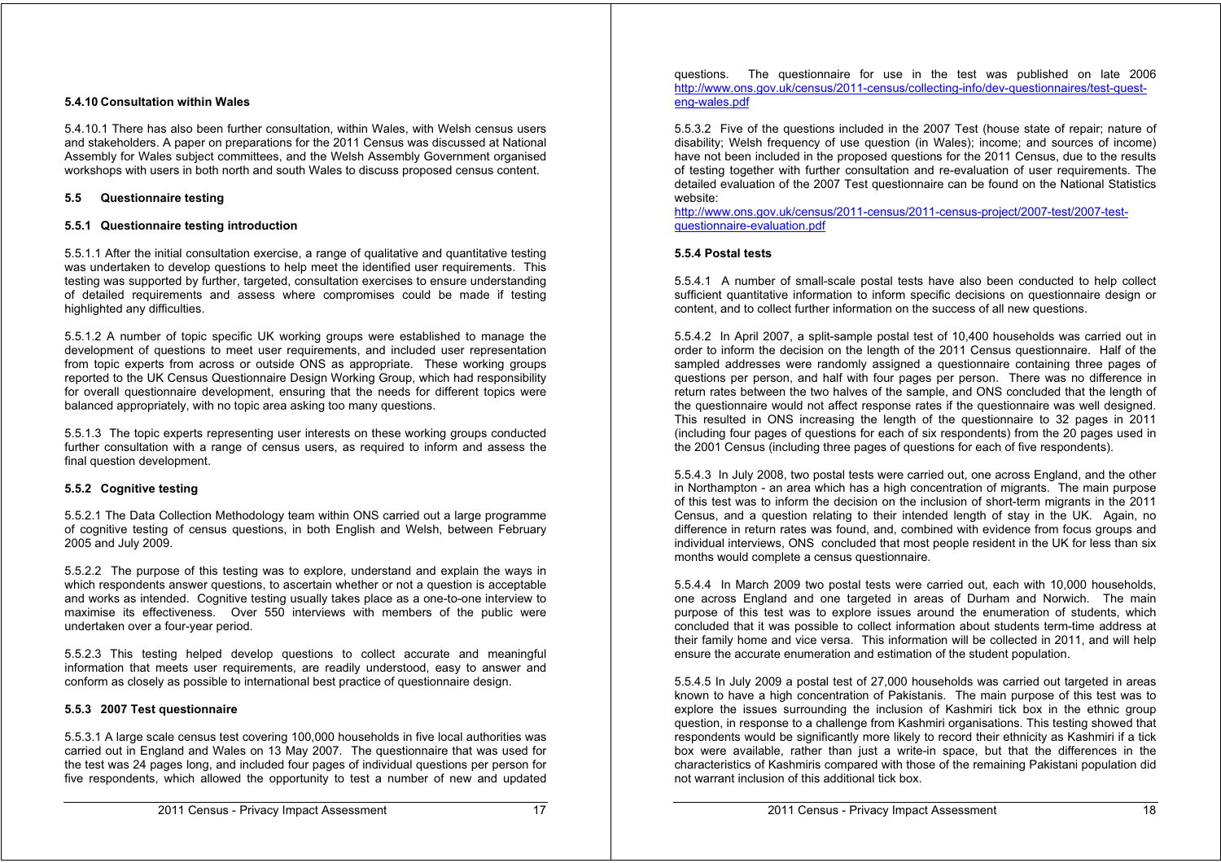#### 5.4.10 Consultation within Wales

5.4.10.1 There has also been further consultation, within Wales, with Welsh census users and stakeholders. A paper on preparations for the 2011 Census was discussed at National Assembly for Wales subject committees, and the Welsh Assembly Government organised workshops with users in both north and south Wales to discuss proposed census content.

### 5.5 Questionnaire testing

#### 5.5.1 Questionnaire testing introduction

5.5.1.1 After the initial consultation exercise, a range of qualitative and quantitative testing was undertaken to develop questions to help meet the identified user requirements. This testing was supported by further, targeted, consultation exercises to ensure understanding of detailed requirements and assess where compromises could be made if testing highlighted any difficulties.

5.5.1.2 A number of topic specific UK working groups were established to manage the development of questions to meet user requirements, and included user representation from topic experts from across or outside ONS as appropriate. These working groups reported to the UK Census Questionnaire Design Working Group, which had responsibility for overall questionnaire development, ensuring that the needs for different topics were balanced appropriately, with no topic area asking too many questions.

5.5.1.3 The topic experts representing user interests on these working groups conducted further consultation with a range of census users, as required to inform and assess the final question development.

#### 5.5.2 Cognitive testing

5.5.2.1 The Data Collection Methodology team within ONS carried out a large programme of cognitive testing of census questions, in both English and Welsh, between February 2005 and July 2009.

5.5.2.2 The purpose of this testing was to explore, understand and explain the ways in which respondents answer questions, to ascertain whether or not a question is acceptable and works as intended. Cognitive testing usually takes place as a one-to-one interview to maximise its effectiveness. Over 550 interviews with members of the public were undertaken over a four-year period.

5.5.2.3 This testing helped develop questions to collect accurate and meaningful information that meets user requirements, are readily understood, easy to answer and conform as closely as possible to international best practice of questionnaire design.

#### 5.5.3 2007 Test questionnaire

5.5.3.1 A large scale census test covering 100,000 households in five local authorities was carried out in England and Wales on 13 May 2007. The questionnaire that was used for the test was 24 pages long, and included four pages of individual questions per person for five respondents, which allowed the opportunity to test a number of new and updated questions. The questionnaire for use in the test was published on late 2006 http://www.ons.gov.uk/census/2011-census/collecting-info/dev-questionnaires/test-quest-eng-wales.pdf

5.5.3.2 Five of the questions included in the 2007 Test (house state of repair; nature of disability; Welsh frequency of use question (in Wales); income; and sources of income) have not been included in the proposed questions for the 2011 Census, due to the results of testing together with further consultation and re-evaluation of user requirements. The detailed evaluation of the 2007 Test questionnaire can be found on the National Statistics website:
http://www.ons.gov.uk/census/2011-census/2011-census-project/2007-test/2007-test-questionnaire-evaluation.pdf

#### 5.5.4 Postal tests

5.5.4.1 A number of small-scale postal tests have also been conducted to help collect sufficient quantitative information to inform specific decisions on questionnaire design or content, and to collect further information on the success of all new questions.

5.5.4.2 In April 2007, a split-sample postal test of 10,400 households was carried out in order to inform the decision on the length of the 2011 Census questionnaire. Half of the sampled addresses were randomly assigned a questionnaire containing three pages of questions per person, and half with four pages per person. There was no difference in return rates between the two halves of the sample, and ONS concluded that the length of the questionnaire would not affect response rates if the questionnaire was well designed. This resulted in ONS increasing the length of the questionnaire to 32 pages in 2011 (including four pages of questions for each of six respondents) from the 20 pages used in the 2001 Census (including three pages of questions for each of five respondents).

5.5.4.3 In July 2008, two postal tests were carried out, one across England, and the other in Northampton - an area which has a high concentration of migrants. The main purpose of this test was to inform the decision on the inclusion of short-term migrants in the 2011 Census, and a question relating to their intended length of stay in the UK. Again, no difference in return rates was found, and, combined with evidence from focus groups and individual interviews, ONS concluded that most people resident in the UK for less than six months would complete a census questionnaire.

5.5.4.4 In March 2009 two postal tests were carried out, each with 10,000 households, one across England and one targeted in areas of Durham and Norwich. The main purpose of this test was to explore issues around the enumeration of students, which concluded that it was possible to collect information about students term-time address at their family home and vice versa. This information will be collected in 2011, and will help ensure the accurate enumeration and estimation of the student population.

5.5.4.5 In July 2009 a postal test of 27,000 households was carried out targeted in areas known to have a high concentration of Pakistanis. The main purpose of this test was to explore the issues surrounding the inclusion of Kashmiri tick box in the ethnic group question, in response to a challenge from Kashmiri organisations. This testing showed that respondents would be significantly more likely to record their ethnicity as Kashmiri if a tick box were available, rather than just a write-in space, but that the differences in the characteristics of Kashmiris compared with those of the remaining Pakistani population did not warrant inclusion of this additional tick box.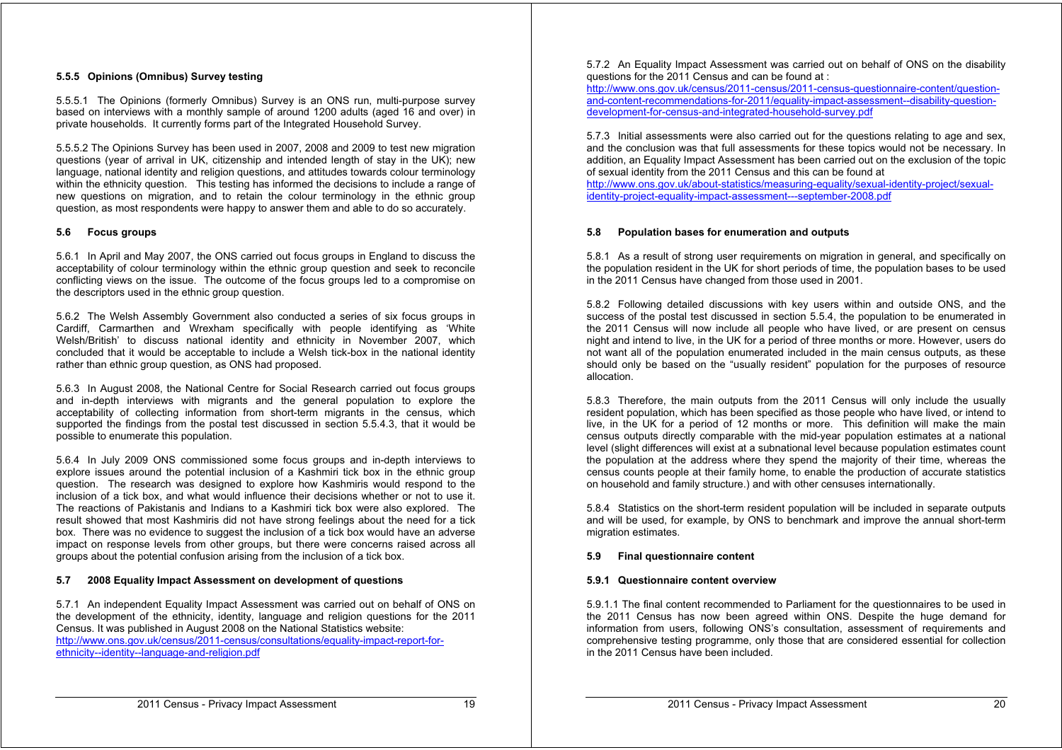### 5.5.5 Opinions (Omnibus) Survey testing

5.5.5.1 The Opinions (formerly Omnibus) Survey is an ONS run, multi-purpose survey based on interviews with a monthly sample of around 1200 adults (aged 16 and over) in private households. It currently forms part of the Integrated Household Survey.

5.5.5.2 The Opinions Survey has been used in 2007, 2008 and 2009 to test new migration questions (year of arrival in UK, citizenship and intended length of stay in the UK); new language, national identity and religion questions, and attitudes towards colour terminology within the ethnicity question. This testing has informed the decisions to include a range of new questions on migration, and to retain the colour terminology in the ethnic group question, as most respondents were happy to answer them and able to do so accurately.

## 5.6 Focus groups

5.6.1 In April and May 2007, the ONS carried out focus groups in England to discuss the acceptability of colour terminology within the ethnic group question and seek to reconcile conflicting views on the issue. The outcome of the focus groups led to a compromise on the descriptors used in the ethnic group question.

5.6.2 The Welsh Assembly Government also conducted a series of six focus groups in Cardiff, Carmarthen and Wrexham specifically with people identifying as 'White Welsh/British' to discuss national identity and ethnicity in November 2007, which concluded that it would be acceptable to include a Welsh tick-box in the national identity rather than ethnic group question, as ONS had proposed.

5.6.3 In August 2008, the National Centre for Social Research carried out focus groups and in-depth interviews with migrants and the general population to explore the acceptability of collecting information from short-term migrants in the census, which supported the findings from the postal test discussed in section 5.5.4.3, that it would be possible to enumerate this population.

5.6.4 In July 2009 ONS commissioned some focus groups and in-depth interviews to explore issues around the potential inclusion of a Kashmiri tick box in the ethnic group question. The research was designed to explore how Kashmiris would respond to the inclusion of a tick box, and what would influence their decisions whether or not to use it. The reactions of Pakistanis and Indians to a Kashmiri tick box were also explored. The result showed that most Kashmiris did not have strong feelings about the need for a tick box. There was no evidence to suggest the inclusion of a tick box would have an adverse impact on response levels from other groups, but there were concerns raised across all groups about the potential confusion arising from the inclusion of a tick box.

## 5.7 2008 Equality Impact Assessment on development of questions

5.7.1 An independent Equality Impact Assessment was carried out on behalf of ONS on the development of the ethnicity, identity, language and religion questions for the 2011 Census. It was published in August 2008 on the National Statistics website:
[http://www.ons.gov.uk/census/2011-census/consultations/equality-impact-report-for-ethnicity--identity--language-and-religion.pdf](http://www.ons.gov.uk/census/2011-census/consultations/equality-impact-report-for-ethnicity--identity--language-and-religion.pdf)

5.7.2 An Equality Impact Assessment was carried out on behalf of ONS on the disability questions for the 2011 Census and can be found at :
[http://www.ons.gov.uk/census/2011-census/2011-census-questionnaire-content/question-and-content-recommendations-for-2011/equality-impact-assessment--disability-question-development-for-census-and-integrated-household-survey.pdf](http://www.ons.gov.uk/census/2011-census/2011-census-questionnaire-content/question-and-content-recommendations-for-2011/equality-impact-assessment--disability-question-development-for-census-and-integrated-household-survey.pdf)

5.7.3 Initial assessments were also carried out for the questions relating to age and sex, and the conclusion was that full assessments for these topics would not be necessary. In addition, an Equality Impact Assessment has been carried out on the exclusion of the topic of sexual identity from the 2011 Census and this can be found at
[http://www.ons.gov.uk/about-statistics/measuring-equality/sexual-identity-project/sexual-identity-project-equality-impact-assessment---september-2008.pdf](http://www.ons.gov.uk/about-statistics/measuring-equality/sexual-identity-project/sexual-identity-project-equality-impact-assessment---september-2008.pdf)

## 5.8 Population bases for enumeration and outputs

5.8.1 As a result of strong user requirements on migration in general, and specifically on the population resident in the UK for short periods of time, the population bases to be used in the 2011 Census have changed from those used in 2001.

5.8.2 Following detailed discussions with key users within and outside ONS, and the success of the postal test discussed in section 5.5.4, the population to be enumerated in the 2011 Census will now include all people who have lived, or are present on census night and intend to live, in the UK for a period of three months or more. However, users do not want all of the population enumerated included in the main census outputs, as these should only be based on the "usually resident" population for the purposes of resource allocation.

5.8.3 Therefore, the main outputs from the 2011 Census will only include the usually resident population, which has been specified as those people who have lived, or intend to live, in the UK for a period of 12 months or more. This definition will make the main census outputs directly comparable with the mid-year population estimates at a national level (slight differences will exist at a subnational level because population estimates count the population at the address where they spend the majority of their time, whereas the census counts people at their family home, to enable the production of accurate statistics on household and family structure.) and with other censuses internationally.

5.8.4 Statistics on the short-term resident population will be included in separate outputs and will be used, for example, by ONS to benchmark and improve the annual short-term migration estimates.

## 5.9 Final questionnaire content

### 5.9.1 Questionnaire content overview

5.9.1.1 The final content recommended to Parliament for the questionnaires to be used in the 2011 Census has now been agreed within ONS. Despite the huge demand for information from users, following ONS's consultation, assessment of requirements and comprehensive testing programme, only those that are considered essential for collection in the 2011 Census have been included.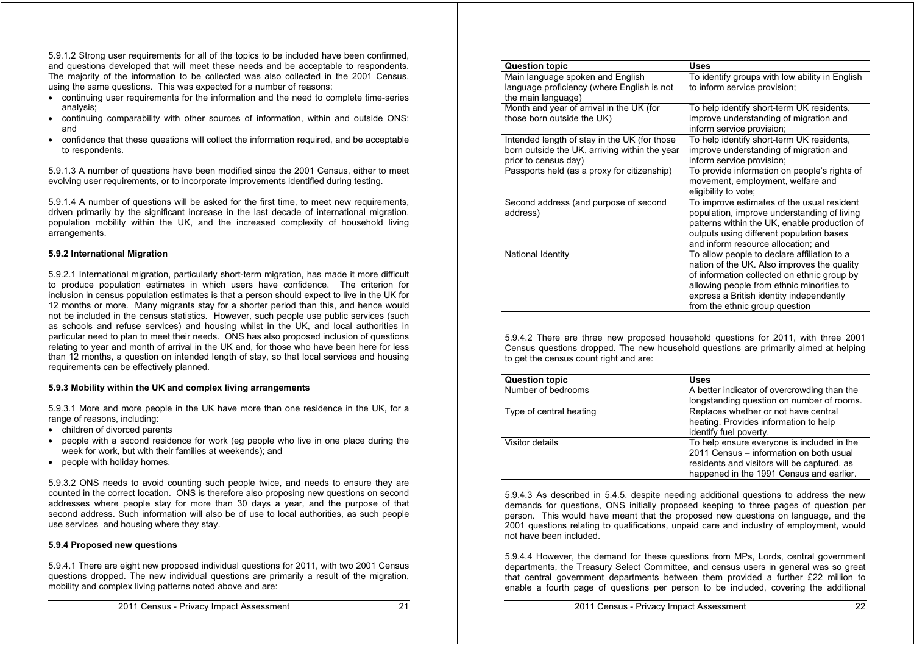5.9.1.2 Strong user requirements for all of the topics to be included have been confirmed, and questions developed that will meet these needs and be acceptable to respondents. The majority of the information to be collected was also collected in the 2001 Census, using the same questions. This was expected for a number of reasons:

- continuing user requirements for the information and the need to complete time-series analysis;
- continuing comparability with other sources of information, within and outside ONS; and
- confidence that these questions will collect the information required, and be acceptable to respondents.

5.9.1.3 A number of questions have been modified since the 2001 Census, either to meet evolving user requirements, or to incorporate improvements identified during testing.

5.9.1.4 A number of questions will be asked for the first time, to meet new requirements, driven primarily by the significant increase in the last decade of international migration, population mobility within the UK, and the increased complexity of household living arrangements.

**5.9.2 International Migration**

5.9.2.1 International migration, particularly short-term migration, has made it more difficult to produce population estimates in which users have confidence. The criterion for inclusion in census population estimates is that a person should expect to live in the UK for 12 months or more. Many migrants stay for a shorter period than this, and hence would not be included in the census statistics. However, such people use public services (such as schools and refuse services) and housing whilst in the UK, and local authorities in particular need to plan to meet their needs. ONS has also proposed inclusion of questions relating to year and month of arrival in the UK and, for those who have been here for less than 12 months, a question on intended length of stay, so that local services and housing requirements can be effectively planned.

**5.9.3 Mobility within the UK and complex living arrangements**

5.9.3.1 More and more people in the UK have more than one residence in the UK, for a range of reasons, including:

- children of divorced parents
- people with a second residence for work (eg people who live in one place during the week for work, but with their families at weekends); and
- people with holiday homes.

5.9.3.2 ONS needs to avoid counting such people twice, and needs to ensure they are counted in the correct location. ONS is therefore also proposing new questions on second addresses where people stay for more than 30 days a year, and the purpose of that second address. Such information will also be of use to local authorities, as such people use services and housing where they stay.

**5.9.4 Proposed new questions**

5.9.4.1 There are eight new proposed individual questions for 2011, with two 2001 Census questions dropped. The new individual questions are primarily a result of the migration, mobility and complex living patterns noted above and are:

| Question topic | Uses |
| --- | --- |
| Main language spoken and English language proficiency (where English is not the main language) | To identify groups with low ability in English to inform service provision; |
| Month and year of arrival in the UK (for those born outside the UK) | To help identify short-term UK residents, improve understanding of migration and inform service provision; |
| Intended length of stay in the UK (for those born outside the UK, arriving within the year prior to census day) | To help identify short-term UK residents, improve understanding of migration and inform service provision; |
| Passports held (as a proxy for citizenship) | To provide information on people's rights of movement, employment, welfare and eligibility to vote; |
| Second address (and purpose of second address) | To improve estimates of the usual resident population, improve understanding of living patterns within the UK, enable production of outputs using different population bases and inform resource allocation; and |
| National Identity | To allow people to declare affiliation to a nation of the UK. Also improves the quality of information collected on ethnic group by allowing people from ethnic minorities to express a British identity independently from the ethnic group question |
| | |

5.9.4.2 There are three new proposed household questions for 2011, with three 2001 Census questions dropped. The new household questions are primarily aimed at helping to get the census count right and are:

| Question topic | Uses |
| --- | --- |
| Number of bedrooms | A better indicator of overcrowding than the longstanding question on number of rooms. |
| Type of central heating | Replaces whether or not have central heating. Provides information to help identify fuel poverty. |
| Visitor details | To help ensure everyone is included in the 2011 Census – information on both usual residents and visitors will be captured, as happened in the 1991 Census and earlier. |

5.9.4.3 As described in 5.4.5, despite needing additional questions to address the new demands for questions, ONS initially proposed keeping to three pages of question per person. This would have meant that the proposed new questions on language, and the 2001 questions relating to qualifications, unpaid care and industry of employment, would not have been included.

5.9.4.4 However, the demand for these questions from MPs, Lords, central government departments, the Treasury Select Committee, and census users in general was so great that central government departments between them provided a further £22 million to enable a fourth page of questions per person to be included, covering the additional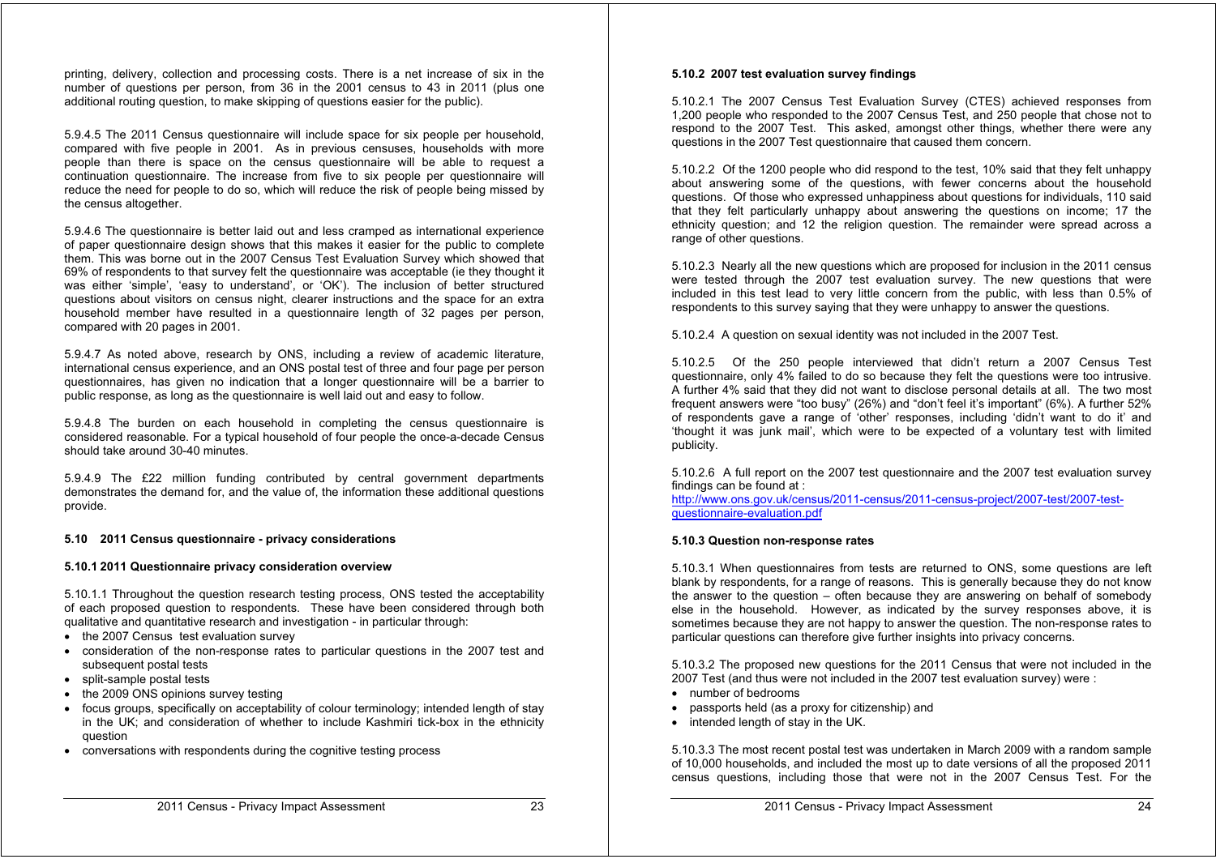printing, delivery, collection and processing costs. There is a net increase of six in the number of questions per person, from 36 in the 2001 census to 43 in 2011 (plus one additional routing question, to make skipping of questions easier for the public).

5.9.4.5 The 2011 Census questionnaire will include space for six people per household, compared with five people in 2001. As in previous censuses, households with more people than there is space on the census questionnaire will be able to request a continuation questionnaire. The increase from five to six people per questionnaire will reduce the need for people to do so, which will reduce the risk of people being missed by the census altogether.

5.9.4.6 The questionnaire is better laid out and less cramped as international experience of paper questionnaire design shows that this makes it easier for the public to complete them. This was borne out in the 2007 Census Test Evaluation Survey which showed that 69% of respondents to that survey felt the questionnaire was acceptable (ie they thought it was either 'simple', 'easy to understand', or 'OK'). The inclusion of better structured questions about visitors on census night, clearer instructions and the space for an extra household member have resulted in a questionnaire length of 32 pages per person, compared with 20 pages in 2001.

5.9.4.7 As noted above, research by ONS, including a review of academic literature, international census experience, and an ONS postal test of three and four page per person questionnaires, has given no indication that a longer questionnaire will be a barrier to public response, as long as the questionnaire is well laid out and easy to follow.

5.9.4.8 The burden on each household in completing the census questionnaire is considered reasonable. For a typical household of four people the once-a-decade Census should take around 30-40 minutes.

5.9.4.9 The £22 million funding contributed by central government departments demonstrates the demand for, and the value of, the information these additional questions provide.

## 5.10 2011 Census questionnaire - privacy considerations

### 5.10.1 2011 Questionnaire privacy consideration overview

5.10.1.1 Throughout the question research testing process, ONS tested the acceptability of each proposed question to respondents. These have been considered through both qualitative and quantitative research and investigation - in particular through:

- the 2007 Census test evaluation survey
- consideration of the non-response rates to particular questions in the 2007 test and subsequent postal tests
- split-sample postal tests
- the 2009 ONS opinions survey testing
- focus groups, specifically on acceptability of colour terminology; intended length of stay in the UK; and consideration of whether to include Kashmiri tick-box in the ethnicity question
- conversations with respondents during the cognitive testing process

### 5.10.2 2007 test evaluation survey findings

5.10.2.1 The 2007 Census Test Evaluation Survey (CTES) achieved responses from 1,200 people who responded to the 2007 Census Test, and 250 people that chose not to respond to the 2007 Test. This asked, amongst other things, whether there were any questions in the 2007 Test questionnaire that caused them concern.

5.10.2.2 Of the 1200 people who did respond to the test, 10% said that they felt unhappy about answering some of the questions, with fewer concerns about the household questions. Of those who expressed unhappiness about questions for individuals, 110 said that they felt particularly unhappy about answering the questions on income; 17 the ethnicity question; and 12 the religion question. The remainder were spread across a range of other questions.

5.10.2.3 Nearly all the new questions which are proposed for inclusion in the 2011 census were tested through the 2007 test evaluation survey. The new questions that were included in this test lead to very little concern from the public, with less than 0.5% of respondents to this survey saying that they were unhappy to answer the questions.

5.10.2.4 A question on sexual identity was not included in the 2007 Test.

5.10.2.5 Of the 250 people interviewed that didn't return a 2007 Census Test questionnaire, only 4% failed to do so because they felt the questions were too intrusive. A further 4% said that they did not want to disclose personal details at all. The two most frequent answers were "too busy" (26%) and "don't feel it's important" (6%). A further 52% of respondents gave a range of 'other' responses, including 'didn't want to do it' and 'thought it was junk mail', which were to be expected of a voluntary test with limited publicity.

5.10.2.6 A full report on the 2007 test questionnaire and the 2007 test evaluation survey findings can be found at :
http://www.ons.gov.uk/census/2011-census/2011-census-project/2007-test/2007-test-questionnaire-evaluation.pdf

### 5.10.3 Question non-response rates

5.10.3.1 When questionnaires from tests are returned to ONS, some questions are left blank by respondents, for a range of reasons. This is generally because they do not know the answer to the question – often because they are answering on behalf of somebody else in the household. However, as indicated by the survey responses above, it is sometimes because they are not happy to answer the question. The non-response rates to particular questions can therefore give further insights into privacy concerns.

5.10.3.2 The proposed new questions for the 2011 Census that were not included in the 2007 Test (and thus were not included in the 2007 test evaluation survey) were :

- number of bedrooms
- passports held (as a proxy for citizenship) and
- intended length of stay in the UK.

5.10.3.3 The most recent postal test was undertaken in March 2009 with a random sample of 10,000 households, and included the most up to date versions of all the proposed 2011 census questions, including those that were not in the 2007 Census Test. For the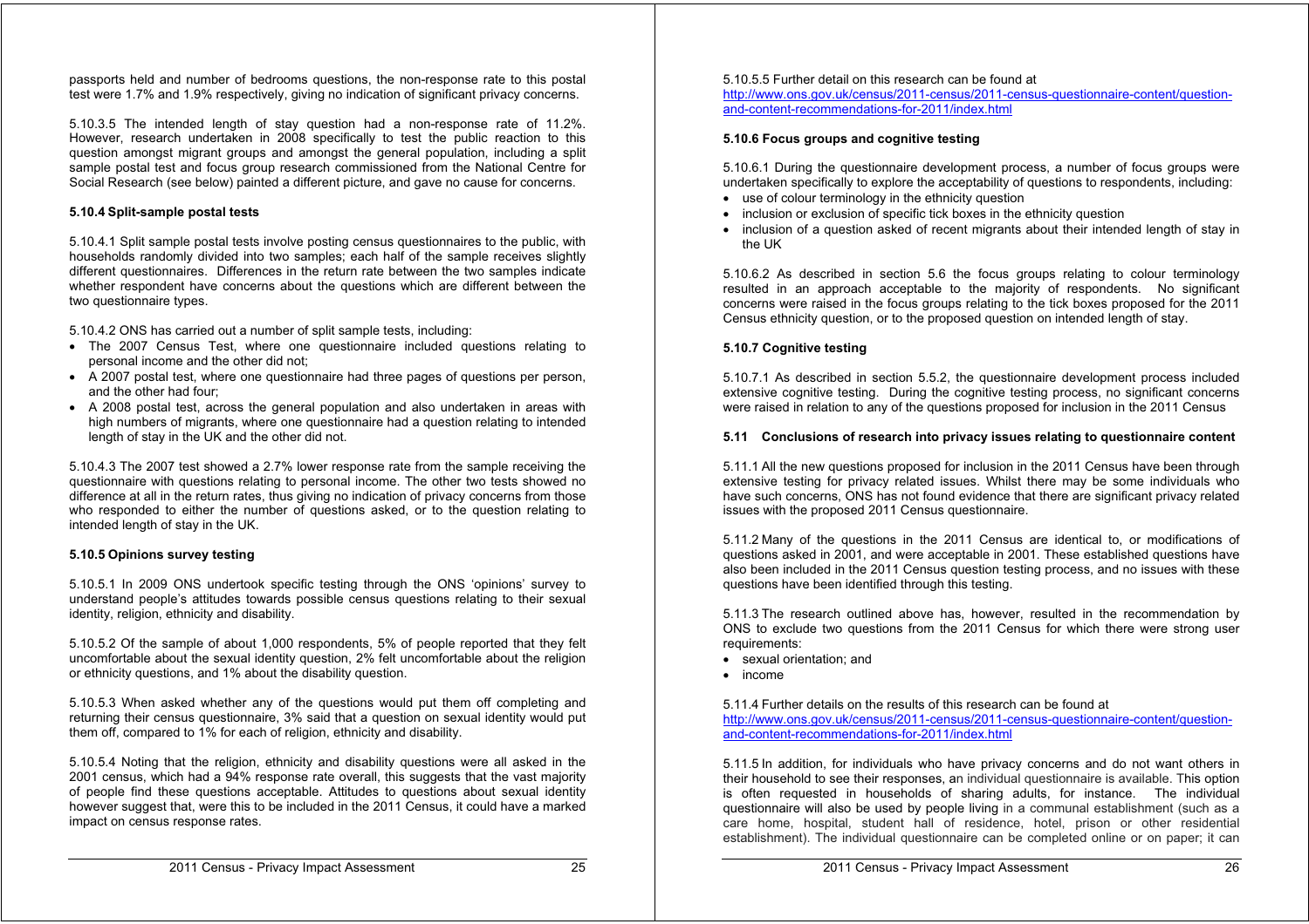passports held and number of bedrooms questions, the non-response rate to this postal test were 1.7% and 1.9% respectively, giving no indication of significant privacy concerns.

5.10.3.5 The intended length of stay question had a non-response rate of 11.2%. However, research undertaken in 2008 specifically to test the public reaction to this question amongst migrant groups and amongst the general population, including a split sample postal test and focus group research commissioned from the National Centre for Social Research (see below) painted a different picture, and gave no cause for concerns.

**5.10.4 Split-sample postal tests**

5.10.4.1 Split sample postal tests involve posting census questionnaires to the public, with households randomly divided into two samples; each half of the sample receives slightly different questionnaires. Differences in the return rate between the two samples indicate whether respondent have concerns about the questions which are different between the two questionnaire types.

5.10.4.2 ONS has carried out a number of split sample tests, including:

- The 2007 Census Test, where one questionnaire included questions relating to personal income and the other did not;
- A 2007 postal test, where one questionnaire had three pages of questions per person, and the other had four;
- A 2008 postal test, across the general population and also undertaken in areas with high numbers of migrants, where one questionnaire had a question relating to intended length of stay in the UK and the other did not.

5.10.4.3 The 2007 test showed a 2.7% lower response rate from the sample receiving the questionnaire with questions relating to personal income. The other two tests showed no difference at all in the return rates, thus giving no indication of privacy concerns from those who responded to either the number of questions asked, or to the question relating to intended length of stay in the UK.

**5.10.5 Opinions survey testing**

5.10.5.1 In 2009 ONS undertook specific testing through the ONS 'opinions' survey to understand people's attitudes towards possible census questions relating to their sexual identity, religion, ethnicity and disability.

5.10.5.2 Of the sample of about 1,000 respondents, 5% of people reported that they felt uncomfortable about the sexual identity question, 2% felt uncomfortable about the religion or ethnicity questions, and 1% about the disability question.

5.10.5.3 When asked whether any of the questions would put them off completing and returning their census questionnaire, 3% said that a question on sexual identity would put them off, compared to 1% for each of religion, ethnicity and disability.

5.10.5.4 Noting that the religion, ethnicity and disability questions were all asked in the 2001 census, which had a 94% response rate overall, this suggests that the vast majority of people find these questions acceptable. Attitudes to questions about sexual identity however suggest that, were this to be included in the 2011 Census, it could have a marked impact on census response rates.

5.10.5.5 Further detail on this research can be found at http://www.ons.gov.uk/census/2011-census/2011-census-questionnaire-content/question-and-content-recommendations-for-2011/index.html

**5.10.6 Focus groups and cognitive testing**

5.10.6.1 During the questionnaire development process, a number of focus groups were undertaken specifically to explore the acceptability of questions to respondents, including:

- use of colour terminology in the ethnicity question
- inclusion or exclusion of specific tick boxes in the ethnicity question
- inclusion of a question asked of recent migrants about their intended length of stay in the UK

5.10.6.2 As described in section 5.6 the focus groups relating to colour terminology resulted in an approach acceptable to the majority of respondents. No significant concerns were raised in the focus groups relating to the tick boxes proposed for the 2011 Census ethnicity question, or to the proposed question on intended length of stay.

**5.10.7 Cognitive testing**

5.10.7.1 As described in section 5.5.2, the questionnaire development process included extensive cognitive testing. During the cognitive testing process, no significant concerns were raised in relation to any of the questions proposed for inclusion in the 2011 Census

**5.11 Conclusions of research into privacy issues relating to questionnaire content**

5.11.1 All the new questions proposed for inclusion in the 2011 Census have been through extensive testing for privacy related issues. Whilst there may be some individuals who have such concerns, ONS has not found evidence that there are significant privacy related issues with the proposed 2011 Census questionnaire.

5.11.2 Many of the questions in the 2011 Census are identical to, or modifications of questions asked in 2001, and were acceptable in 2001. These established questions have also been included in the 2011 Census question testing process, and no issues with these questions have been identified through this testing.

5.11.3 The research outlined above has, however, resulted in the recommendation by ONS to exclude two questions from the 2011 Census for which there were strong user requirements:

- sexual orientation; and
- income

5.11.4 Further details on the results of this research can be found at http://www.ons.gov.uk/census/2011-census/2011-census-questionnaire-content/question-and-content-recommendations-for-2011/index.html

5.11.5 In addition, for individuals who have privacy concerns and do not want others in their household to see their responses, an individual questionnaire is available. This option is often requested in households of sharing adults, for instance. The individual questionnaire will also be used by people living in a communal establishment (such as a care home, hospital, student hall of residence, hotel, prison or other residential establishment). The individual questionnaire can be completed online or on paper; it can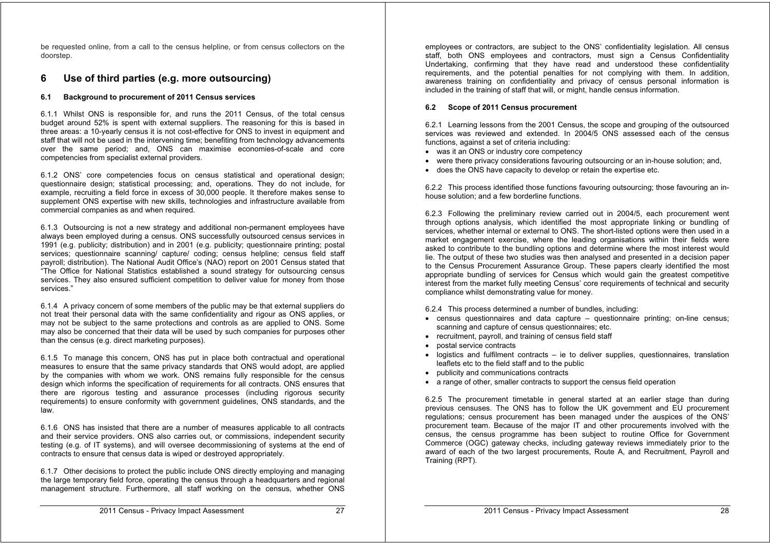be requested online, from a call to the census helpline, or from census collectors on the doorstep.

# 6 Use of third parties (e.g. more outsourcing)

### 6.1 Background to procurement of 2011 Census services

6.1.1 Whilst ONS is responsible for, and runs the 2011 Census, of the total census budget around 52% is spent with external suppliers. The reasoning for this is based in three areas: a 10-yearly census it is not cost-effective for ONS to invest in equipment and staff that will not be used in the intervening time; benefiting from technology advancements over the same period; and, ONS can maximise economies-of-scale and core competencies from specialist external providers.

6.1.2 ONS' core competencies focus on census statistical and operational design; questionnaire design; statistical processing; and, operations. They do not include, for example, recruiting a field force in excess of 30,000 people. It therefore makes sense to supplement ONS expertise with new skills, technologies and infrastructure available from commercial companies as and when required.

6.1.3 Outsourcing is not a new strategy and additional non-permanent employees have always been employed during a census. ONS successfully outsourced census services in 1991 (e.g. publicity; distribution) and in 2001 (e.g. publicity; questionnaire printing; postal services; questionnaire scanning/ capture/ coding; census helpline; census field staff payroll; distribution). The National Audit Office's (NAO) report on 2001 Census stated that "The Office for National Statistics established a sound strategy for outsourcing census services. They also ensured sufficient competition to deliver value for money from those services."

6.1.4 A privacy concern of some members of the public may be that external suppliers do not treat their personal data with the same confidentiality and rigour as ONS applies, or may not be subject to the same protections and controls as are applied to ONS. Some may also be concerned that their data will be used by such companies for purposes other than the census (e.g. direct marketing purposes).

6.1.5 To manage this concern, ONS has put in place both contractual and operational measures to ensure that the same privacy standards that ONS would adopt, are applied by the companies with whom we work. ONS remains fully responsible for the census design which informs the specification of requirements for all contracts. ONS ensures that there are rigorous testing and assurance processes (including rigorous security requirements) to ensure conformity with government guidelines, ONS standards, and the law.

6.1.6 ONS has insisted that there are a number of measures applicable to all contracts and their service providers. ONS also carries out, or commissions, independent security testing (e.g. of IT systems), and will oversee decommissioning of systems at the end of contracts to ensure that census data is wiped or destroyed appropriately.

6.1.7 Other decisions to protect the public include ONS directly employing and managing the large temporary field force, operating the census through a headquarters and regional management structure. Furthermore, all staff working on the census, whether ONS employees or contractors, are subject to the ONS' confidentiality legislation. All census staff, both ONS employees and contractors, must sign a Census Confidentiality Undertaking, confirming that they have read and understood these confidentiality requirements, and the potential penalties for not complying with them. In addition, awareness training on confidentiality and privacy of census personal information is included in the training of staff that will, or might, handle census information.

### 6.2 Scope of 2011 Census procurement

6.2.1 Learning lessons from the 2001 Census, the scope and grouping of the outsourced services was reviewed and extended. In 2004/5 ONS assessed each of the census functions, against a set of criteria including:

- was it an ONS or industry core competency
- were there privacy considerations favouring outsourcing or an in-house solution; and,
- does the ONS have capacity to develop or retain the expertise etc.

6.2.2 This process identified those functions favouring outsourcing; those favouring an in-house solution; and a few borderline functions.

6.2.3 Following the preliminary review carried out in 2004/5, each procurement went through options analysis, which identified the most appropriate linking or bundling of services, whether internal or external to ONS. The short-listed options were then used in a market engagement exercise, where the leading organisations within their fields were asked to contribute to the bundling options and determine where the most interest would lie. The output of these two studies was then analysed and presented in a decision paper to the Census Procurement Assurance Group. These papers clearly identified the most appropriate bundling of services for Census which would gain the greatest competitive interest from the market fully meeting Census' core requirements of technical and security compliance whilst demonstrating value for money.

6.2.4 This process determined a number of bundles, including:

- census questionnaires and data capture – questionnaire printing; on-line census; scanning and capture of census questionnaires; etc.
- recruitment, payroll, and training of census field staff
- postal service contracts
- logistics and fulfilment contracts – ie to deliver supplies, questionnaires, translation leaflets etc to the field staff and to the public
- publicity and communications contracts
- a range of other, smaller contracts to support the census field operation

6.2.5 The procurement timetable in general started at an earlier stage than during previous censuses. The ONS has to follow the UK government and EU procurement regulations; census procurement has been managed under the auspices of the ONS' procurement team. Because of the major IT and other procurements involved with the census, the census programme has been subject to routine Office for Government Commerce (OGC) gateway checks, including gateway reviews immediately prior to the award of each of the two largest procurements, Route A, and Recruitment, Payroll and Training (RPT).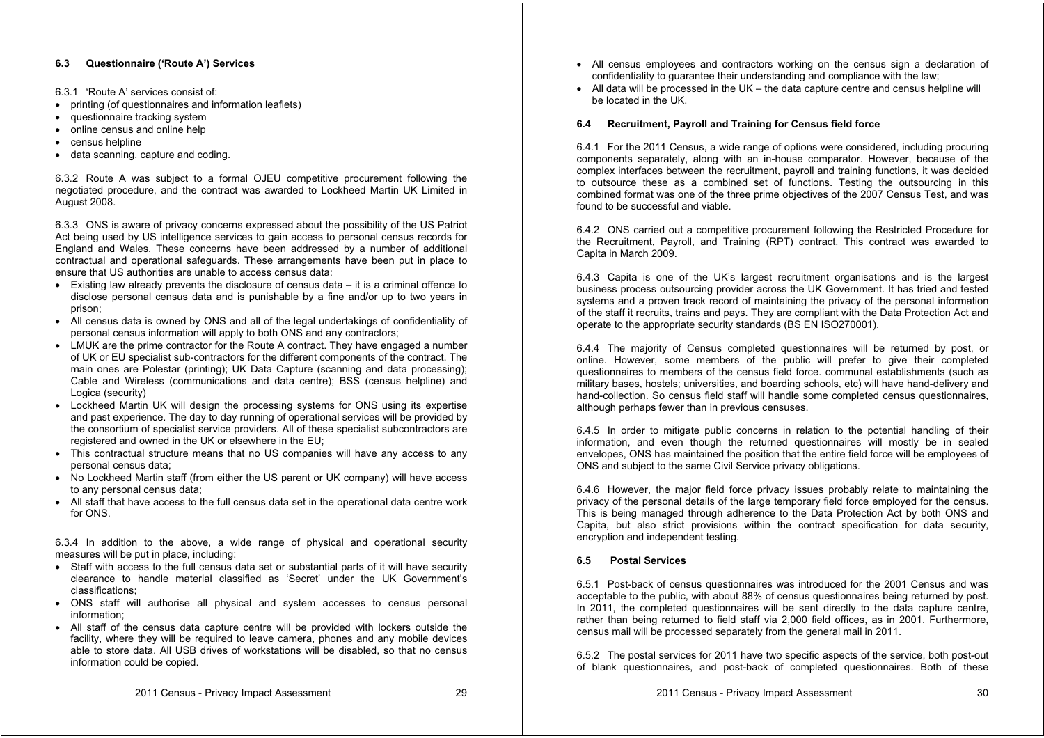### 6.3 Questionnaire ('Route A') Services

6.3.1 'Route A' services consist of:

- printing (of questionnaires and information leaflets)
- questionnaire tracking system
- online census and online help
- census helpline
- data scanning, capture and coding.

6.3.2 Route A was subject to a formal OJEU competitive procurement following the negotiated procedure, and the contract was awarded to Lockheed Martin UK Limited in August 2008.

6.3.3 ONS is aware of privacy concerns expressed about the possibility of the US Patriot Act being used by US intelligence services to gain access to personal census records for England and Wales. These concerns have been addressed by a number of additional contractual and operational safeguards. These arrangements have been put in place to ensure that US authorities are unable to access census data:

- Existing law already prevents the disclosure of census data – it is a criminal offence to disclose personal census data and is punishable by a fine and/or up to two years in prison;
- All census data is owned by ONS and all of the legal undertakings of confidentiality of personal census information will apply to both ONS and any contractors;
- LMUK are the prime contractor for the Route A contract. They have engaged a number of UK or EU specialist sub-contractors for the different components of the contract. The main ones are Polestar (printing); UK Data Capture (scanning and data processing); Cable and Wireless (communications and data centre); BSS (census helpline) and Logica (security)
- Lockheed Martin UK will design the processing systems for ONS using its expertise and past experience. The day to day running of operational services will be provided by the consortium of specialist service providers. All of these specialist subcontractors are registered and owned in the UK or elsewhere in the EU;
- This contractual structure means that no US companies will have any access to any personal census data;
- No Lockheed Martin staff (from either the US parent or UK company) will have access to any personal census data;
- All staff that have access to the full census data set in the operational data centre work for ONS.

6.3.4 In addition to the above, a wide range of physical and operational security measures will be put in place, including:

- Staff with access to the full census data set or substantial parts of it will have security clearance to handle material classified as 'Secret' under the UK Government's classifications;
- ONS staff will authorise all physical and system accesses to census personal information;
- All staff of the census data capture centre will be provided with lockers outside the facility, where they will be required to leave camera, phones and any mobile devices able to store data. All USB drives of workstations will be disabled, so that no census information could be copied.
- All census employees and contractors working on the census sign a declaration of confidentiality to guarantee their understanding and compliance with the law;
- All data will be processed in the UK – the data capture centre and census helpline will be located in the UK.

### 6.4 Recruitment, Payroll and Training for Census field force

6.4.1 For the 2011 Census, a wide range of options were considered, including procuring components separately, along with an in-house comparator. However, because of the complex interfaces between the recruitment, payroll and training functions, it was decided to outsource these as a combined set of functions. Testing the outsourcing in this combined format was one of the three prime objectives of the 2007 Census Test, and was found to be successful and viable.

6.4.2 ONS carried out a competitive procurement following the Restricted Procedure for the Recruitment, Payroll, and Training (RPT) contract. This contract was awarded to Capita in March 2009.

6.4.3 Capita is one of the UK's largest recruitment organisations and is the largest business process outsourcing provider across the UK Government. It has tried and tested systems and a proven track record of maintaining the privacy of the personal information of the staff it recruits, trains and pays. They are compliant with the Data Protection Act and operate to the appropriate security standards (BS EN ISO270001).

6.4.4 The majority of Census completed questionnaires will be returned by post, or online. However, some members of the public will prefer to give their completed questionnaires to members of the census field force. communal establishments (such as military bases, hostels; universities, and boarding schools, etc) will have hand-delivery and hand-collection. So census field staff will handle some completed census questionnaires, although perhaps fewer than in previous censuses.

6.4.5 In order to mitigate public concerns in relation to the potential handling of their information, and even though the returned questionnaires will mostly be in sealed envelopes, ONS has maintained the position that the entire field force will be employees of ONS and subject to the same Civil Service privacy obligations.

6.4.6 However, the major field force privacy issues probably relate to maintaining the privacy of the personal details of the large temporary field force employed for the census. This is being managed through adherence to the Data Protection Act by both ONS and Capita, but also strict provisions within the contract specification for data security, encryption and independent testing.

### 6.5 Postal Services

6.5.1 Post-back of census questionnaires was introduced for the 2001 Census and was acceptable to the public, with about 88% of census questionnaires being returned by post. In 2011, the completed questionnaires will be sent directly to the data capture centre, rather than being returned to field staff via 2,000 field offices, as in 2001. Furthermore, census mail will be processed separately from the general mail in 2011.

6.5.2 The postal services for 2011 have two specific aspects of the service, both post-out of blank questionnaires, and post-back of completed questionnaires. Both of these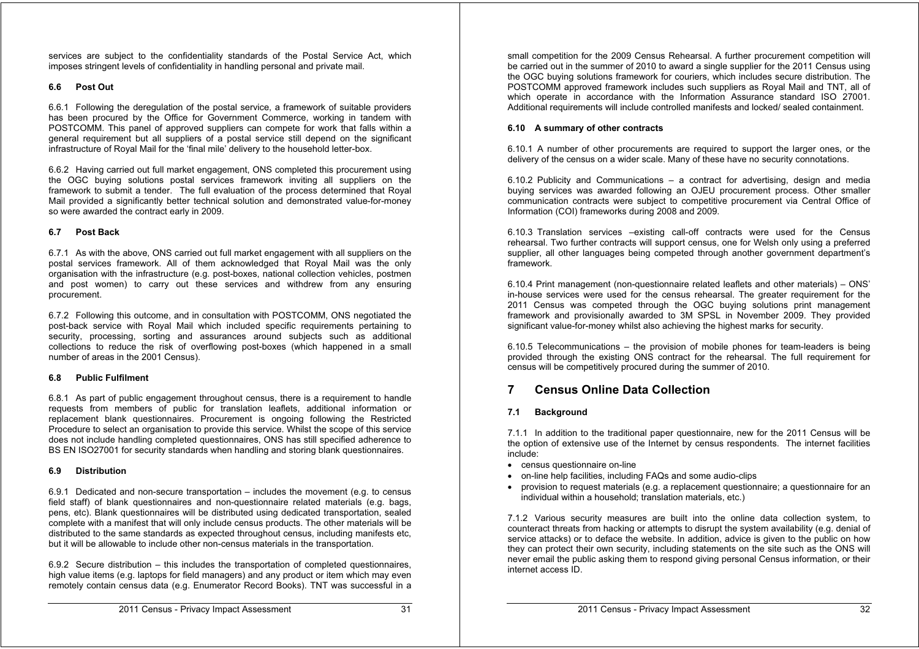services are subject to the confidentiality standards of the Postal Service Act, which imposes stringent levels of confidentiality in handling personal and private mail.

### 6.6 Post Out

6.6.1 Following the deregulation of the postal service, a framework of suitable providers has been procured by the Office for Government Commerce, working in tandem with POSTCOMM. This panel of approved suppliers can compete for work that falls within a general requirement but all suppliers of a postal service still depend on the significant infrastructure of Royal Mail for the 'final mile' delivery to the household letter-box.

6.6.2 Having carried out full market engagement, ONS completed this procurement using the OGC buying solutions postal services framework inviting all suppliers on the framework to submit a tender. The full evaluation of the process determined that Royal Mail provided a significantly better technical solution and demonstrated value-for-money so were awarded the contract early in 2009.

### 6.7 Post Back

6.7.1 As with the above, ONS carried out full market engagement with all suppliers on the postal services framework. All of them acknowledged that Royal Mail was the only organisation with the infrastructure (e.g. post-boxes, national collection vehicles, postmen and post women) to carry out these services and withdrew from any ensuring procurement.

6.7.2 Following this outcome, and in consultation with POSTCOMM, ONS negotiated the post-back service with Royal Mail which included specific requirements pertaining to security, processing, sorting and assurances around subjects such as additional collections to reduce the risk of overflowing post-boxes (which happened in a small number of areas in the 2001 Census).

### 6.8 Public Fulfilment

6.8.1 As part of public engagement throughout census, there is a requirement to handle requests from members of public for translation leaflets, additional information or replacement blank questionnaires. Procurement is ongoing following the Restricted Procedure to select an organisation to provide this service. Whilst the scope of this service does not include handling completed questionnaires, ONS has still specified adherence to BS EN ISO27001 for security standards when handling and storing blank questionnaires.

### 6.9 Distribution

6.9.1 Dedicated and non-secure transportation – includes the movement (e.g. to census field staff) of blank questionnaires and non-questionnaire related materials (e.g. bags, pens, etc). Blank questionnaires will be distributed using dedicated transportation, sealed complete with a manifest that will only include census products. The other materials will be distributed to the same standards as expected throughout census, including manifests etc, but it will be allowable to include other non-census materials in the transportation.

6.9.2 Secure distribution – this includes the transportation of completed questionnaires, high value items (e.g. laptops for field managers) and any product or item which may even remotely contain census data (e.g. Enumerator Record Books). TNT was successful in a small competition for the 2009 Census Rehearsal. A further procurement competition will be carried out in the summer of 2010 to award a single supplier for the 2011 Census using the OGC buying solutions framework for couriers, which includes secure distribution. The POSTCOMM approved framework includes such suppliers as Royal Mail and TNT, all of which operate in accordance with the Information Assurance standard ISO 27001. Additional requirements will include controlled manifests and locked/ sealed containment.

### 6.10 A summary of other contracts

6.10.1 A number of other procurements are required to support the larger ones, or the delivery of the census on a wider scale. Many of these have no security connotations.

6.10.2 Publicity and Communications – a contract for advertising, design and media buying services was awarded following an OJEU procurement process. Other smaller communication contracts were subject to competitive procurement via Central Office of Information (COI) frameworks during 2008 and 2009.

6.10.3 Translation services –existing call-off contracts were used for the Census rehearsal. Two further contracts will support census, one for Welsh only using a preferred supplier, all other languages being competed through another government department's framework.

6.10.4 Print management (non-questionnaire related leaflets and other materials) – ONS' in-house services were used for the census rehearsal. The greater requirement for the 2011 Census was competed through the OGC buying solutions print management framework and provisionally awarded to 3M SPSL in November 2009. They provided significant value-for-money whilst also achieving the highest marks for security.

6.10.5 Telecommunications – the provision of mobile phones for team-leaders is being provided through the existing ONS contract for the rehearsal. The full requirement for census will be competitively procured during the summer of 2010.

## 7 Census Online Data Collection

### 7.1 Background

7.1.1 In addition to the traditional paper questionnaire, new for the 2011 Census will be the option of extensive use of the Internet by census respondents. The internet facilities include:

- census questionnaire on-line
- on-line help facilities, including FAQs and some audio-clips
- provision to request materials (e.g. a replacement questionnaire; a questionnaire for an individual within a household; translation materials, etc.)

7.1.2 Various security measures are built into the online data collection system, to counteract threats from hacking or attempts to disrupt the system availability (e.g. denial of service attacks) or to deface the website. In addition, advice is given to the public on how they can protect their own security, including statements on the site such as the ONS will never email the public asking them to respond giving personal Census information, or their internet access ID.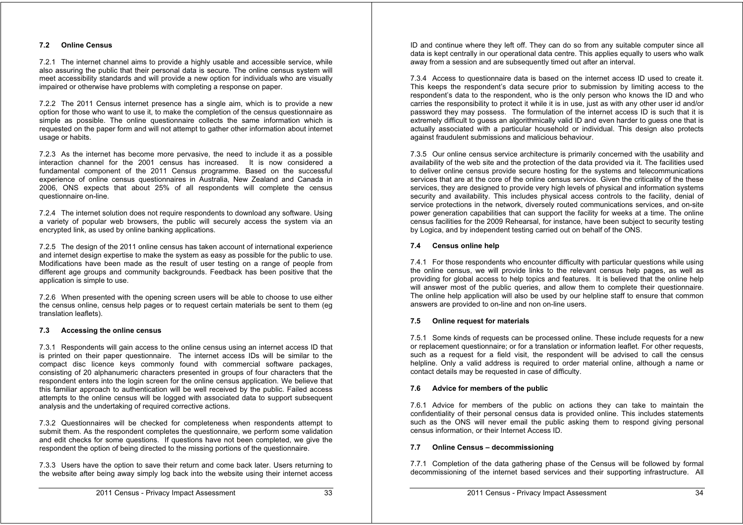### 7.2 Online Census

7.2.1 The internet channel aims to provide a highly usable and accessible service, while also assuring the public that their personal data is secure. The online census system will meet accessibility standards and will provide a new option for individuals who are visually impaired or otherwise have problems with completing a response on paper.

7.2.2 The 2011 Census internet presence has a single aim, which is to provide a new option for those who want to use it, to make the completion of the census questionnaire as simple as possible. The online questionnaire collects the same information which is requested on the paper form and will not attempt to gather other information about internet usage or habits.

7.2.3 As the internet has become more pervasive, the need to include it as a possible interaction channel for the 2001 census has increased. It is now considered a fundamental component of the 2011 Census programme. Based on the successful experience of online census questionnaires in Australia, New Zealand and Canada in 2006, ONS expects that about 25% of all respondents will complete the census questionnaire on-line.

7.2.4 The internet solution does not require respondents to download any software. Using a variety of popular web browsers, the public will securely access the system via an encrypted link, as used by online banking applications.

7.2.5 The design of the 2011 online census has taken account of international experience and internet design expertise to make the system as easy as possible for the public to use. Modifications have been made as the result of user testing on a range of people from different age groups and community backgrounds. Feedback has been positive that the application is simple to use.

7.2.6 When presented with the opening screen users will be able to choose to use either the census online, census help pages or to request certain materials be sent to them (eg translation leaflets).

### 7.3 Accessing the online census

7.3.1 Respondents will gain access to the online census using an internet access ID that is printed on their paper questionnaire. The internet access IDs will be similar to the compact disc licence keys commonly found with commercial software packages, consisting of 20 alphanumeric characters presented in groups of four characters that the respondent enters into the login screen for the online census application. We believe that this familiar approach to authentication will be well received by the public. Failed access attempts to the online census will be logged with associated data to support subsequent analysis and the undertaking of required corrective actions.

7.3.2 Questionnaires will be checked for completeness when respondents attempt to submit them. As the respondent completes the questionnaire, we perform some validation and edit checks for some questions. If questions have not been completed, we give the respondent the option of being directed to the missing portions of the questionnaire.

7.3.3 Users have the option to save their return and come back later. Users returning to the website after being away simply log back into the website using their internet access ID and continue where they left off. They can do so from any suitable computer since all data is kept centrally in our operational data centre. This applies equally to users who walk away from a session and are subsequently timed out after an interval.

7.3.4 Access to questionnaire data is based on the internet access ID used to create it. This keeps the respondent's data secure prior to submission by limiting access to the respondent's data to the respondent, who is the only person who knows the ID and who carries the responsibility to protect it while it is in use, just as with any other user id and/or password they may possess. The formulation of the internet access ID is such that it is extremely difficult to guess an algorithmically valid ID and even harder to guess one that is actually associated with a particular household or individual. This design also protects against fraudulent submissions and malicious behaviour.

7.3.5 Our online census service architecture is primarily concerned with the usability and availability of the web site and the protection of the data provided via it. The facilities used to deliver online census provide secure hosting for the systems and telecommunications services that are at the core of the online census service. Given the criticality of the these services, they are designed to provide very high levels of physical and information systems security and availability. This includes physical access controls to the facility, denial of service protections in the network, diversely routed communications services, and on-site power generation capabilities that can support the facility for weeks at a time. The online census facilities for the 2009 Rehearsal, for instance, have been subject to security testing by Logica, and by independent testing carried out on behalf of the ONS.

### 7.4 Census online help

7.4.1 For those respondents who encounter difficulty with particular questions while using the online census, we will provide links to the relevant census help pages, as well as providing for global access to help topics and features. It is believed that the online help will answer most of the public queries, and allow them to complete their questionnaire. The online help application will also be used by our helpline staff to ensure that common answers are provided to on-line and non on-line users.

### 7.5 Online request for materials

7.5.1 Some kinds of requests can be processed online. These include requests for a new or replacement questionnaire; or for a translation or information leaflet. For other requests, such as a request for a field visit, the respondent will be advised to call the census helpline. Only a valid address is required to order material online, although a name or contact details may be requested in case of difficulty.

### 7.6 Advice for members of the public

7.6.1 Advice for members of the public on actions they can take to maintain the confidentiality of their personal census data is provided online. This includes statements such as the ONS will never email the public asking them to respond giving personal census information, or their Internet Access ID.

### 7.7 Online Census – decommissioning

7.7.1 Completion of the data gathering phase of the Census will be followed by formal decommissioning of the internet based services and their supporting infrastructure. All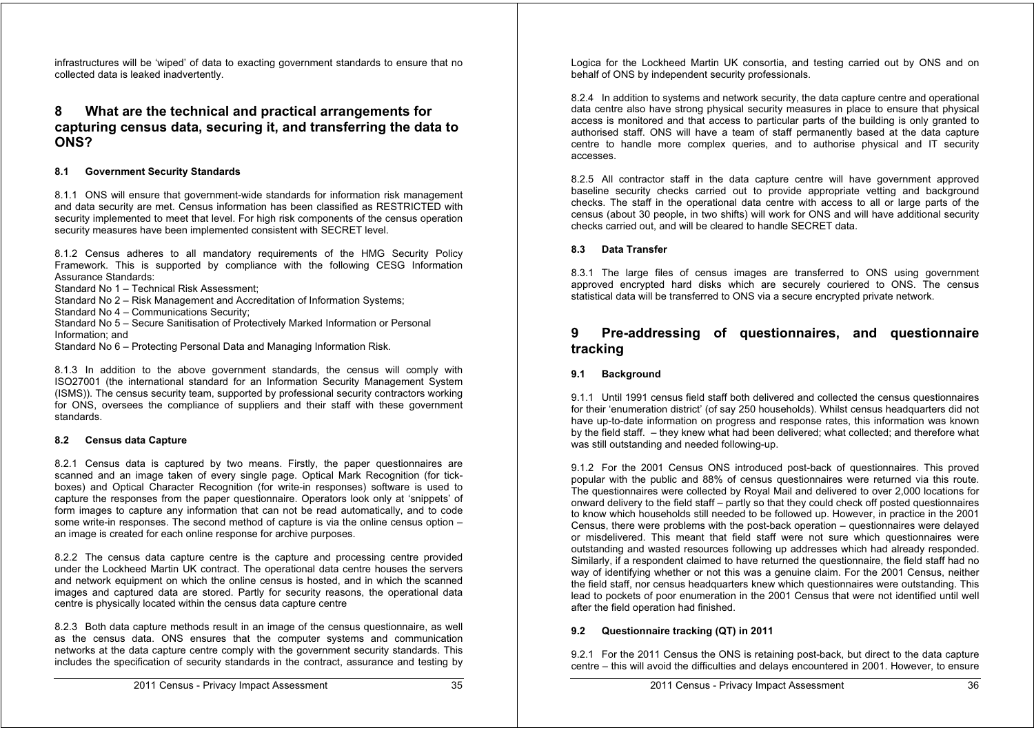infrastructures will be 'wiped' of data to exacting government standards to ensure that no collected data is leaked inadvertently.

## 8 What are the technical and practical arrangements for capturing census data, securing it, and transferring the data to ONS?

### 8.1 Government Security Standards

8.1.1 ONS will ensure that government-wide standards for information risk management and data security are met. Census information has been classified as RESTRICTED with security implemented to meet that level. For high risk components of the census operation security measures have been implemented consistent with SECRET level.

8.1.2 Census adheres to all mandatory requirements of the HMG Security Policy Framework. This is supported by compliance with the following CESG Information Assurance Standards:

Standard No 1 – Technical Risk Assessment;
Standard No 2 – Risk Management and Accreditation of Information Systems;
Standard No 4 – Communications Security;
Standard No 5 – Secure Sanitisation of Protectively Marked Information or Personal Information; and
Standard No 6 – Protecting Personal Data and Managing Information Risk.

8.1.3 In addition to the above government standards, the census will comply with ISO27001 (the international standard for an Information Security Management System (ISMS)). The census security team, supported by professional security contractors working for ONS, oversees the compliance of suppliers and their staff with these government standards.

### 8.2 Census data Capture

8.2.1 Census data is captured by two means. Firstly, the paper questionnaires are scanned and an image taken of every single page. Optical Mark Recognition (for tick-boxes) and Optical Character Recognition (for write-in responses) software is used to capture the responses from the paper questionnaire. Operators look only at 'snippets' of form images to capture any information that can not be read automatically, and to code some write-in responses. The second method of capture is via the online census option – an image is created for each online response for archive purposes.

8.2.2 The census data capture centre is the capture and processing centre provided under the Lockheed Martin UK contract. The operational data centre houses the servers and network equipment on which the online census is hosted, and in which the scanned images and captured data are stored. Partly for security reasons, the operational data centre is physically located within the census data capture centre

8.2.3 Both data capture methods result in an image of the census questionnaire, as well as the census data. ONS ensures that the computer systems and communication networks at the data capture centre comply with the government security standards. This includes the specification of security standards in the contract, assurance and testing by Logica for the Lockheed Martin UK consortia, and testing carried out by ONS and on behalf of ONS by independent security professionals.

8.2.4 In addition to systems and network security, the data capture centre and operational data centre also have strong physical security measures in place to ensure that physical access is monitored and that access to particular parts of the building is only granted to authorised staff. ONS will have a team of staff permanently based at the data capture centre to handle more complex queries, and to authorise physical and IT security accesses.

8.2.5 All contractor staff in the data capture centre will have government approved baseline security checks carried out to provide appropriate vetting and background checks. The staff in the operational data centre with access to all or large parts of the census (about 30 people, in two shifts) will work for ONS and will have additional security checks carried out, and will be cleared to handle SECRET data.

### 8.3 Data Transfer

8.3.1 The large files of census images are transferred to ONS using government approved encrypted hard disks which are securely couriered to ONS. The census statistical data will be transferred to ONS via a secure encrypted private network.

## 9 Pre-addressing of questionnaires, and questionnaire tracking

### 9.1 Background

9.1.1 Until 1991 census field staff both delivered and collected the census questionnaires for their 'enumeration district' (of say 250 households). Whilst census headquarters did not have up-to-date information on progress and response rates, this information was known by the field staff. – they knew what had been delivered; what collected; and therefore what was still outstanding and needed following-up.

9.1.2 For the 2001 Census ONS introduced post-back of questionnaires. This proved popular with the public and 88% of census questionnaires were returned via this route. The questionnaires were collected by Royal Mail and delivered to over 2,000 locations for onward delivery to the field staff – partly so that they could check off posted questionnaires to know which households still needed to be followed up. However, in practice in the 2001 Census, there were problems with the post-back operation – questionnaires were delayed or misdelivered. This meant that field staff were not sure which questionnaires were outstanding and wasted resources following up addresses which had already responded. Similarly, if a respondent claimed to have returned the questionnaire, the field staff had no way of identifying whether or not this was a genuine claim. For the 2001 Census, neither the field staff, nor census headquarters knew which questionnaires were outstanding. This lead to pockets of poor enumeration in the 2001 Census that were not identified until well after the field operation had finished.

### 9.2 Questionnaire tracking (QT) in 2011

9.2.1 For the 2011 Census the ONS is retaining post-back, but direct to the data capture centre – this will avoid the difficulties and delays encountered in 2001. However, to ensure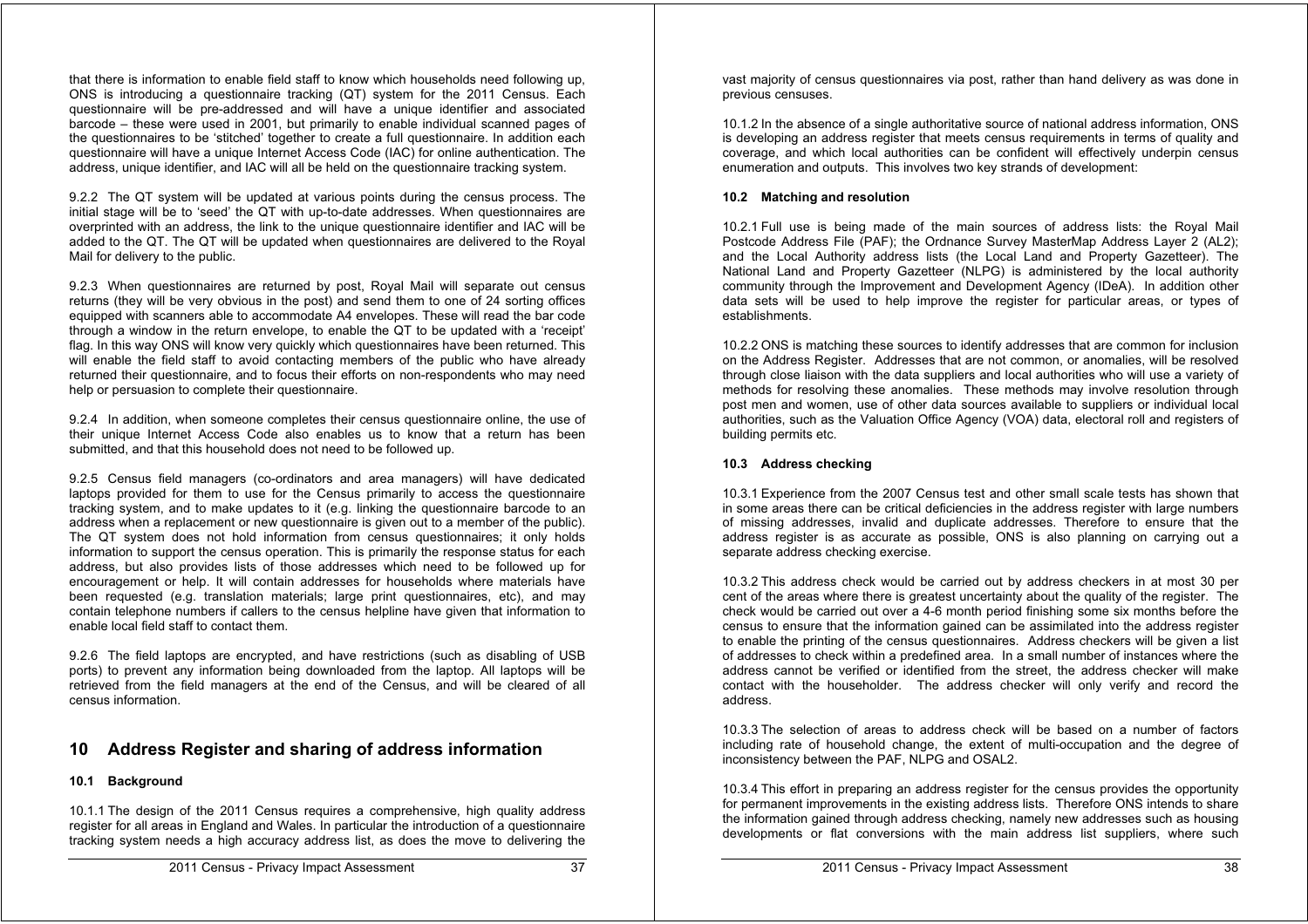that there is information to enable field staff to know which households need following up, ONS is introducing a questionnaire tracking (QT) system for the 2011 Census. Each questionnaire will be pre-addressed and will have a unique identifier and associated barcode – these were used in 2001, but primarily to enable individual scanned pages of the questionnaires to be 'stitched' together to create a full questionnaire. In addition each questionnaire will have a unique Internet Access Code (IAC) for online authentication. The address, unique identifier, and IAC will all be held on the questionnaire tracking system.

9.2.2 The QT system will be updated at various points during the census process. The initial stage will be to 'seed' the QT with up-to-date addresses. When questionnaires are overprinted with an address, the link to the unique questionnaire identifier and IAC will be added to the QT. The QT will be updated when questionnaires are delivered to the Royal Mail for delivery to the public.

9.2.3 When questionnaires are returned by post, Royal Mail will separate out census returns (they will be very obvious in the post) and send them to one of 24 sorting offices equipped with scanners able to accommodate A4 envelopes. These will read the bar code through a window in the return envelope, to enable the QT to be updated with a 'receipt' flag. In this way ONS will know very quickly which questionnaires have been returned. This will enable the field staff to avoid contacting members of the public who have already returned their questionnaire, and to focus their efforts on non-respondents who may need help or persuasion to complete their questionnaire.

9.2.4 In addition, when someone completes their census questionnaire online, the use of their unique Internet Access Code also enables us to know that a return has been submitted, and that this household does not need to be followed up.

9.2.5 Census field managers (co-ordinators and area managers) will have dedicated laptops provided for them to use for the Census primarily to access the questionnaire tracking system, and to make updates to it (e.g. linking the questionnaire barcode to an address when a replacement or new questionnaire is given out to a member of the public). The QT system does not hold information from census questionnaires; it only holds information to support the census operation. This is primarily the response status for each address, but also provides lists of those addresses which need to be followed up for encouragement or help. It will contain addresses for households where materials have been requested (e.g. translation materials; large print questionnaires, etc), and may contain telephone numbers if callers to the census helpline have given that information to enable local field staff to contact them.

9.2.6 The field laptops are encrypted, and have restrictions (such as disabling of USB ports) to prevent any information being downloaded from the laptop. All laptops will be retrieved from the field managers at the end of the Census, and will be cleared of all census information.

## 10 Address Register and sharing of address information

### 10.1 Background

10.1.1 The design of the 2011 Census requires a comprehensive, high quality address register for all areas in England and Wales. In particular the introduction of a questionnaire tracking system needs a high accuracy address list, as does the move to delivering the vast majority of census questionnaires via post, rather than hand delivery as was done in previous censuses.

10.1.2 In the absence of a single authoritative source of national address information, ONS is developing an address register that meets census requirements in terms of quality and coverage, and which local authorities can be confident will effectively underpin census enumeration and outputs. This involves two key strands of development:

### 10.2 Matching and resolution

10.2.1 Full use is being made of the main sources of address lists: the Royal Mail Postcode Address File (PAF); the Ordnance Survey MasterMap Address Layer 2 (AL2); and the Local Authority address lists (the Local Land and Property Gazetteer). The National Land and Property Gazetteer (NLPG) is administered by the local authority community through the Improvement and Development Agency (IDeA). In addition other data sets will be used to help improve the register for particular areas, or types of establishments.

10.2.2 ONS is matching these sources to identify addresses that are common for inclusion on the Address Register. Addresses that are not common, or anomalies, will be resolved through close liaison with the data suppliers and local authorities who will use a variety of methods for resolving these anomalies. These methods may involve resolution through post men and women, use of other data sources available to suppliers or individual local authorities, such as the Valuation Office Agency (VOA) data, electoral roll and registers of building permits etc.

### 10.3 Address checking

10.3.1 Experience from the 2007 Census test and other small scale tests has shown that in some areas there can be critical deficiencies in the address register with large numbers of missing addresses, invalid and duplicate addresses. Therefore to ensure that the address register is as accurate as possible, ONS is also planning on carrying out a separate address checking exercise.

10.3.2 This address check would be carried out by address checkers in at most 30 per cent of the areas where there is greatest uncertainty about the quality of the register. The check would be carried out over a 4-6 month period finishing some six months before the census to ensure that the information gained can be assimilated into the address register to enable the printing of the census questionnaires. Address checkers will be given a list of addresses to check within a predefined area. In a small number of instances where the address cannot be verified or identified from the street, the address checker will make contact with the householder. The address checker will only verify and record the address.

10.3.3 The selection of areas to address check will be based on a number of factors including rate of household change, the extent of multi-occupation and the degree of inconsistency between the PAF, NLPG and OSAL2.

10.3.4 This effort in preparing an address register for the census provides the opportunity for permanent improvements in the existing address lists. Therefore ONS intends to share the information gained through address checking, namely new addresses such as housing developments or flat conversions with the main address list suppliers, where such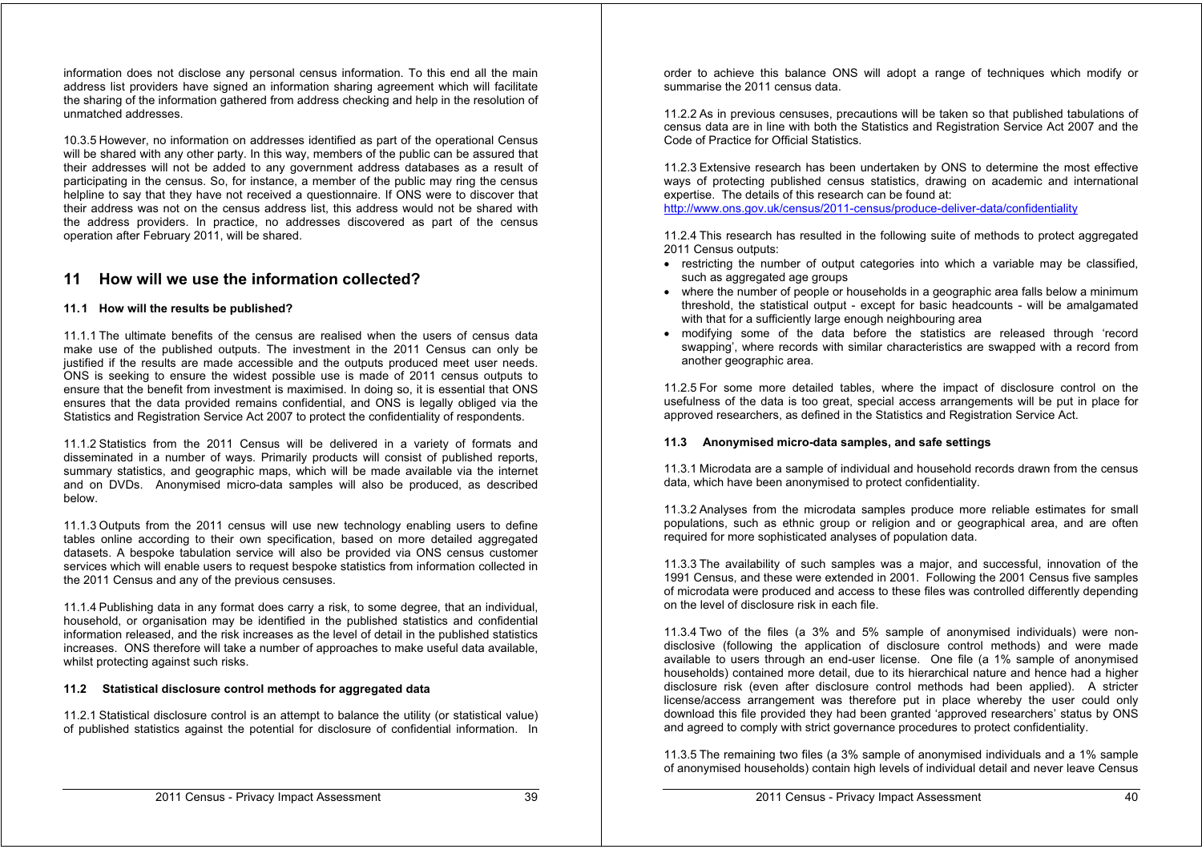information does not disclose any personal census information. To this end all the main address list providers have signed an information sharing agreement which will facilitate the sharing of the information gathered from address checking and help in the resolution of unmatched addresses.

10.3.5 However, no information on addresses identified as part of the operational Census will be shared with any other party. In this way, members of the public can be assured that their addresses will not be added to any government address databases as a result of participating in the census. So, for instance, a member of the public may ring the census helpline to say that they have not received a questionnaire. If ONS were to discover that their address was not on the census address list, this address would not be shared with the address providers. In practice, no addresses discovered as part of the census operation after February 2011, will be shared.

## 11 How will we use the information collected?

### 11.1 How will the results be published?

11.1.1 The ultimate benefits of the census are realised when the users of census data make use of the published outputs. The investment in the 2011 Census can only be justified if the results are made accessible and the outputs produced meet user needs. ONS is seeking to ensure the widest possible use is made of 2011 census outputs to ensure that the benefit from investment is maximised. In doing so, it is essential that ONS ensures that the data provided remains confidential, and ONS is legally obliged via the Statistics and Registration Service Act 2007 to protect the confidentiality of respondents.

11.1.2 Statistics from the 2011 Census will be delivered in a variety of formats and disseminated in a number of ways. Primarily products will consist of published reports, summary statistics, and geographic maps, which will be made available via the internet and on DVDs. Anonymised micro-data samples will also be produced, as described below.

11.1.3 Outputs from the 2011 census will use new technology enabling users to define tables online according to their own specification, based on more detailed aggregated datasets. A bespoke tabulation service will also be provided via ONS census customer services which will enable users to request bespoke statistics from information collected in the 2011 Census and any of the previous censuses.

11.1.4 Publishing data in any format does carry a risk, to some degree, that an individual, household, or organisation may be identified in the published statistics and confidential information released, and the risk increases as the level of detail in the published statistics increases. ONS therefore will take a number of approaches to make useful data available, whilst protecting against such risks.

### 11.2 Statistical disclosure control methods for aggregated data

11.2.1 Statistical disclosure control is an attempt to balance the utility (or statistical value) of published statistics against the potential for disclosure of confidential information. In order to achieve this balance ONS will adopt a range of techniques which modify or summarise the 2011 census data.

11.2.2 As in previous censuses, precautions will be taken so that published tabulations of census data are in line with both the Statistics and Registration Service Act 2007 and the Code of Practice for Official Statistics.

11.2.3 Extensive research has been undertaken by ONS to determine the most effective ways of protecting published census statistics, drawing on academic and international expertise. The details of this research can be found at:
http://www.ons.gov.uk/census/2011-census/produce-deliver-data/confidentiality

11.2.4 This research has resulted in the following suite of methods to protect aggregated 2011 Census outputs:

- restricting the number of output categories into which a variable may be classified, such as aggregated age groups
- where the number of people or households in a geographic area falls below a minimum threshold, the statistical output - except for basic headcounts - will be amalgamated with that for a sufficiently large enough neighbouring area
- modifying some of the data before the statistics are released through 'record swapping', where records with similar characteristics are swapped with a record from another geographic area.

11.2.5 For some more detailed tables, where the impact of disclosure control on the usefulness of the data is too great, special access arrangements will be put in place for approved researchers, as defined in the Statistics and Registration Service Act.

### 11.3 Anonymised micro-data samples, and safe settings

11.3.1 Microdata are a sample of individual and household records drawn from the census data, which have been anonymised to protect confidentiality.

11.3.2 Analyses from the microdata samples produce more reliable estimates for small populations, such as ethnic group or religion and or geographical area, and are often required for more sophisticated analyses of population data.

11.3.3 The availability of such samples was a major, and successful, innovation of the 1991 Census, and these were extended in 2001. Following the 2001 Census five samples of microdata were produced and access to these files was controlled differently depending on the level of disclosure risk in each file.

11.3.4 Two of the files (a 3% and 5% sample of anonymised individuals) were non-disclosive (following the application of disclosure control methods) and were made available to users through an end-user license. One file (a 1% sample of anonymised households) contained more detail, due to its hierarchical nature and hence had a higher disclosure risk (even after disclosure control methods had been applied). A stricter license/access arrangement was therefore put in place whereby the user could only download this file provided they had been granted 'approved researchers' status by ONS and agreed to comply with strict governance procedures to protect confidentiality.

11.3.5 The remaining two files (a 3% sample of anonymised individuals and a 1% sample of anonymised households) contain high levels of individual detail and never leave Census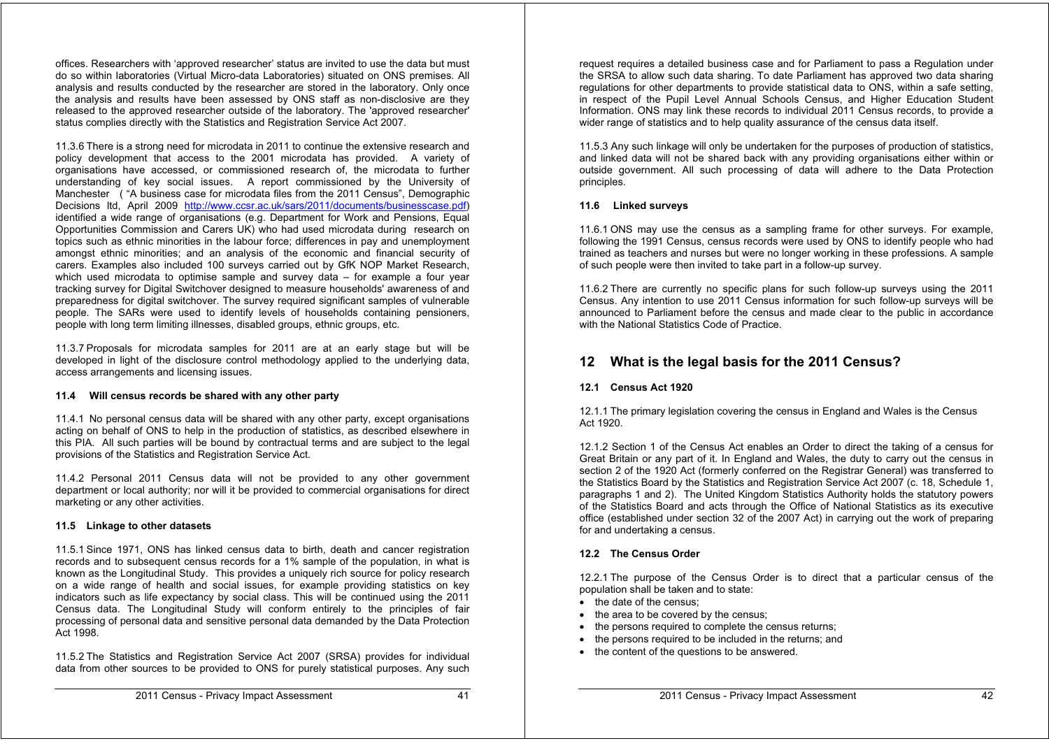offices. Researchers with 'approved researcher' status are invited to use the data but must do so within laboratories (Virtual Micro-data Laboratories) situated on ONS premises. All analysis and results conducted by the researcher are stored in the laboratory. Only once the analysis and results have been assessed by ONS staff as non-disclosive are they released to the approved researcher outside of the laboratory. The 'approved researcher' status complies directly with the Statistics and Registration Service Act 2007.

11.3.6 There is a strong need for microdata in 2011 to continue the extensive research and policy development that access to the 2001 microdata has provided. A variety of organisations have accessed, or commissioned research of, the microdata to further understanding of key social issues. A report commissioned by the University of Manchester ( "A business case for microdata files from the 2011 Census", Demographic Decisions ltd, April 2009 http://www.ccsr.ac.uk/sars/2011/documents/businesscase.pdf) identified a wide range of organisations (e.g. Department for Work and Pensions, Equal Opportunities Commission and Carers UK) who had used microdata during research on topics such as ethnic minorities in the labour force; differences in pay and unemployment amongst ethnic minorities; and an analysis of the economic and financial security of carers. Examples also included 100 surveys carried out by GfK NOP Market Research, which used microdata to optimise sample and survey data – for example a four year tracking survey for Digital Switchover designed to measure households' awareness of and preparedness for digital switchover. The survey required significant samples of vulnerable people. The SARs were used to identify levels of households containing pensioners, people with long term limiting illnesses, disabled groups, ethnic groups, etc.

11.3.7 Proposals for microdata samples for 2011 are at an early stage but will be developed in light of the disclosure control methodology applied to the underlying data, access arrangements and licensing issues.

### 11.4 Will census records be shared with any other party

11.4.1 No personal census data will be shared with any other party, except organisations acting on behalf of ONS to help in the production of statistics, as described elsewhere in this PIA. All such parties will be bound by contractual terms and are subject to the legal provisions of the Statistics and Registration Service Act.

11.4.2 Personal 2011 Census data will not be provided to any other government department or local authority; nor will it be provided to commercial organisations for direct marketing or any other activities.

### 11.5 Linkage to other datasets

11.5.1 Since 1971, ONS has linked census data to birth, death and cancer registration records and to subsequent census records for a 1% sample of the population, in what is known as the Longitudinal Study. This provides a uniquely rich source for policy research on a wide range of health and social issues, for example providing statistics on key indicators such as life expectancy by social class. This will be continued using the 2011 Census data. The Longitudinal Study will conform entirely to the principles of fair processing of personal data and sensitive personal data demanded by the Data Protection Act 1998.

11.5.2 The Statistics and Registration Service Act 2007 (SRSA) provides for individual data from other sources to be provided to ONS for purely statistical purposes. Any such request requires a detailed business case and for Parliament to pass a Regulation under the SRSA to allow such data sharing. To date Parliament has approved two data sharing regulations for other departments to provide statistical data to ONS, within a safe setting, in respect of the Pupil Level Annual Schools Census, and Higher Education Student Information. ONS may link these records to individual 2011 Census records, to provide a wider range of statistics and to help quality assurance of the census data itself.

11.5.3 Any such linkage will only be undertaken for the purposes of production of statistics, and linked data will not be shared back with any providing organisations either within or outside government. All such processing of data will adhere to the Data Protection principles.

### 11.6 Linked surveys

11.6.1 ONS may use the census as a sampling frame for other surveys. For example, following the 1991 Census, census records were used by ONS to identify people who had trained as teachers and nurses but were no longer working in these professions. A sample of such people were then invited to take part in a follow-up survey.

11.6.2 There are currently no specific plans for such follow-up surveys using the 2011 Census. Any intention to use 2011 Census information for such follow-up surveys will be announced to Parliament before the census and made clear to the public in accordance with the National Statistics Code of Practice.

## 12 What is the legal basis for the 2011 Census?

### 12.1 Census Act 1920

12.1.1 The primary legislation covering the census in England and Wales is the Census Act 1920.

12.1.2 Section 1 of the Census Act enables an Order to direct the taking of a census for Great Britain or any part of it. In England and Wales, the duty to carry out the census in section 2 of the 1920 Act (formerly conferred on the Registrar General) was transferred to the Statistics Board by the Statistics and Registration Service Act 2007 (c. 18, Schedule 1, paragraphs 1 and 2). The United Kingdom Statistics Authority holds the statutory powers of the Statistics Board and acts through the Office of National Statistics as its executive office (established under section 32 of the 2007 Act) in carrying out the work of preparing for and undertaking a census.

### 12.2 The Census Order

12.2.1 The purpose of the Census Order is to direct that a particular census of the population shall be taken and to state:

- the date of the census;
- the area to be covered by the census;
- the persons required to complete the census returns;
- the persons required to be included in the returns; and
- the content of the questions to be answered.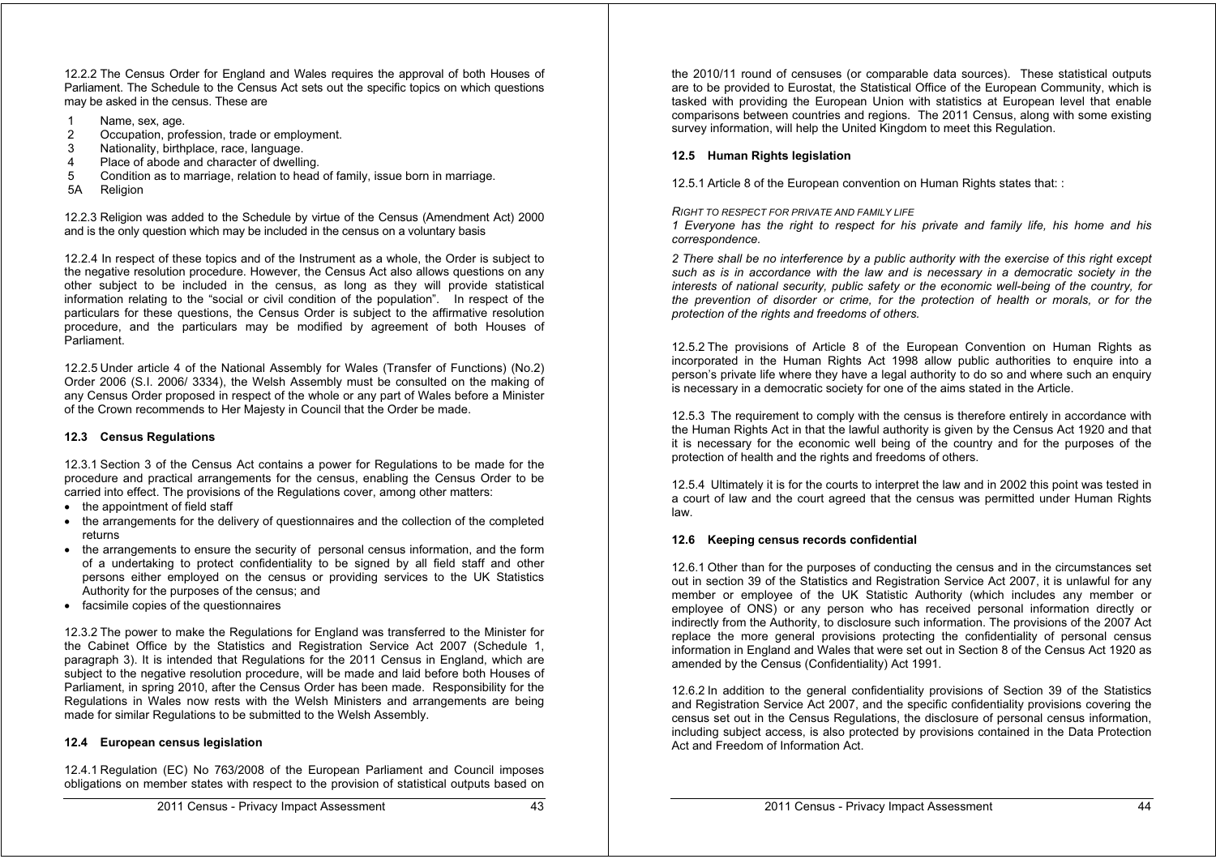12.2.2 The Census Order for England and Wales requires the approval of both Houses of Parliament. The Schedule to the Census Act sets out the specific topics on which questions may be asked in the census. These are

1 Name, sex, age.
2 Occupation, profession, trade or employment.
3 Nationality, birthplace, race, language.
4 Place of abode and character of dwelling.
5 Condition as to marriage, relation to head of family, issue born in marriage.
5A Religion

12.2.3 Religion was added to the Schedule by virtue of the Census (Amendment Act) 2000 and is the only question which may be included in the census on a voluntary basis

12.2.4 In respect of these topics and of the Instrument as a whole, the Order is subject to the negative resolution procedure. However, the Census Act also allows questions on any other subject to be included in the census, as long as they will provide statistical information relating to the "social or civil condition of the population". In respect of the particulars for these questions, the Census Order is subject to the affirmative resolution procedure, and the particulars may be modified by agreement of both Houses of Parliament.

12.2.5 Under article 4 of the National Assembly for Wales (Transfer of Functions) (No.2) Order 2006 (S.I. 2006/ 3334), the Welsh Assembly must be consulted on the making of any Census Order proposed in respect of the whole or any part of Wales before a Minister of the Crown recommends to Her Majesty in Council that the Order be made.

### 12.3 Census Regulations

12.3.1 Section 3 of the Census Act contains a power for Regulations to be made for the procedure and practical arrangements for the census, enabling the Census Order to be carried into effect. The provisions of the Regulations cover, among other matters:

- the appointment of field staff
- the arrangements for the delivery of questionnaires and the collection of the completed returns
- the arrangements to ensure the security of personal census information, and the form of a undertaking to protect confidentiality to be signed by all field staff and other persons either employed on the census or providing services to the UK Statistics Authority for the purposes of the census; and
- facsimile copies of the questionnaires

12.3.2 The power to make the Regulations for England was transferred to the Minister for the Cabinet Office by the Statistics and Registration Service Act 2007 (Schedule 1, paragraph 3). It is intended that Regulations for the 2011 Census in England, which are subject to the negative resolution procedure, will be made and laid before both Houses of Parliament, in spring 2010, after the Census Order has been made. Responsibility for the Regulations in Wales now rests with the Welsh Ministers and arrangements are being made for similar Regulations to be submitted to the Welsh Assembly.

### 12.4 European census legislation

12.4.1 Regulation (EC) No 763/2008 of the European Parliament and Council imposes obligations on member states with respect to the provision of statistical outputs based on the 2010/11 round of censuses (or comparable data sources). These statistical outputs are to be provided to Eurostat, the Statistical Office of the European Community, which is tasked with providing the European Union with statistics at European level that enable comparisons between countries and regions. The 2011 Census, along with some existing survey information, will help the United Kingdom to meet this Regulation.

### 12.5 Human Rights legislation

12.5.1 Article 8 of the European convention on Human Rights states that: :

*RIGHT TO RESPECT FOR PRIVATE AND FAMILY LIFE*

*1 Everyone has the right to respect for his private and family life, his home and his correspondence.*

*2 There shall be no interference by a public authority with the exercise of this right except such as is in accordance with the law and is necessary in a democratic society in the interests of national security, public safety or the economic well-being of the country, for the prevention of disorder or crime, for the protection of health or morals, or for the protection of the rights and freedoms of others.*

12.5.2 The provisions of Article 8 of the European Convention on Human Rights as incorporated in the Human Rights Act 1998 allow public authorities to enquire into a person's private life where they have a legal authority to do so and where such an enquiry is necessary in a democratic society for one of the aims stated in the Article.

12.5.3 The requirement to comply with the census is therefore entirely in accordance with the Human Rights Act in that the lawful authority is given by the Census Act 1920 and that it is necessary for the economic well being of the country and for the purposes of the protection of health and the rights and freedoms of others.

12.5.4 Ultimately it is for the courts to interpret the law and in 2002 this point was tested in a court of law and the court agreed that the census was permitted under Human Rights law.

### 12.6 Keeping census records confidential

12.6.1 Other than for the purposes of conducting the census and in the circumstances set out in section 39 of the Statistics and Registration Service Act 2007, it is unlawful for any member or employee of the UK Statistic Authority (which includes any member or employee of ONS) or any person who has received personal information directly or indirectly from the Authority, to disclosure such information. The provisions of the 2007 Act replace the more general provisions protecting the confidentiality of personal census information in England and Wales that were set out in Section 8 of the Census Act 1920 as amended by the Census (Confidentiality) Act 1991.

12.6.2 In addition to the general confidentiality provisions of Section 39 of the Statistics and Registration Service Act 2007, and the specific confidentiality provisions covering the census set out in the Census Regulations, the disclosure of personal census information, including subject access, is also protected by provisions contained in the Data Protection Act and Freedom of Information Act.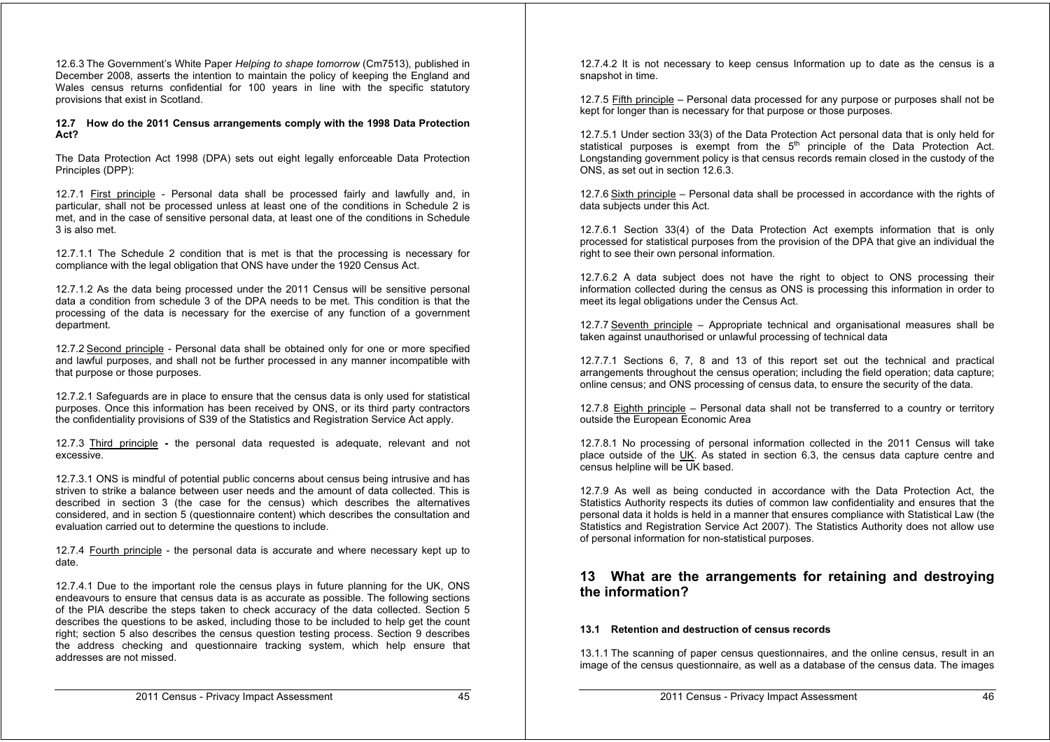12.6.3 The Government's White Paper *Helping to shape tomorrow* (Cm7513), published in December 2008, asserts the intention to maintain the policy of keeping the England and Wales census returns confidential for 100 years in line with the specific statutory provisions that exist in Scotland.

**12.7 How do the 2011 Census arrangements comply with the 1998 Data Protection Act?**

The Data Protection Act 1998 (DPA) sets out eight legally enforceable Data Protection Principles (DPP):

12.7.1 First principle - Personal data shall be processed fairly and lawfully and, in particular, shall not be processed unless at least one of the conditions in Schedule 2 is met, and in the case of sensitive personal data, at least one of the conditions in Schedule 3 is also met.

12.7.1.1 The Schedule 2 condition that is met is that the processing is necessary for compliance with the legal obligation that ONS have under the 1920 Census Act.

12.7.1.2 As the data being processed under the 2011 Census will be sensitive personal data a condition from schedule 3 of the DPA needs to be met. This condition is that the processing of the data is necessary for the exercise of any function of a government department.

12.7.2 Second principle - Personal data shall be obtained only for one or more specified and lawful purposes, and shall not be further processed in any manner incompatible with that purpose or those purposes.

12.7.2.1 Safeguards are in place to ensure that the census data is only used for statistical purposes. Once this information has been received by ONS, or its third party contractors the confidentiality provisions of S39 of the Statistics and Registration Service Act apply.

12.7.3 Third principle **-** the personal data requested is adequate, relevant and not excessive.

12.7.3.1 ONS is mindful of potential public concerns about census being intrusive and has striven to strike a balance between user needs and the amount of data collected. This is described in section 3 (the case for the census) which describes the alternatives considered, and in section 5 (questionnaire content) which describes the consultation and evaluation carried out to determine the questions to include.

12.7.4 Fourth principle - the personal data is accurate and where necessary kept up to date.

12.7.4.1 Due to the important role the census plays in future planning for the UK, ONS endeavours to ensure that census data is as accurate as possible. The following sections of the PIA describe the steps taken to check accuracy of the data collected. Section 5 describes the questions to be asked, including those to be included to help get the count right; section 5 also describes the census question testing process. Section 9 describes the address checking and questionnaire tracking system, which help ensure that addresses are not missed.

12.7.4.2 It is not necessary to keep census Information up to date as the census is a snapshot in time.

12.7.5 Fifth principle – Personal data processed for any purpose or purposes shall not be kept for longer than is necessary for that purpose or those purposes.

12.7.5.1 Under section 33(3) of the Data Protection Act personal data that is only held for statistical purposes is exempt from the 5th principle of the Data Protection Act. Longstanding government policy is that census records remain closed in the custody of the ONS, as set out in section 12.6.3.

12.7.6 Sixth principle – Personal data shall be processed in accordance with the rights of data subjects under this Act.

12.7.6.1 Section 33(4) of the Data Protection Act exempts information that is only processed for statistical purposes from the provision of the DPA that give an individual the right to see their own personal information.

12.7.6.2 A data subject does not have the right to object to ONS processing their information collected during the census as ONS is processing this information in order to meet its legal obligations under the Census Act.

12.7.7 Seventh principle – Appropriate technical and organisational measures shall be taken against unauthorised or unlawful processing of technical data

12.7.7.1 Sections 6, 7, 8 and 13 of this report set out the technical and practical arrangements throughout the census operation; including the field operation; data capture; online census; and ONS processing of census data, to ensure the security of the data.

12.7.8 Eighth principle – Personal data shall not be transferred to a country or territory outside the European Economic Area

12.7.8.1 No processing of personal information collected in the 2011 Census will take place outside of the UK. As stated in section 6.3, the census data capture centre and census helpline will be UK based.

12.7.9 As well as being conducted in accordance with the Data Protection Act, the Statistics Authority respects its duties of common law confidentiality and ensures that the personal data it holds is held in a manner that ensures compliance with Statistical Law (the Statistics and Registration Service Act 2007). The Statistics Authority does not allow use of personal information for non-statistical purposes.

## 13 What are the arrangements for retaining and destroying the information?

### 13.1 Retention and destruction of census records

13.1.1 The scanning of paper census questionnaires, and the online census, result in an image of the census questionnaire, as well as a database of the census data. The images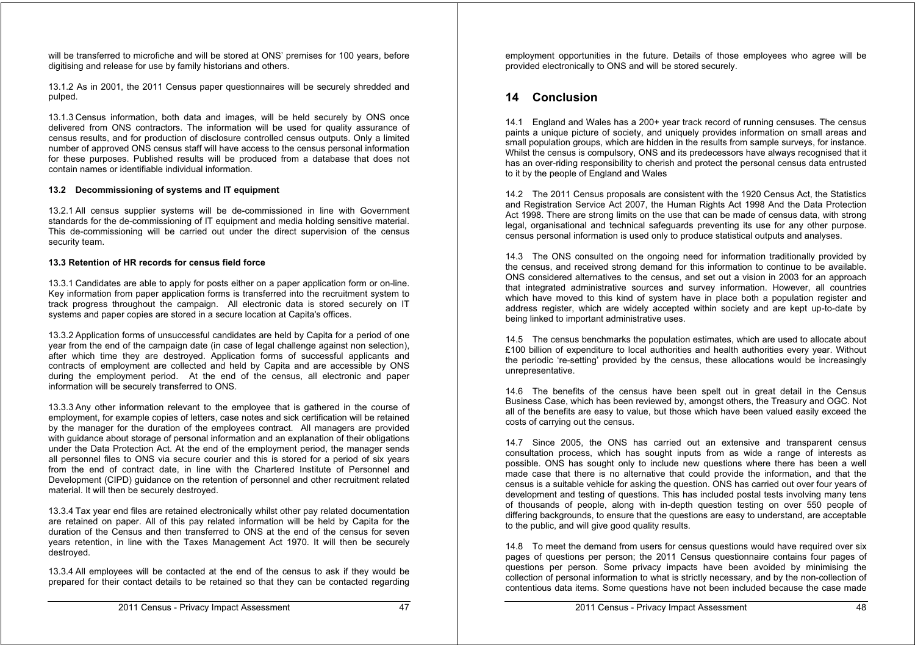will be transferred to microfiche and will be stored at ONS' premises for 100 years, before digitising and release for use by family historians and others.

13.1.2 As in 2001, the 2011 Census paper questionnaires will be securely shredded and pulped.

13.1.3 Census information, both data and images, will be held securely by ONS once delivered from ONS contractors. The information will be used for quality assurance of census results, and for production of disclosure controlled census outputs. Only a limited number of approved ONS census staff will have access to the census personal information for these purposes. Published results will be produced from a database that does not contain names or identifiable individual information.

### 13.2 Decommissioning of systems and IT equipment

13.2.1 All census supplier systems will be de-commissioned in line with Government standards for the de-commissioning of IT equipment and media holding sensitive material. This de-commissioning will be carried out under the direct supervision of the census security team.

### 13.3 Retention of HR records for census field force

13.3.1 Candidates are able to apply for posts either on a paper application form or on-line. Key information from paper application forms is transferred into the recruitment system to track progress throughout the campaign. All electronic data is stored securely on IT systems and paper copies are stored in a secure location at Capita's offices.

13.3.2 Application forms of unsuccessful candidates are held by Capita for a period of one year from the end of the campaign date (in case of legal challenge against non selection), after which time they are destroyed. Application forms of successful applicants and contracts of employment are collected and held by Capita and are accessible by ONS during the employment period. At the end of the census, all electronic and paper information will be securely transferred to ONS.

13.3.3 Any other information relevant to the employee that is gathered in the course of employment, for example copies of letters, case notes and sick certification will be retained by the manager for the duration of the employees contract. All managers are provided with guidance about storage of personal information and an explanation of their obligations under the Data Protection Act. At the end of the employment period, the manager sends all personnel files to ONS via secure courier and this is stored for a period of six years from the end of contract date, in line with the Chartered Institute of Personnel and Development (CIPD) guidance on the retention of personnel and other recruitment related material. It will then be securely destroyed.

13.3.4 Tax year end files are retained electronically whilst other pay related documentation are retained on paper. All of this pay related information will be held by Capita for the duration of the Census and then transferred to ONS at the end of the census for seven years retention, in line with the Taxes Management Act 1970. It will then be securely destroyed.

13.3.4 All employees will be contacted at the end of the census to ask if they would be prepared for their contact details to be retained so that they can be contacted regarding employment opportunities in the future. Details of those employees who agree will be provided electronically to ONS and will be stored securely.

## 14 Conclusion

14.1 England and Wales has a 200+ year track record of running censuses. The census paints a unique picture of society, and uniquely provides information on small areas and small population groups, which are hidden in the results from sample surveys, for instance. Whilst the census is compulsory, ONS and its predecessors have always recognised that it has an over-riding responsibility to cherish and protect the personal census data entrusted to it by the people of England and Wales

14.2 The 2011 Census proposals are consistent with the 1920 Census Act, the Statistics and Registration Service Act 2007, the Human Rights Act 1998 And the Data Protection Act 1998. There are strong limits on the use that can be made of census data, with strong legal, organisational and technical safeguards preventing its use for any other purpose. census personal information is used only to produce statistical outputs and analyses.

14.3 The ONS consulted on the ongoing need for information traditionally provided by the census, and received strong demand for this information to continue to be available. ONS considered alternatives to the census, and set out a vision in 2003 for an approach that integrated administrative sources and survey information. However, all countries which have moved to this kind of system have in place both a population register and address register, which are widely accepted within society and are kept up-to-date by being linked to important administrative uses.

14.5 The census benchmarks the population estimates, which are used to allocate about £100 billion of expenditure to local authorities and health authorities every year. Without the periodic 're-setting' provided by the census, these allocations would be increasingly unrepresentative.

14.6 The benefits of the census have been spelt out in great detail in the Census Business Case, which has been reviewed by, amongst others, the Treasury and OGC. Not all of the benefits are easy to value, but those which have been valued easily exceed the costs of carrying out the census.

14.7 Since 2005, the ONS has carried out an extensive and transparent census consultation process, which has sought inputs from as wide a range of interests as possible. ONS has sought only to include new questions where there has been a well made case that there is no alternative that could provide the information, and that the census is a suitable vehicle for asking the question. ONS has carried out over four years of development and testing of questions. This has included postal tests involving many tens of thousands of people, along with in-depth question testing on over 550 people of differing backgrounds, to ensure that the questions are easy to understand, are acceptable to the public, and will give good quality results.

14.8 To meet the demand from users for census questions would have required over six pages of questions per person; the 2011 Census questionnaire contains four pages of questions per person. Some privacy impacts have been avoided by minimising the collection of personal information to what is strictly necessary, and by the non-collection of contentious data items. Some questions have not been included because the case made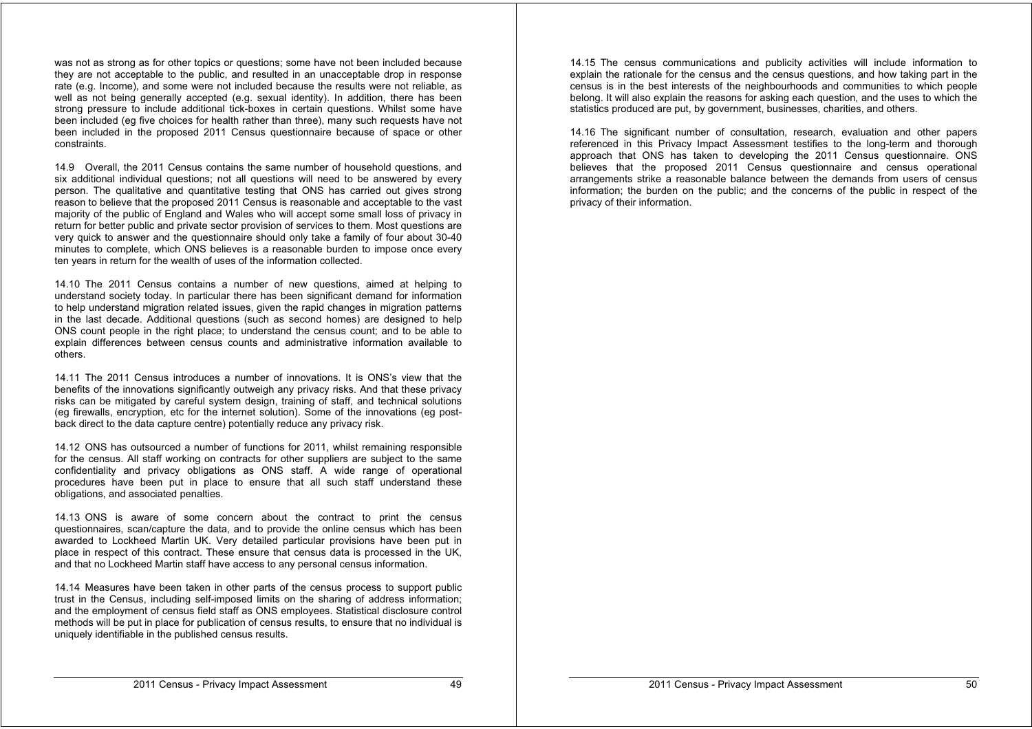was not as strong as for other topics or questions; some have not been included because they are not acceptable to the public, and resulted in an unacceptable drop in response rate (e.g. Income), and some were not included because the results were not reliable, as well as not being generally accepted (e.g. sexual identity). In addition, there has been strong pressure to include additional tick-boxes in certain questions. Whilst some have been included (eg five choices for health rather than three), many such requests have not been included in the proposed 2011 Census questionnaire because of space or other constraints.

14.9 Overall, the 2011 Census contains the same number of household questions, and six additional individual questions; not all questions will need to be answered by every person. The qualitative and quantitative testing that ONS has carried out gives strong reason to believe that the proposed 2011 Census is reasonable and acceptable to the vast majority of the public of England and Wales who will accept some small loss of privacy in return for better public and private sector provision of services to them. Most questions are very quick to answer and the questionnaire should only take a family of four about 30-40 minutes to complete, which ONS believes is a reasonable burden to impose once every ten years in return for the wealth of uses of the information collected.

14.10 The 2011 Census contains a number of new questions, aimed at helping to understand society today. In particular there has been significant demand for information to help understand migration related issues, given the rapid changes in migration patterns in the last decade. Additional questions (such as second homes) are designed to help ONS count people in the right place; to understand the census count; and to be able to explain differences between census counts and administrative information available to others.

14.11 The 2011 Census introduces a number of innovations. It is ONS's view that the benefits of the innovations significantly outweigh any privacy risks. And that these privacy risks can be mitigated by careful system design, training of staff, and technical solutions (eg firewalls, encryption, etc for the internet solution). Some of the innovations (eg post-back direct to the data capture centre) potentially reduce any privacy risk.

14.12 ONS has outsourced a number of functions for 2011, whilst remaining responsible for the census. All staff working on contracts for other suppliers are subject to the same confidentiality and privacy obligations as ONS staff. A wide range of operational procedures have been put in place to ensure that all such staff understand these obligations, and associated penalties.

14.13 ONS is aware of some concern about the contract to print the census questionnaires, scan/capture the data, and to provide the online census which has been awarded to Lockheed Martin UK. Very detailed particular provisions have been put in place in respect of this contract. These ensure that census data is processed in the UK, and that no Lockheed Martin staff have access to any personal census information.

14.14 Measures have been taken in other parts of the census process to support public trust in the Census, including self-imposed limits on the sharing of address information; and the employment of census field staff as ONS employees. Statistical disclosure control methods will be put in place for publication of census results, to ensure that no individual is uniquely identifiable in the published census results.

14.15 The census communications and publicity activities will include information to explain the rationale for the census and the census questions, and how taking part in the census is in the best interests of the neighbourhoods and communities to which people belong. It will also explain the reasons for asking each question, and the uses to which the statistics produced are put, by government, businesses, charities, and others.

14.16 The significant number of consultation, research, evaluation and other papers referenced in this Privacy Impact Assessment testifies to the long-term and thorough approach that ONS has taken to developing the 2011 Census questionnaire. ONS believes that the proposed 2011 Census questionnaire and census operational arrangements strike a reasonable balance between the demands from users of census information; the burden on the public; and the concerns of the public in respect of the privacy of their information.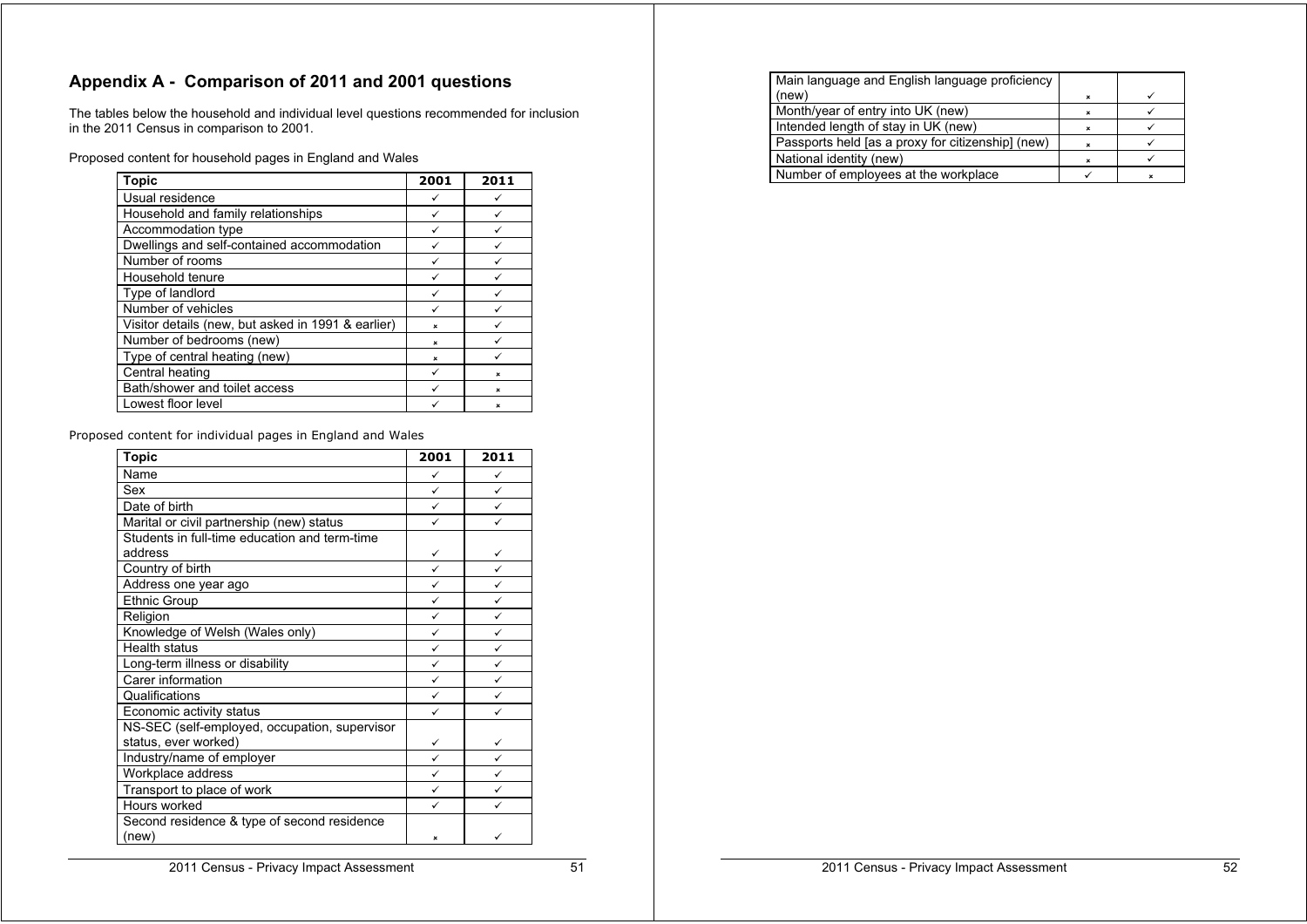## Appendix A - Comparison of 2011 and 2001 questions

The tables below the household and individual level questions recommended for inclusion in the 2011 Census in comparison to 2001.

Proposed content for household pages in England and Wales

| Topic | 2001 | 2011 |
|---|---|---|
| Usual residence | ✓ | ✓ |
| Household and family relationships | ✓ | ✓ |
| Accommodation type | ✓ | ✓ |
| Dwellings and self-contained accommodation | ✓ | ✓ |
| Number of rooms | ✓ | ✓ |
| Household tenure | ✓ | ✓ |
| Type of landlord | ✓ | ✓ |
| Number of vehicles | ✓ | ✓ |
| Visitor details (new, but asked in 1991 & earlier) | × | ✓ |
| Number of bedrooms (new) | × | ✓ |
| Type of central heating (new) | × | ✓ |
| Central heating | ✓ | × |
| Bath/shower and toilet access | ✓ | × |
| Lowest floor level | ✓ | × |

Proposed content for individual pages in England and Wales

| Topic | 2001 | 2011 |
|---|---|---|
| Name | ✓ | ✓ |
| Sex | ✓ | ✓ |
| Date of birth | ✓ | ✓ |
| Marital or civil partnership (new) status | ✓ | ✓ |
| Students in full-time education and term-time address | ✓ | ✓ |
| Country of birth | ✓ | ✓ |
| Address one year ago | ✓ | ✓ |
| Ethnic Group | ✓ | ✓ |
| Religion | ✓ | ✓ |
| Knowledge of Welsh (Wales only) | ✓ | ✓ |
| Health status | ✓ | ✓ |
| Long-term illness or disability | ✓ | ✓ |
| Carer information | ✓ | ✓ |
| Qualifications | ✓ | ✓ |
| Economic activity status | ✓ | ✓ |
| NS-SEC (self-employed, occupation, supervisor status, ever worked) | ✓ | ✓ |
| Industry/name of employer | ✓ | ✓ |
| Workplace address | ✓ | ✓ |
| Transport to place of work | ✓ | ✓ |
| Hours worked | ✓ | ✓ |
| Second residence & type of second residence (new) | × | ✓ |
| Main language and English language proficiency (new) | × | ✓ |
| Month/year of entry into UK (new) | × | ✓ |
| Intended length of stay in UK (new) | × | ✓ |
| Passports held [as a proxy for citizenship] (new) | × | ✓ |
| National identity (new) | × | ✓ |
| Number of employees at the workplace | ✓ | × |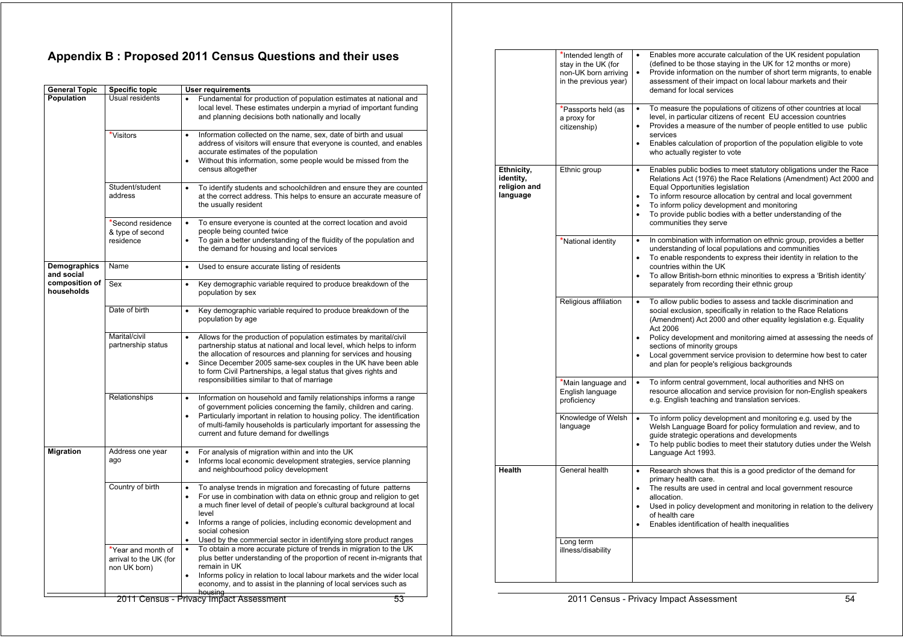## Appendix B : Proposed 2011 Census Questions and their uses

| General Topic | Specific topic | User requirements |
|---|---|---|
| **Population** | Usual residents | • Fundamental for production of population estimates at national and local level. These estimates underpin a myriad of important funding and planning decisions both nationally and locally |
| | *Visitors | • Information collected on the name, sex, date of birth and usual address of visitors will ensure that everyone is counted, and enables accurate estimates of the population<br>• Without this information, some people would be missed from the census altogether |
| | Student/student address | • To identify students and schoolchildren and ensure they are counted at the correct address. This helps to ensure an accurate measure of the usually resident |
| | *Second residence & type of second residence | • To ensure everyone is counted at the correct location and avoid people being counted twice<br>• To gain a better understanding of the fluidity of the population and the demand for housing and local services |
| **Demographics and social composition of households** | Name | • Used to ensure accurate listing of residents |
| | Sex | • Key demographic variable required to produce breakdown of the population by sex |
| | Date of birth | • Key demographic variable required to produce breakdown of the population by age |
| | Marital/civil partnership status | • Allows for the production of population estimates by marital/civil partnership status at national and local level, which helps to inform the allocation of resources and planning for services and housing<br>• Since December 2005 same-sex couples in the UK have been able to form Civil Partnerships, a legal status that gives rights and responsibilities similar to that of marriage |
| | Relationships | • Information on household and family relationships informs a range of government policies concerning the family, children and caring.<br>• Particularly important in relation to housing policy. The identification of multi-family households is particularly important for assessing the current and future demand for dwellings |
| **Migration** | Address one year ago | • For analysis of migration within and into the UK<br>• Informs local economic development strategies, service planning and neighbourhood policy development |
| | Country of birth | • To analyse trends in migration and forecasting of future patterns<br>• For use in combination with data on ethnic group and religion to get a much finer level of detail of people's cultural background at local level<br>• Informs a range of policies, including economic development and social cohesion<br>• Used by the commercial sector in identifying store product ranges |
| | *Year and month of arrival to the UK (for non UK born) | • To obtain a more accurate picture of trends in migration to the UK plus better understanding of the proportion of recent in-migrants that remain in UK<br>• Informs policy in relation to local labour markets and the wider local economy, and to assist in the planning of local services such as housing |
| | *Intended length of stay in the UK (for non-UK born arriving in the previous year) | • Enables more accurate calculation of the UK resident population (defined to be those staying in the UK for 12 months or more)<br>• Provide information on the number of short term migrants, to enable assessment of their impact on local labour markets and their demand for local services |
| | *Passports held (as a proxy for citizenship) | • To measure the populations of citizens of other countries at local level, in particular citizens of recent EU accession countries<br>• Provides a measure of the number of people entitled to use public services<br>• Enables calculation of proportion of the population eligible to vote who actually register to vote |
| **Ethnicity, identity, religion and language** | Ethnic group | • Enables public bodies to meet statutory obligations under the Race Relations Act (1976) the Race Relations (Amendment) Act 2000 and Equal Opportunities legislation<br>• To inform resource allocation by central and local government<br>• To inform policy development and monitoring<br>• To provide public bodies with a better understanding of the communities they serve |
| | *National identity | • In combination with information on ethnic group, provides a better understanding of local populations and communities<br>• To enable respondents to express their identity in relation to the countries within the UK<br>• To allow British-born ethnic minorities to express a 'British identity' separately from recording their ethnic group |
| | Religious affiliation | • To allow public bodies to assess and tackle discrimination and social exclusion, specifically in relation to the Race Relations (Amendment) Act 2000 and other equality legislation e.g. Equality Act 2006<br>• Policy development and monitoring aimed at assessing the needs of sections of minority groups<br>• Local government service provision to determine how best to cater and plan for people's religious backgrounds |
| | *Main language and English language proficiency | • To inform central government, local authorities and NHS on resource allocation and service provision for non-English speakers e.g. English teaching and translation services. |
| | Knowledge of Welsh language | • To inform policy development and monitoring e.g. used by the Welsh Language Board for policy formulation and review, and to guide strategic operations and developments<br>• To help public bodies to meet their statutory duties under the Welsh Language Act 1993. |
| **Health** | General health | • Research shows that this is a good predictor of the demand for primary health care.<br>• The results are used in central and local government resource allocation.<br>• Used in policy development and monitoring in relation to the delivery of health care<br>• Enables identification of health inequalities |
| | Long term illness/disability | |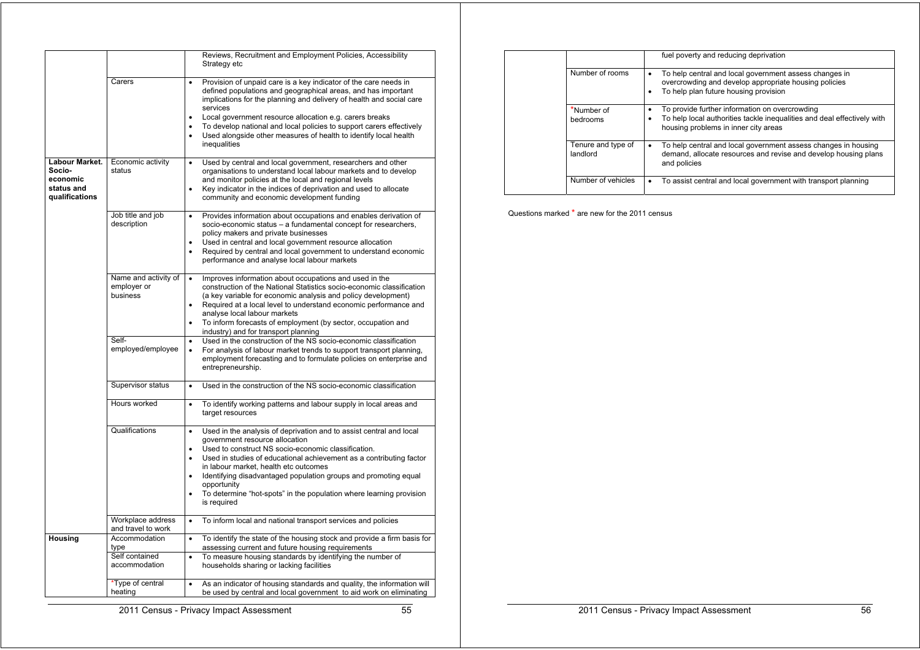| | | |
|---|---|---|
| | | Reviews, Recruitment and Employment Policies, Accessibility Strategy etc |
| | Carers | • Provision of unpaid care is a key indicator of the care needs in defined populations and geographical areas, and has important implications for the planning and delivery of health and social care services<br>• Local government resource allocation e.g. carers breaks<br>• To develop national and local policies to support carers effectively<br>• Used alongside other measures of health to identify local health inequalities |
| **Labour Market. Socio-economic status and qualifications** | Economic activity status | • Used by central and local government, researchers and other organisations to understand local labour markets and to develop and monitor policies at the local and regional levels<br>• Key indicator in the indices of deprivation and used to allocate community and economic development funding |
| | Job title and job description | • Provides information about occupations and enables derivation of socio-economic status – a fundamental concept for researchers, policy makers and private businesses<br>• Used in central and local government resource allocation<br>• Required by central and local government to understand economic performance and analyse local labour markets |
| | Name and activity of employer or business | • Improves information about occupations and used in the construction of the National Statistics socio-economic classification (a key variable for economic analysis and policy development)<br>• Required at a local level to understand economic performance and analyse local labour markets<br>• To inform forecasts of employment (by sector, occupation and industry) and for transport planning |
| | Self-employed/employee | • Used in the construction of the NS socio-economic classification<br>• For analysis of labour market trends to support transport planning, employment forecasting and to formulate policies on enterprise and entrepreneurship. |
| | Supervisor status | • Used in the construction of the NS socio-economic classification |
| | Hours worked | • To identify working patterns and labour supply in local areas and target resources |
| | Qualifications | • Used in the analysis of deprivation and to assist central and local government resource allocation<br>• Used to construct NS socio-economic classification.<br>• Used in studies of educational achievement as a contributing factor in labour market, health etc outcomes<br>• Identifying disadvantaged population groups and promoting equal opportunity<br>• To determine "hot-spots" in the population where learning provision is required |
| | Workplace address and travel to work | • To inform local and national transport services and policies |
| **Housing** | Accommodation type | • To identify the state of the housing stock and provide a firm basis for assessing current and future housing requirements |
| | Self contained accommodation | • To measure housing standards by identifying the number of households sharing or lacking facilities |
| | *Type of central heating | • As an indicator of housing standards and quality, the information will be used by central and local government to aid work on eliminating fuel poverty and reducing deprivation |
| | Number of rooms | • To help central and local government assess changes in overcrowding and develop appropriate housing policies<br>• To help plan future housing provision |
| | *Number of bedrooms | • To provide further information on overcrowding<br>• To help local authorities tackle inequalities and deal effectively with housing problems in inner city areas |
| | Tenure and type of landlord | • To help central and local government assess changes in housing demand, allocate resources and revise and develop housing plans and policies |
| | Number of vehicles | • To assist central and local government with transport planning |

Questions marked * are new for the 2011 census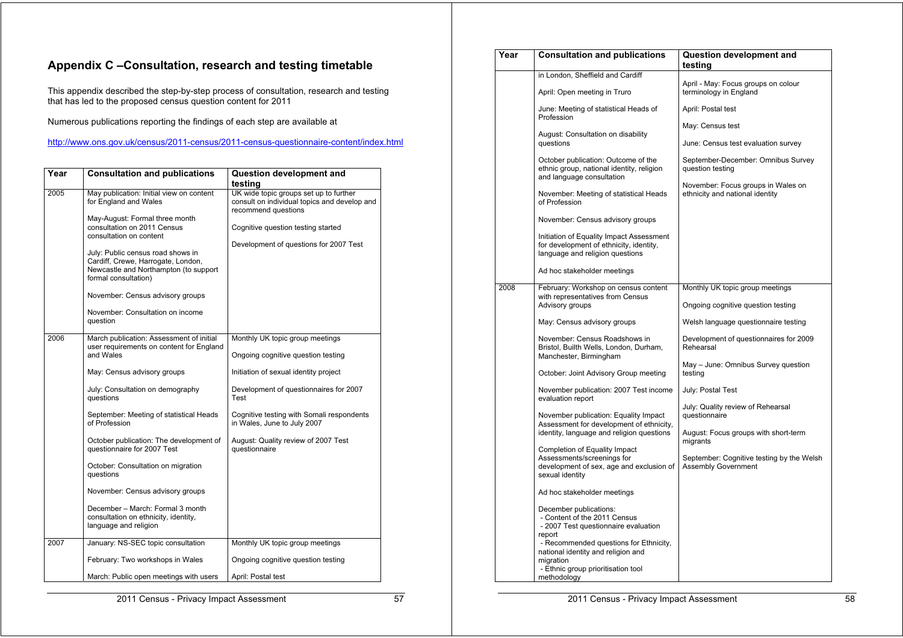## Appendix C –Consultation, research and testing timetable

This appendix described the step-by-step process of consultation, research and testing that has led to the proposed census question content for 2011

Numerous publications reporting the findings of each step are available at

http://www.ons.gov.uk/census/2011-census/2011-census-questionnaire-content/index.html

| Year | Consultation and publications | Question development and testing |
|---|---|---|
| 2005 | May publication: Initial view on content for England and Wales<br><br>May-August: Formal three month consultation on 2011 Census consultation on content<br><br>July: Public census road shows in Cardiff, Crewe, Harrogate, London, Newcastle and Northampton (to support formal consultation)<br><br>November: Census advisory groups<br><br>November: Consultation on income question | UK wide topic groups set up to further consult on individual topics and develop and recommend questions<br><br>Cognitive question testing started<br><br>Development of questions for 2007 Test |
| 2006 | March publication: Assessment of initial user requirements on content for England and Wales<br><br>May: Census advisory groups<br><br>July: Consultation on demography questions<br><br>September: Meeting of statistical Heads of Profession<br><br>October publication: The development of questionnaire for 2007 Test<br><br>October: Consultation on migration questions<br><br>November: Census advisory groups<br><br>December – March: Formal 3 month consultation on ethnicity, identity, language and religion | Monthly UK topic group meetings<br><br>Ongoing cognitive question testing<br><br>Initiation of sexual identity project<br><br>Development of questionnaires for 2007 Test<br><br>Cognitive testing with Somali respondents in Wales, June to July 2007<br><br>August: Quality review of 2007 Test questionnaire |
| 2007 | January: NS-SEC topic consultation<br><br>February: Two workshops in Wales<br><br>March: Public open meetings with users in London, Sheffield and Cardiff<br><br>April: Open meeting in Truro<br><br>June: Meeting of statistical Heads of Profession<br><br>August: Consultation on disability questions<br><br>October publication: Outcome of the ethnic group, national identity, religion and language consultation<br><br>November: Meeting of statistical Heads of Profession<br><br>November: Census advisory groups<br><br>Initiation of Equality Impact Assessment for development of ethnicity, identity, language and religion questions<br><br>Ad hoc stakeholder meetings | Monthly UK topic group meetings<br><br>Ongoing cognitive question testing<br><br>April: Postal test<br><br>April - May: Focus groups on colour terminology in England<br><br>April: Postal test<br><br>May: Census test<br><br>June: Census test evaluation survey<br><br>September-December: Omnibus Survey question testing<br><br>November: Focus groups in Wales on ethnicity and national identity |
| 2008 | February: Workshop on census content with representatives from Census Advisory groups<br><br>May: Census advisory groups<br><br>November: Census Roadshows in Bristol, Builth Wells, London, Durham, Manchester, Birmingham<br><br>October: Joint Advisory Group meeting<br><br>November publication: 2007 Test income evaluation report<br><br>November publication: Equality Impact Assessment for development of ethnicity, identity, language and religion questions<br><br>Completion of Equality Impact Assessments/screenings for development of sex, age and exclusion of sexual identity<br><br>Ad hoc stakeholder meetings<br><br>December publications:<br>- Content of the 2011 Census<br>- 2007 Test questionnaire evaluation report<br>- Recommended questions for Ethnicity, national identity and religion and migration<br>- Ethnic group prioritisation tool methodology | Monthly UK topic group meetings<br><br>Ongoing cognitive question testing<br><br>Welsh language questionnaire testing<br><br>Development of questionnaires for 2009 Rehearsal<br><br>May – June: Omnibus Survey question testing<br><br>July: Postal Test<br><br>July: Quality review of Rehearsal questionnaire<br><br>August: Focus groups with short-term migrants<br><br>September: Cognitive testing by the Welsh Assembly Government |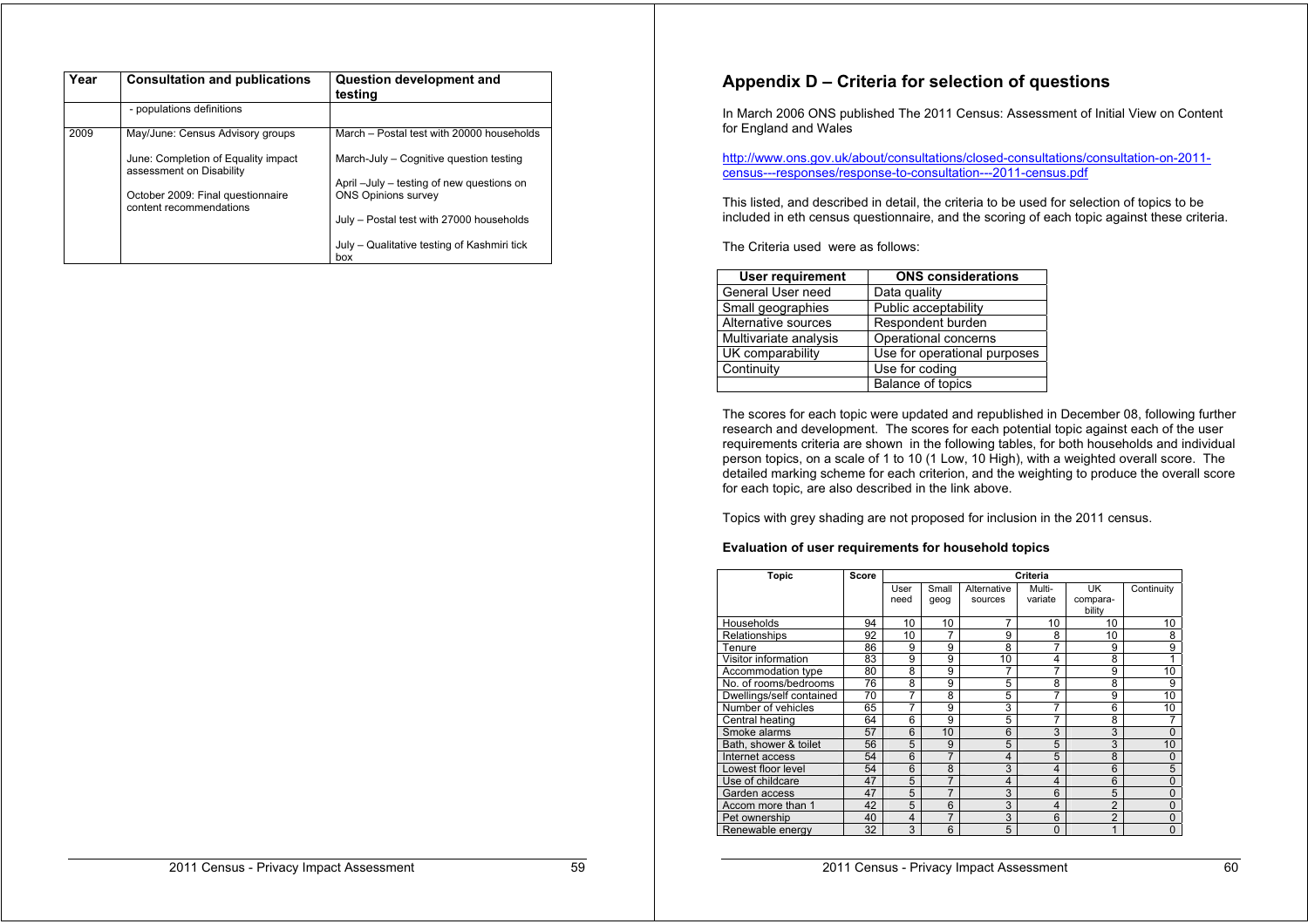| Year | Consultation and publications | Question development and testing |
|---|---|---|
| | - populations definitions | |
| 2009 | May/June: Census Advisory groups<br><br>June: Completion of Equality impact assessment on Disability<br><br>October 2009: Final questionnaire content recommendations | March – Postal test with 20000 households<br><br>March-July – Cognitive question testing<br><br>April –July – testing of new questions on ONS Opinions survey<br><br>July – Postal test with 27000 households<br><br>July – Qualitative testing of Kashmiri tick box |

## Appendix D – Criteria for selection of questions

In March 2006 ONS published The 2011 Census: Assessment of Initial View on Content for England and Wales

http://www.ons.gov.uk/about/consultations/closed-consultations/consultation-on-2011-census---responses/response-to-consultation---2011-census.pdf

This listed, and described in detail, the criteria to be used for selection of topics to be included in eth census questionnaire, and the scoring of each topic against these criteria.

The Criteria used were as follows:

| User requirement | ONS considerations |
|---|---|
| General User need | Data quality |
| Small geographies | Public acceptability |
| Alternative sources | Respondent burden |
| Multivariate analysis | Operational concerns |
| UK comparability | Use for operational purposes |
| Continuity | Use for coding |
| | Balance of topics |

The scores for each topic were updated and republished in December 08, following further research and development. The scores for each potential topic against each of the user requirements criteria are shown in the following tables, for both households and individual person topics, on a scale of 1 to 10 (1 Low, 10 High), with a weighted overall score. The detailed marking scheme for each criterion, and the weighting to produce the overall score for each topic, are also described in the link above.

Topics with grey shading are not proposed for inclusion in the 2011 census.

**Evaluation of user requirements for household topics**

| Topic | Score | Criteria | | | | | |
|---|---|---|---|---|---|---|---|
| | | User need | Small geog | Alternative sources | Multi-variate | UK compara-bility | Continuity |
| Households | 94 | 10 | 10 | 7 | 10 | 10 | 10 |
| Relationships | 92 | 10 | 7 | 9 | 8 | 10 | 8 |
| Tenure | 86 | 9 | 9 | 8 | 7 | 9 | 9 |
| Visitor information | 83 | 9 | 9 | 10 | 4 | 8 | 1 |
| Accommodation type | 80 | 8 | 9 | 7 | 7 | 9 | 10 |
| No. of rooms/bedrooms | 76 | 8 | 9 | 5 | 8 | 8 | 9 |
| Dwellings/self contained | 70 | 7 | 8 | 5 | 7 | 9 | 10 |
| Number of vehicles | 65 | 7 | 9 | 3 | 7 | 6 | 10 |
| Central heating | 64 | 6 | 9 | 5 | 7 | 8 | 7 |
| Smoke alarms | 57 | 6 | 10 | 6 | 3 | 3 | 0 |
| Bath, shower & toilet | 56 | 5 | 9 | 5 | 5 | 3 | 10 |
| Internet access | 54 | 6 | 7 | 4 | 5 | 8 | 0 |
| Lowest floor level | 54 | 6 | 8 | 3 | 4 | 6 | 5 |
| Use of childcare | 47 | 5 | 7 | 4 | 4 | 6 | 0 |
| Garden access | 47 | 5 | 7 | 3 | 6 | 5 | 0 |
| Accom more than 1 | 42 | 5 | 6 | 3 | 4 | 2 | 0 |
| Pet ownership | 40 | 4 | 7 | 3 | 6 | 2 | 0 |
| Renewable energy | 32 | 3 | 6 | 5 | 0 | 1 | 0 |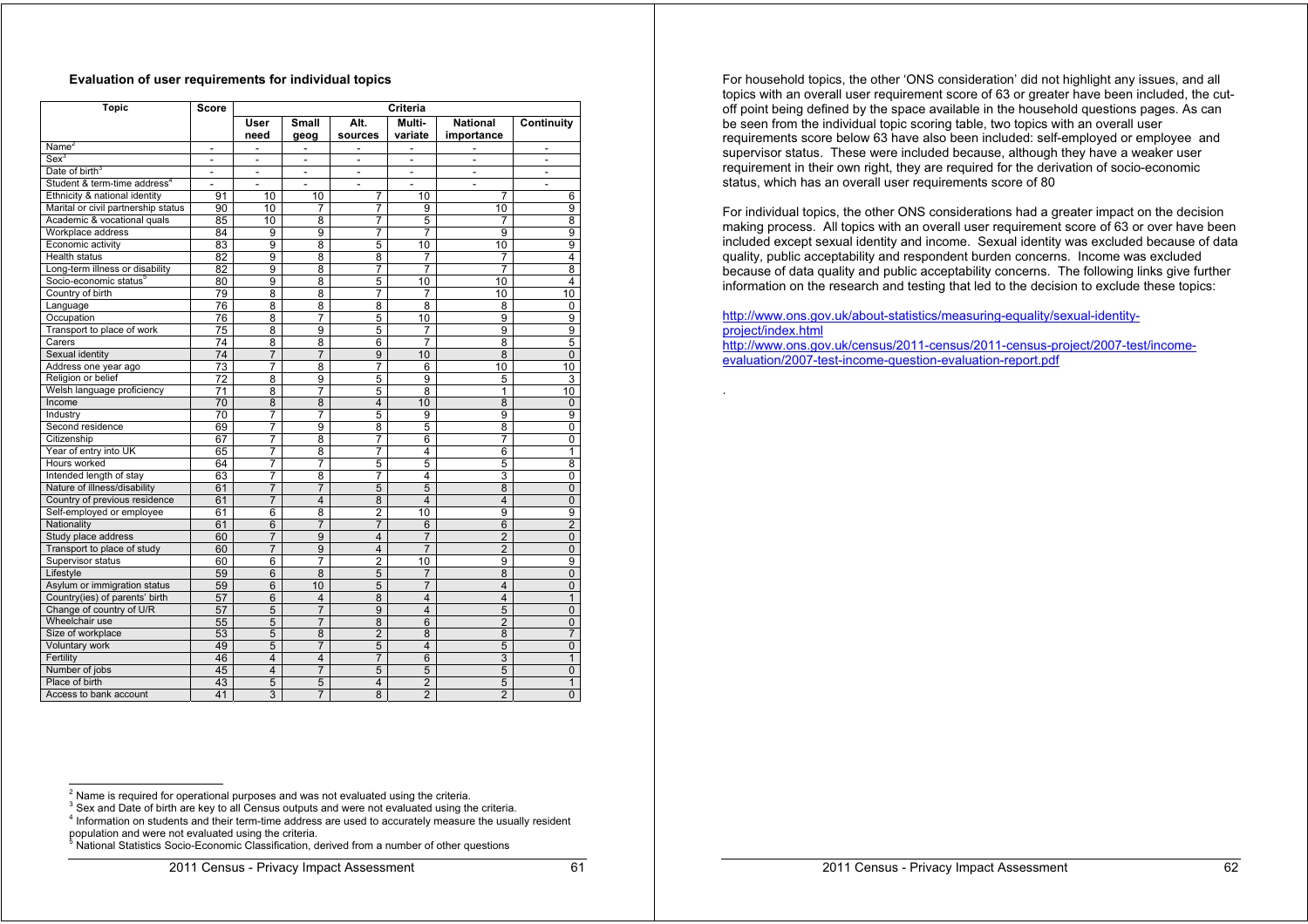**Evaluation of user requirements for individual topics**

| Topic | Score | Criteria | | | | | |
|---|---|---|---|---|---|---|---|
| | | User need | Small geog | Alt. sources | Multi-variate | National importance | Continuity |
| Name[2] | - | - | - | - | - | - | - |
| Sex[3] | - | - | - | - | - | - | - |
| Date of birth[3] | - | - | - | - | - | - | - |
| Student & term-time address[4] | - | - | - | - | - | - | - |
| Ethnicity & national identity | 91 | 10 | 10 | 7 | 10 | 7 | 6 |
| Marital or civil partnership status | 90 | 10 | 7 | 7 | 9 | 10 | 9 |
| Academic & vocational quals | 85 | 10 | 8 | 7 | 5 | 7 | 8 |
| Workplace address | 84 | 9 | 9 | 7 | 7 | 9 | 9 |
| Economic activity | 83 | 9 | 8 | 5 | 10 | 10 | 9 |
| Health status | 82 | 9 | 8 | 8 | 7 | 7 | 4 |
| Long-term illness or disability | 82 | 9 | 8 | 7 | 7 | 7 | 8 |
| Socio-economic status[5] | 80 | 9 | 8 | 5 | 10 | 10 | 4 |
| Country of birth | 79 | 8 | 8 | 7 | 7 | 10 | 10 |
| Language | 76 | 8 | 8 | 8 | 8 | 8 | 0 |
| Occupation | 76 | 8 | 7 | 5 | 10 | 9 | 9 |
| Transport to place of work | 75 | 8 | 9 | 5 | 7 | 9 | 9 |
| Carers | 74 | 8 | 8 | 6 | 7 | 8 | 5 |
| Sexual identity | 74 | 7 | 7 | 9 | 10 | 8 | 0 |
| Address one year ago | 73 | 7 | 8 | 7 | 6 | 10 | 10 |
| Religion or belief | 72 | 8 | 9 | 5 | 9 | 5 | 3 |
| Welsh language proficiency | 71 | 8 | 7 | 5 | 8 | 1 | 10 |
| Income | 70 | 8 | 8 | 4 | 10 | 8 | 0 |
| Industry | 70 | 7 | 7 | 5 | 9 | 9 | 9 |
| Second residence | 69 | 7 | 9 | 8 | 5 | 8 | 0 |
| Citizenship | 67 | 7 | 8 | 7 | 6 | 7 | 0 |
| Year of entry into UK | 65 | 7 | 8 | 7 | 4 | 6 | 1 |
| Hours worked | 64 | 7 | 7 | 5 | 5 | 5 | 8 |
| Intended length of stay | 63 | 7 | 8 | 7 | 4 | 3 | 0 |
| Nature of illness/disability | 61 | 7 | 7 | 5 | 5 | 8 | 0 |
| Country of previous residence | 61 | 7 | 4 | 8 | 4 | 4 | 0 |
| Self-employed or employee | 61 | 6 | 8 | 2 | 10 | 9 | 9 |
| Nationality | 61 | 6 | 7 | 7 | 6 | 6 | 2 |
| Study place address | 60 | 7 | 9 | 4 | 7 | 2 | 0 |
| Transport to place of study | 60 | 7 | 9 | 4 | 7 | 2 | 0 |
| Supervisor status | 60 | 6 | 7 | 2 | 10 | 9 | 9 |
| Lifestyle | 59 | 6 | 8 | 5 | 7 | 8 | 0 |
| Asylum or immigration status | 59 | 6 | 10 | 5 | 7 | 4 | 0 |
| Country(ies) of parents' birth | 57 | 6 | 4 | 8 | 4 | 4 | 1 |
| Change of country of U/R | 57 | 5 | 7 | 9 | 4 | 5 | 0 |
| Wheelchair use | 55 | 5 | 7 | 8 | 6 | 2 | 0 |
| Size of workplace | 53 | 5 | 8 | 2 | 8 | 8 | 7 |
| Voluntary work | 49 | 5 | 7 | 5 | 4 | 5 | 0 |
| Fertility | 46 | 4 | 4 | 7 | 6 | 3 | 1 |
| Number of jobs | 45 | 4 | 7 | 5 | 5 | 5 | 0 |
| Place of birth | 43 | 5 | 5 | 4 | 2 | 5 | 1 |
| Access to bank account | 41 | 3 | 7 | 8 | 2 | 2 | 0 |

[2] Name is required for operational purposes and was not evaluated using the criteria.
[3] Sex and Date of birth are key to all Census outputs and were not evaluated using the criteria.
[4] Information on students and their term-time address are used to accurately measure the usually resident population and were not evaluated using the criteria.
[5] National Statistics Socio-Economic Classification, derived from a number of other questions

For household topics, the other 'ONS consideration' did not highlight any issues, and all topics with an overall user requirement score of 63 or greater have been included, the cut-off point being defined by the space available in the household questions pages. As can be seen from the individual topic scoring table, two topics with an overall user requirements score below 63 have also been included: self-employed or employee and supervisor status. These were included because, although they have a weaker user requirement in their own right, they are required for the derivation of socio-economic status, which has an overall user requirements score of 80

For individual topics, the other ONS considerations had a greater impact on the decision making process. All topics with an overall user requirement score of 63 or over have been included except sexual identity and income. Sexual identity was excluded because of data quality, public acceptability and respondent burden concerns. Income was excluded because of data quality and public acceptability concerns. The following links give further information on the research and testing that led to the decision to exclude these topics:

http://www.ons.gov.uk/about-statistics/measuring-equality/sexual-identity-project/index.html
http://www.ons.gov.uk/census/2011-census/2011-census-project/2007-test/income-evaluation/2007-test-income-question-evaluation-report.pdf

.